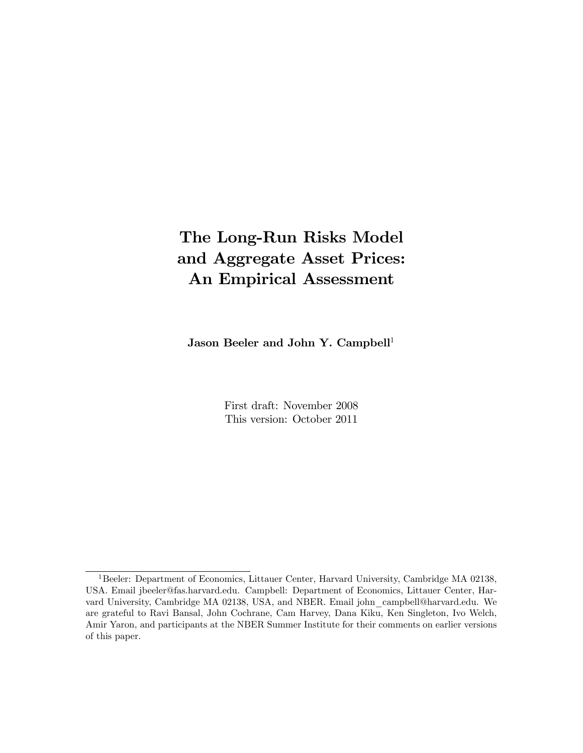# The Long-Run Risks Model and Aggregate Asset Prices: An Empirical Assessment

**Jason Beeler and John Y. Campbell**[1]

First draft: November 2008
This version: October 2011

[1] Beeler: Department of Economics, Littauer Center, Harvard University, Cambridge MA 02138, USA. Email jbeeler@fas.harvard.edu. Campbell: Department of Economics, Littauer Center, Harvard University, Cambridge MA 02138, USA, and NBER. Email john_campbell@harvard.edu. We are grateful to Ravi Bansal, John Cochrane, Cam Harvey, Dana Kiku, Ken Singleton, Ivo Welch, Amir Yaron, and participants at the NBER Summer Institute for their comments on earlier versions of this paper.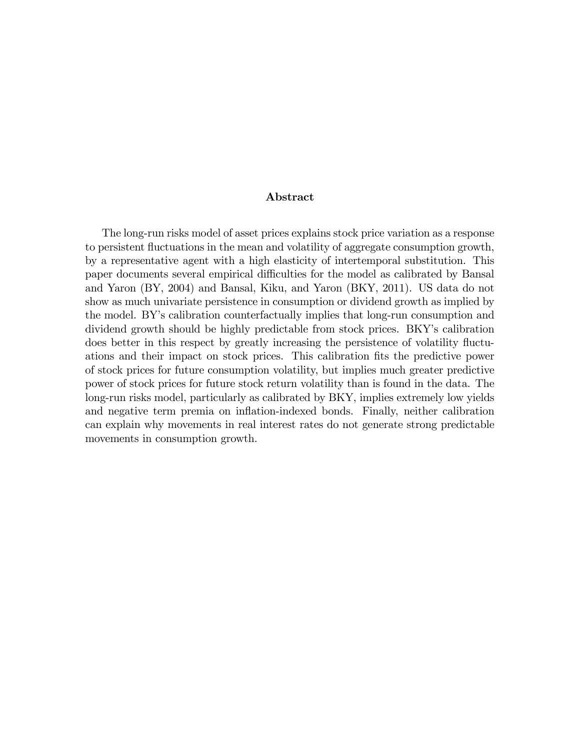## Abstract

The long-run risks model of asset prices explains stock price variation as a response to persistent fluctuations in the mean and volatility of aggregate consumption growth, by a representative agent with a high elasticity of intertemporal substitution. This paper documents several empirical difficulties for the model as calibrated by Bansal and Yaron (BY, 2004) and Bansal, Kiku, and Yaron (BKY, 2011). US data do not show as much univariate persistence in consumption or dividend growth as implied by the model. BY's calibration counterfactually implies that long-run consumption and dividend growth should be highly predictable from stock prices. BKY's calibration does better in this respect by greatly increasing the persistence of volatility fluctuations and their impact on stock prices. This calibration fits the predictive power of stock prices for future consumption volatility, but implies much greater predictive power of stock prices for future stock return volatility than is found in the data. The long-run risks model, particularly as calibrated by BKY, implies extremely low yields and negative term premia on inflation-indexed bonds. Finally, neither calibration can explain why movements in real interest rates do not generate strong predictable movements in consumption growth.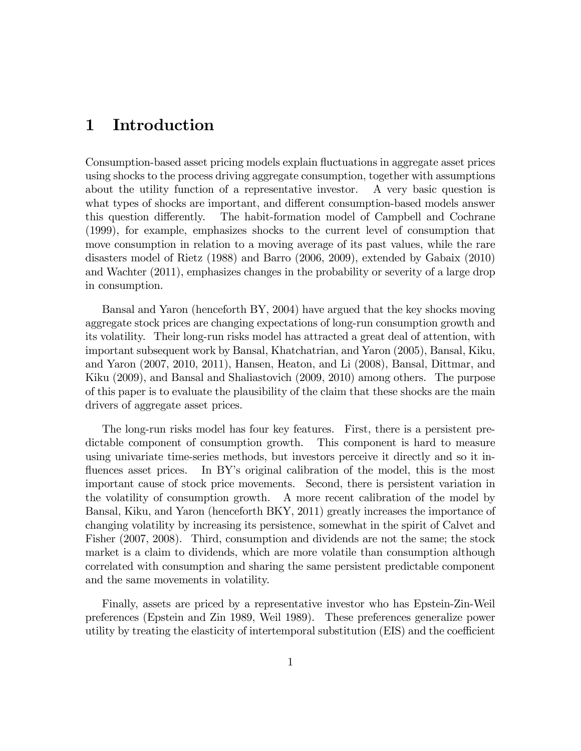# 1 Introduction

Consumption-based asset pricing models explain fluctuations in aggregate asset prices using shocks to the process driving aggregate consumption, together with assumptions about the utility function of a representative investor. A very basic question is what types of shocks are important, and different consumption-based models answer this question differently. The habit-formation model of Campbell and Cochrane (1999), for example, emphasizes shocks to the current level of consumption that move consumption in relation to a moving average of its past values, while the rare disasters model of Rietz (1988) and Barro (2006, 2009), extended by Gabaix (2010) and Wachter (2011), emphasizes changes in the probability or severity of a large drop in consumption.

Bansal and Yaron (henceforth BY, 2004) have argued that the key shocks moving aggregate stock prices are changing expectations of long-run consumption growth and its volatility. Their long-run risks model has attracted a great deal of attention, with important subsequent work by Bansal, Khatchatrian, and Yaron (2005), Bansal, Kiku, and Yaron (2007, 2010, 2011), Hansen, Heaton, and Li (2008), Bansal, Dittmar, and Kiku (2009), and Bansal and Shaliastovich (2009, 2010) among others. The purpose of this paper is to evaluate the plausibility of the claim that these shocks are the main drivers of aggregate asset prices.

The long-run risks model has four key features. First, there is a persistent predictable component of consumption growth. This component is hard to measure using univariate time-series methods, but investors perceive it directly and so it influences asset prices. In BY's original calibration of the model, this is the most important cause of stock price movements. Second, there is persistent variation in the volatility of consumption growth. A more recent calibration of the model by Bansal, Kiku, and Yaron (henceforth BKY, 2011) greatly increases the importance of changing volatility by increasing its persistence, somewhat in the spirit of Calvet and Fisher (2007, 2008). Third, consumption and dividends are not the same; the stock market is a claim to dividends, which are more volatile than consumption although correlated with consumption and sharing the same persistent predictable component and the same movements in volatility.

Finally, assets are priced by a representative investor who has Epstein-Zin-Weil preferences (Epstein and Zin 1989, Weil 1989). These preferences generalize power utility by treating the elasticity of intertemporal substitution (EIS) and the coefficient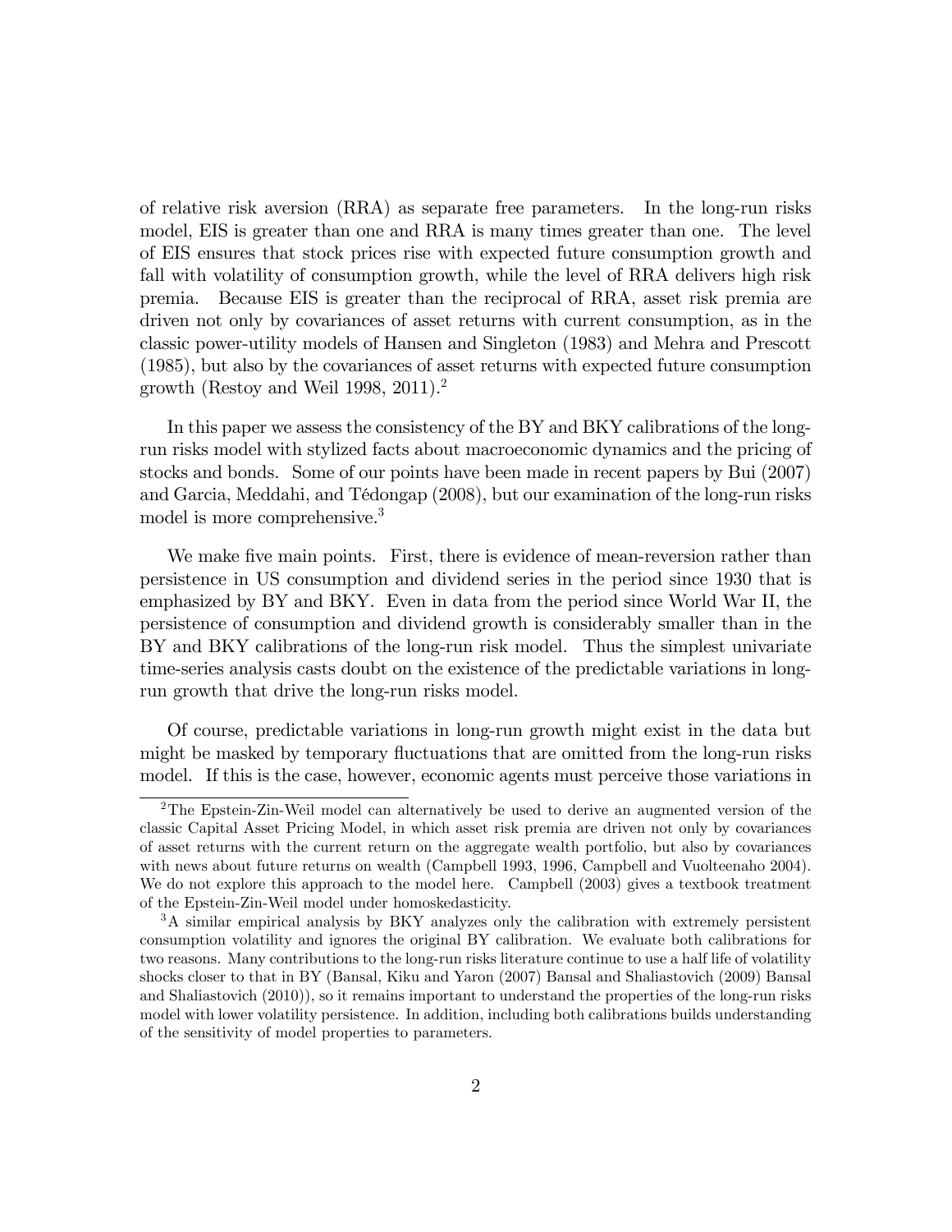of relative risk aversion (RRA) as separate free parameters. In the long-run risks model, EIS is greater than one and RRA is many times greater than one. The level of EIS ensures that stock prices rise with expected future consumption growth and fall with volatility of consumption growth, while the level of RRA delivers high risk premia. Because EIS is greater than the reciprocal of RRA, asset risk premia are driven not only by covariances of asset returns with current consumption, as in the classic power-utility models of Hansen and Singleton (1983) and Mehra and Prescott (1985), but also by the covariances of asset returns with expected future consumption growth (Restoy and Weil 1998, 2011).[2]

In this paper we assess the consistency of the BY and BKY calibrations of the long-run risks model with stylized facts about macroeconomic dynamics and the pricing of stocks and bonds. Some of our points have been made in recent papers by Bui (2007) and Garcia, Meddahi, and Tédongap (2008), but our examination of the long-run risks model is more comprehensive.[3]

We make five main points. First, there is evidence of mean-reversion rather than persistence in US consumption and dividend series in the period since 1930 that is emphasized by BY and BKY. Even in data from the period since World War II, the persistence of consumption and dividend growth is considerably smaller than in the BY and BKY calibrations of the long-run risk model. Thus the simplest univariate time-series analysis casts doubt on the existence of the predictable variations in long-run growth that drive the long-run risks model.

Of course, predictable variations in long-run growth might exist in the data but might be masked by temporary fluctuations that are omitted from the long-run risks model. If this is the case, however, economic agents must perceive those variations in

---

[2] The Epstein-Zin-Weil model can alternatively be used to derive an augmented version of the classic Capital Asset Pricing Model, in which asset risk premia are driven not only by covariances of asset returns with the current return on the aggregate wealth portfolio, but also by covariances with news about future returns on wealth (Campbell 1993, 1996, Campbell and Vuolteenaho 2004). We do not explore this approach to the model here. Campbell (2003) gives a textbook treatment of the Epstein-Zin-Weil model under homoskedasticity.

[3] A similar empirical analysis by BKY analyzes only the calibration with extremely persistent consumption volatility and ignores the original BY calibration. We evaluate both calibrations for two reasons. Many contributions to the long-run risks literature continue to use a half life of volatility shocks closer to that in BY (Bansal, Kiku and Yaron (2007) Bansal and Shaliastovich (2009) Bansal and Shaliastovich (2010)), so it remains important to understand the properties of the long-run risks model with lower volatility persistence. In addition, including both calibrations builds understanding of the sensitivity of model properties to parameters.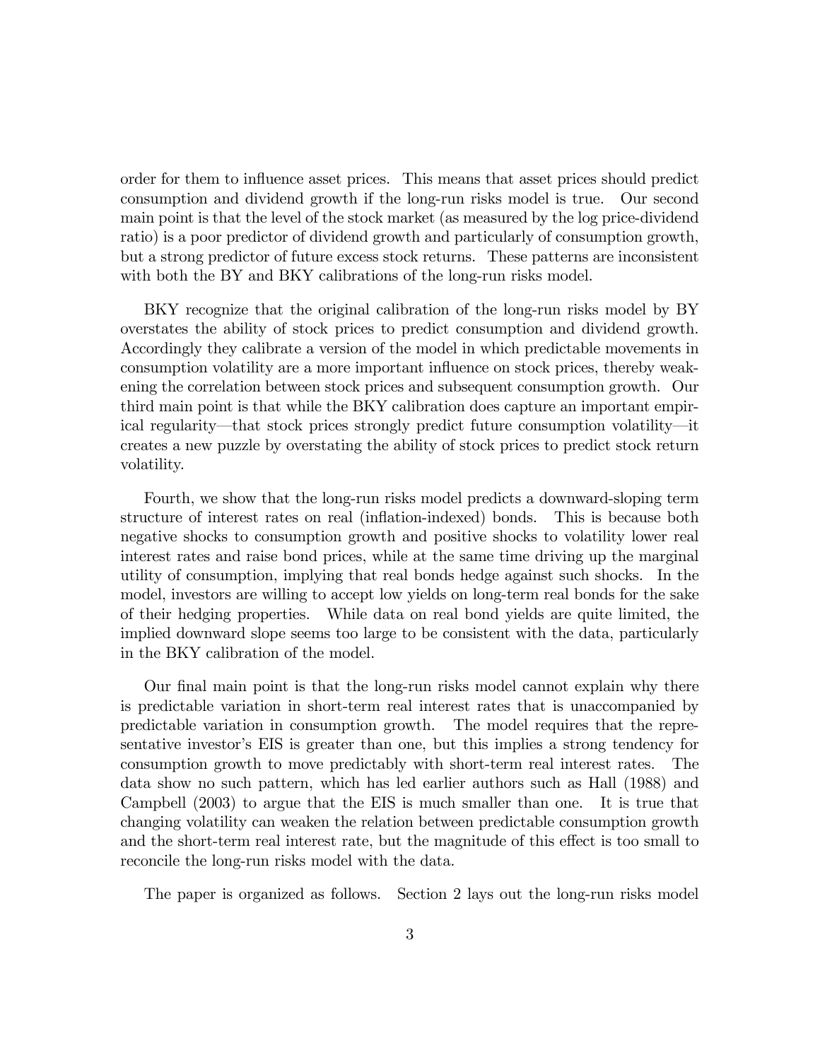order for them to influence asset prices. This means that asset prices should predict consumption and dividend growth if the long-run risks model is true. Our second main point is that the level of the stock market (as measured by the log price-dividend ratio) is a poor predictor of dividend growth and particularly of consumption growth, but a strong predictor of future excess stock returns. These patterns are inconsistent with both the BY and BKY calibrations of the long-run risks model.

BKY recognize that the original calibration of the long-run risks model by BY overstates the ability of stock prices to predict consumption and dividend growth. Accordingly they calibrate a version of the model in which predictable movements in consumption volatility are a more important influence on stock prices, thereby weakening the correlation between stock prices and subsequent consumption growth. Our third main point is that while the BKY calibration does capture an important empirical regularity—that stock prices strongly predict future consumption volatility—it creates a new puzzle by overstating the ability of stock prices to predict stock return volatility.

Fourth, we show that the long-run risks model predicts a downward-sloping term structure of interest rates on real (inflation-indexed) bonds. This is because both negative shocks to consumption growth and positive shocks to volatility lower real interest rates and raise bond prices, while at the same time driving up the marginal utility of consumption, implying that real bonds hedge against such shocks. In the model, investors are willing to accept low yields on long-term real bonds for the sake of their hedging properties. While data on real bond yields are quite limited, the implied downward slope seems too large to be consistent with the data, particularly in the BKY calibration of the model.

Our final main point is that the long-run risks model cannot explain why there is predictable variation in short-term real interest rates that is unaccompanied by predictable variation in consumption growth. The model requires that the representative investor's EIS is greater than one, but this implies a strong tendency for consumption growth to move predictably with short-term real interest rates. The data show no such pattern, which has led earlier authors such as Hall (1988) and Campbell (2003) to argue that the EIS is much smaller than one. It is true that changing volatility can weaken the relation between predictable consumption growth and the short-term real interest rate, but the magnitude of this effect is too small to reconcile the long-run risks model with the data.

The paper is organized as follows. Section 2 lays out the long-run risks model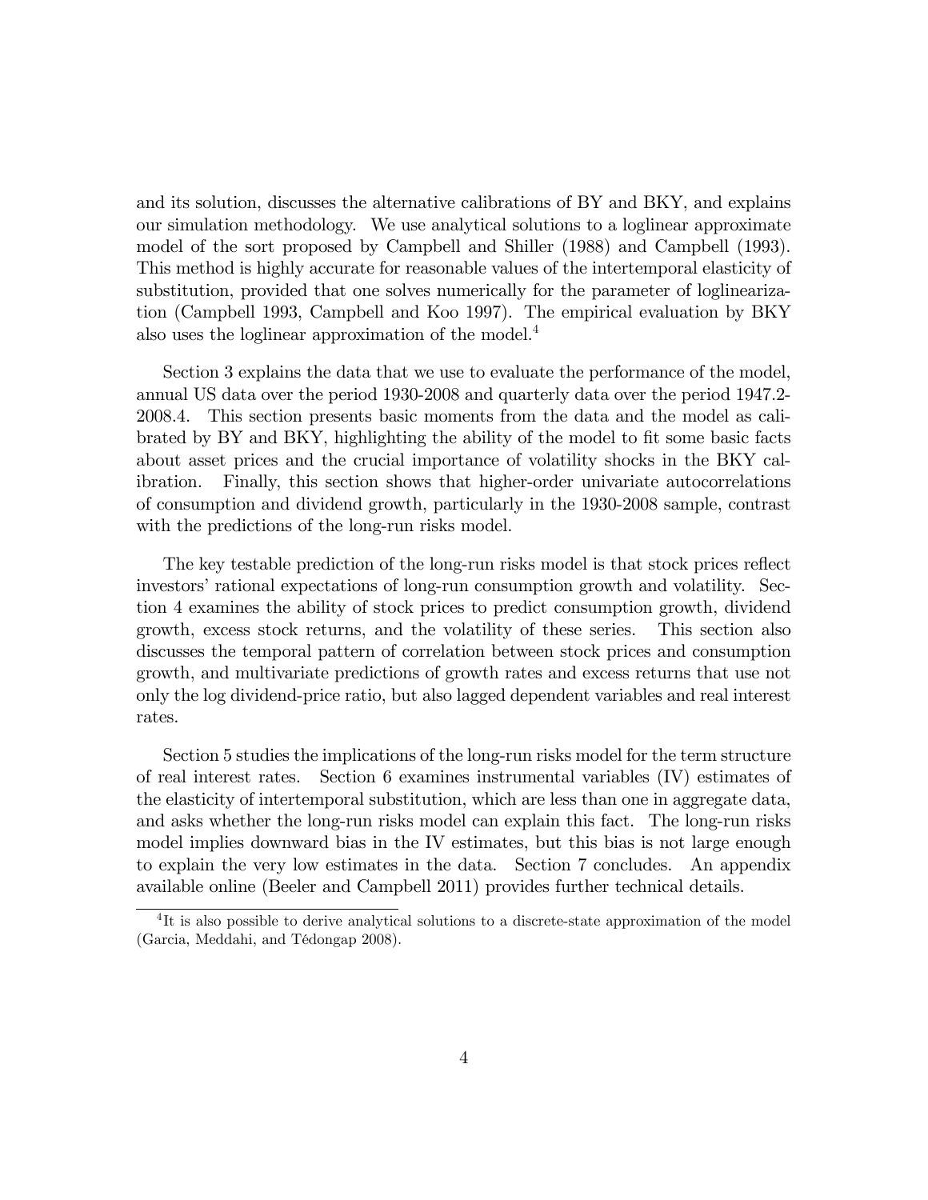and its solution, discusses the alternative calibrations of BY and BKY, and explains our simulation methodology. We use analytical solutions to a loglinear approximate model of the sort proposed by Campbell and Shiller (1988) and Campbell (1993). This method is highly accurate for reasonable values of the intertemporal elasticity of substitution, provided that one solves numerically for the parameter of loglinearization (Campbell 1993, Campbell and Koo 1997). The empirical evaluation by BKY also uses the loglinear approximation of the model.[4]

Section 3 explains the data that we use to evaluate the performance of the model, annual US data over the period 1930-2008 and quarterly data over the period 1947.2-2008.4. This section presents basic moments from the data and the model as calibrated by BY and BKY, highlighting the ability of the model to fit some basic facts about asset prices and the crucial importance of volatility shocks in the BKY calibration. Finally, this section shows that higher-order univariate autocorrelations of consumption and dividend growth, particularly in the 1930-2008 sample, contrast with the predictions of the long-run risks model.

The key testable prediction of the long-run risks model is that stock prices reflect investors' rational expectations of long-run consumption growth and volatility. Section 4 examines the ability of stock prices to predict consumption growth, dividend growth, excess stock returns, and the volatility of these series. This section also discusses the temporal pattern of correlation between stock prices and consumption growth, and multivariate predictions of growth rates and excess returns that use not only the log dividend-price ratio, but also lagged dependent variables and real interest rates.

Section 5 studies the implications of the long-run risks model for the term structure of real interest rates. Section 6 examines instrumental variables (IV) estimates of the elasticity of intertemporal substitution, which are less than one in aggregate data, and asks whether the long-run risks model can explain this fact. The long-run risks model implies downward bias in the IV estimates, but this bias is not large enough to explain the very low estimates in the data. Section 7 concludes. An appendix available online (Beeler and Campbell 2011) provides further technical details.

[4] It is also possible to derive analytical solutions to a discrete-state approximation of the model (Garcia, Meddahi, and Tédongap 2008).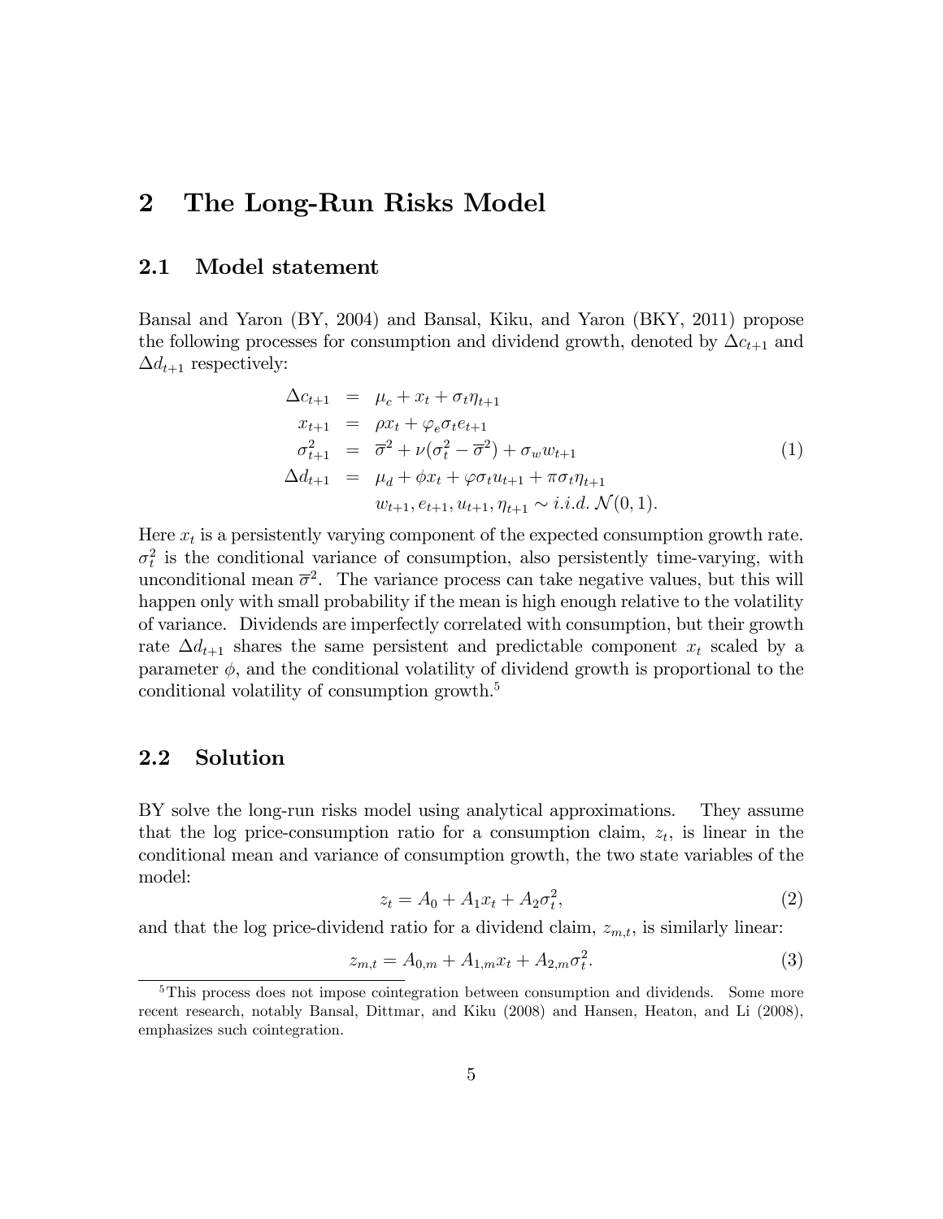## 2 The Long-Run Risks Model

### 2.1 Model statement

Bansal and Yaron (BY, 2004) and Bansal, Kiku, and Yaron (BKY, 2011) propose the following processes for consumption and dividend growth, denoted by $\Delta c_{t+1}$ and $\Delta d_{t+1}$ respectively:

$$
\begin{aligned}
\Delta c_{t+1} &= \mu_c + x_t + \sigma_t \eta_{t+1} \\
x_{t+1} &= \rho x_t + \varphi_e \sigma_t e_{t+1} \\
\sigma^2_{t+1} &= \overline{\sigma}^2 + \nu(\sigma^2_t - \overline{\sigma}^2) + \sigma_w w_{t+1} \\
\Delta d_{t+1} &= \mu_d + \phi x_t + \varphi \sigma_t u_{t+1} + \pi \sigma_t \eta_{t+1} \\
& \quad w_{t+1}, e_{t+1}, u_{t+1}, \eta_{t+1} \sim i.i.d.\ \mathcal{N}(0,1).
\end{aligned}
\tag{1}
$$

Here $x_t$ is a persistently varying component of the expected consumption growth rate. $\sigma^2_t$ is the conditional variance of consumption, also persistently time-varying, with unconditional mean $\overline{\sigma}^2$. The variance process can take negative values, but this will happen only with small probability if the mean is high enough relative to the volatility of variance. Dividends are imperfectly correlated with consumption, but their growth rate $\Delta d_{t+1}$ shares the same persistent and predictable component $x_t$ scaled by a parameter $\phi$, and the conditional volatility of dividend growth is proportional to the conditional volatility of consumption growth.[5]

### 2.2 Solution

BY solve the long-run risks model using analytical approximations. They assume that the log price-consumption ratio for a consumption claim, $z_t$, is linear in the conditional mean and variance of consumption growth, the two state variables of the model:

$$
z_t = A_0 + A_1 x_t + A_2 \sigma^2_t, \tag{2}
$$

and that the log price-dividend ratio for a dividend claim, $z_{m,t}$, is similarly linear:

$$
z_{m,t} = A_{0,m} + A_{1,m} x_t + A_{2,m} \sigma^2_t. \tag{3}
$$

[5] This process does not impose cointegration between consumption and dividends. Some more recent research, notably Bansal, Dittmar, and Kiku (2008) and Hansen, Heaton, and Li (2008), emphasizes such cointegration.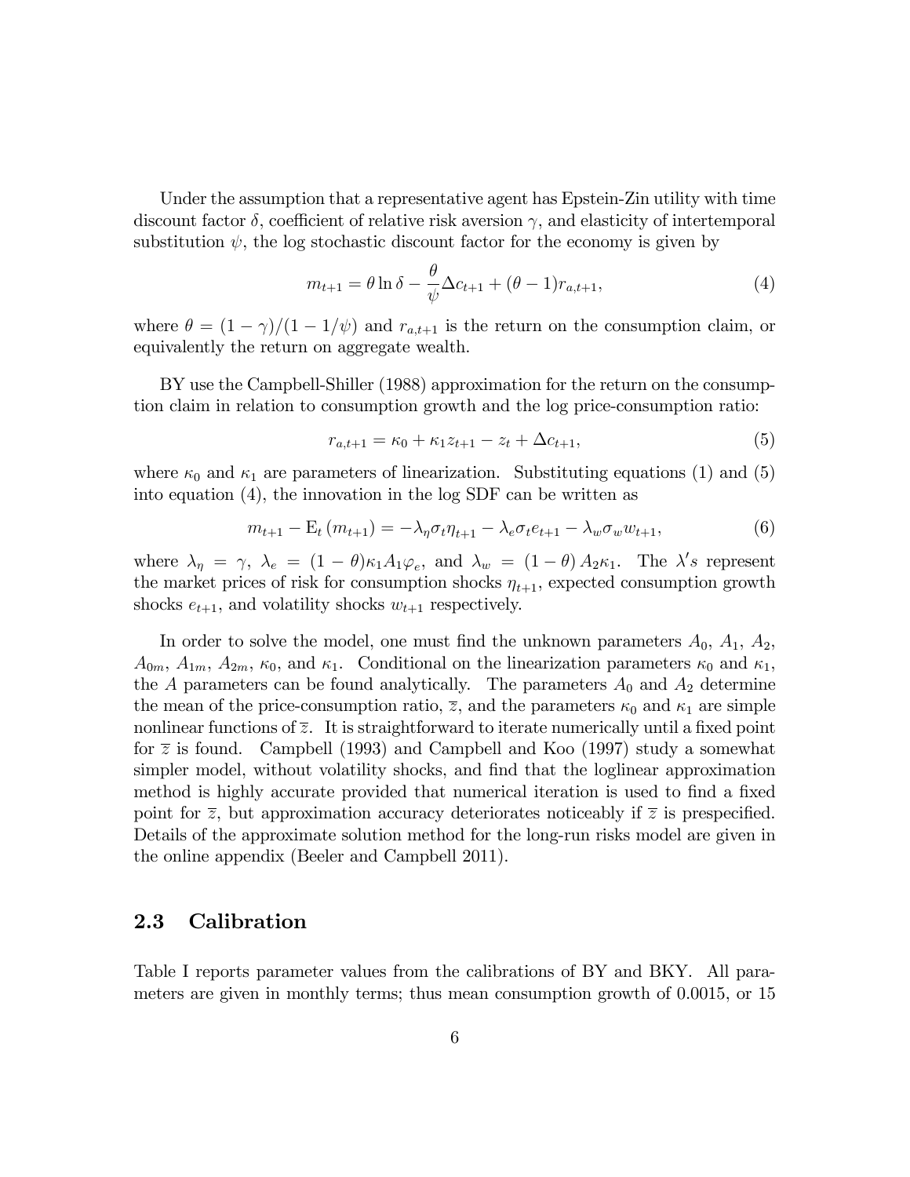Under the assumption that a representative agent has Epstein-Zin utility with time discount factor $\delta$, coefficient of relative risk aversion $\gamma$, and elasticity of intertemporal substitution $\psi$, the log stochastic discount factor for the economy is given by

$$m_{t+1} = \theta \ln \delta - \frac{\theta}{\psi} \Delta c_{t+1} + (\theta - 1) r_{a,t+1}, \tag{4}$$

where $\theta = (1 - \gamma)/(1 - 1/\psi)$ and $r_{a,t+1}$ is the return on the consumption claim, or equivalently the return on aggregate wealth.

BY use the Campbell-Shiller (1988) approximation for the return on the consumption claim in relation to consumption growth and the log price-consumption ratio:

$$r_{a,t+1} = \kappa_0 + \kappa_1 z_{t+1} - z_t + \Delta c_{t+1}, \tag{5}$$

where $\kappa_0$ and $\kappa_1$ are parameters of linearization. Substituting equations (1) and (5) into equation (4), the innovation in the log SDF can be written as

$$m_{t+1} - \mathrm{E}_t (m_{t+1}) = -\lambda_\eta \sigma_t \eta_{t+1} - \lambda_e \sigma_t e_{t+1} - \lambda_w \sigma_w w_{t+1}, \tag{6}$$

where $\lambda_\eta = \gamma$, $\lambda_e = (1 - \theta)\kappa_1 A_1 \varphi_e$, and $\lambda_w = (1 - \theta) A_2 \kappa_1$. The $\lambda' s$ represent the market prices of risk for consumption shocks $\eta_{t+1}$, expected consumption growth shocks $e_{t+1}$, and volatility shocks $w_{t+1}$ respectively.

In order to solve the model, one must find the unknown parameters $A_0$, $A_1$, $A_2$, $A_{0m}$, $A_{1m}$, $A_{2m}$, $\kappa_0$, and $\kappa_1$. Conditional on the linearization parameters $\kappa_0$ and $\kappa_1$, the $A$ parameters can be found analytically. The parameters $A_0$ and $A_2$ determine the mean of the price-consumption ratio, $\overline{z}$, and the parameters $\kappa_0$ and $\kappa_1$ are simple nonlinear functions of $\overline{z}$. It is straightforward to iterate numerically until a fixed point for $\overline{z}$ is found. Campbell (1993) and Campbell and Koo (1997) study a somewhat simpler model, without volatility shocks, and find that the loglinear approximation method is highly accurate provided that numerical iteration is used to find a fixed point for $\overline{z}$, but approximation accuracy deteriorates noticeably if $\overline{z}$ is prespecified. Details of the approximate solution method for the long-run risks model are given in the online appendix (Beeler and Campbell 2011).

## 2.3 Calibration

Table I reports parameter values from the calibrations of BY and BKY. All parameters are given in monthly terms; thus mean consumption growth of 0.0015, or 15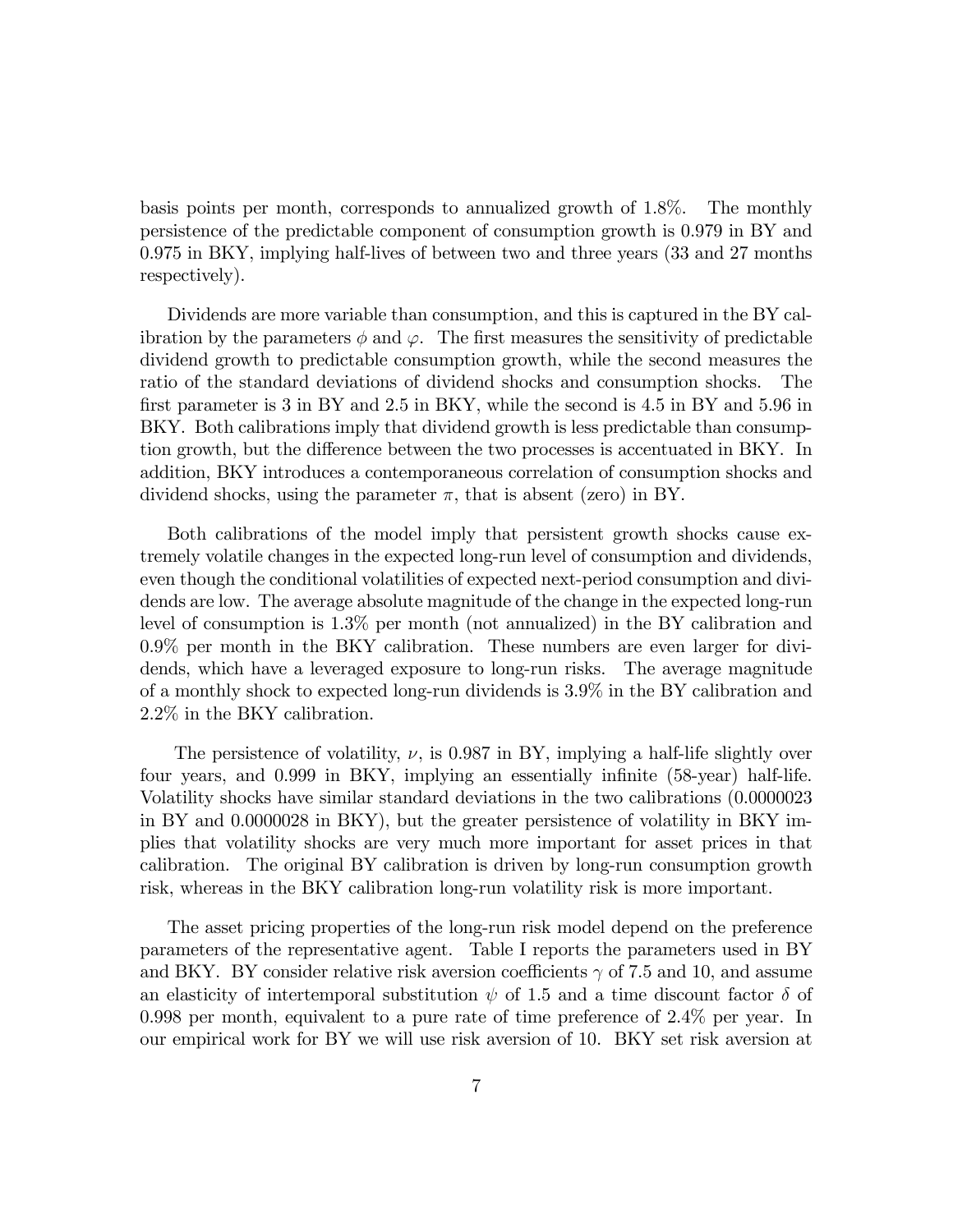basis points per month, corresponds to annualized growth of 1.8%. The monthly persistence of the predictable component of consumption growth is 0.979 in BY and 0.975 in BKY, implying half-lives of between two and three years (33 and 27 months respectively).

Dividends are more variable than consumption, and this is captured in the BY calibration by the parameters $\phi$ and $\varphi$. The first measures the sensitivity of predictable dividend growth to predictable consumption growth, while the second measures the ratio of the standard deviations of dividend shocks and consumption shocks. The first parameter is 3 in BY and 2.5 in BKY, while the second is 4.5 in BY and 5.96 in BKY. Both calibrations imply that dividend growth is less predictable than consumption growth, but the difference between the two processes is accentuated in BKY. In addition, BKY introduces a contemporaneous correlation of consumption shocks and dividend shocks, using the parameter $\pi$, that is absent (zero) in BY.

Both calibrations of the model imply that persistent growth shocks cause extremely volatile changes in the expected long-run level of consumption and dividends, even though the conditional volatilities of expected next-period consumption and dividends are low. The average absolute magnitude of the change in the expected long-run level of consumption is 1.3% per month (not annualized) in the BY calibration and 0.9% per month in the BKY calibration. These numbers are even larger for dividends, which have a leveraged exposure to long-run risks. The average magnitude of a monthly shock to expected long-run dividends is 3.9% in the BY calibration and 2.2% in the BKY calibration.

The persistence of volatility, $\nu$, is 0.987 in BY, implying a half-life slightly over four years, and 0.999 in BKY, implying an essentially infinite (58-year) half-life. Volatility shocks have similar standard deviations in the two calibrations (0.0000023 in BY and 0.0000028 in BKY), but the greater persistence of volatility in BKY implies that volatility shocks are very much more important for asset prices in that calibration. The original BY calibration is driven by long-run consumption growth risk, whereas in the BKY calibration long-run volatility risk is more important.

The asset pricing properties of the long-run risk model depend on the preference parameters of the representative agent. Table I reports the parameters used in BY and BKY. BY consider relative risk aversion coefficients $\gamma$ of 7.5 and 10, and assume an elasticity of intertemporal substitution $\psi$ of 1.5 and a time discount factor $\delta$ of 0.998 per month, equivalent to a pure rate of time preference of 2.4% per year. In our empirical work for BY we will use risk aversion of 10. BKY set risk aversion at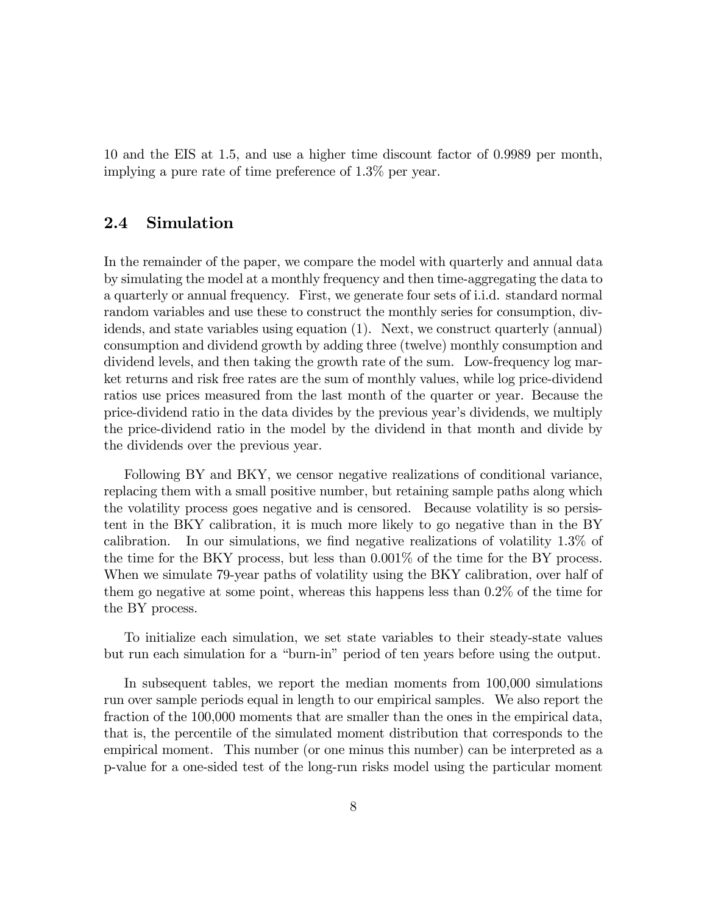10 and the EIS at 1.5, and use a higher time discount factor of 0.9989 per month, implying a pure rate of time preference of 1.3% per year.

## 2.4 Simulation

In the remainder of the paper, we compare the model with quarterly and annual data by simulating the model at a monthly frequency and then time-aggregating the data to a quarterly or annual frequency. First, we generate four sets of i.i.d. standard normal random variables and use these to construct the monthly series for consumption, dividends, and state variables using equation (1). Next, we construct quarterly (annual) consumption and dividend growth by adding three (twelve) monthly consumption and dividend levels, and then taking the growth rate of the sum. Low-frequency log market returns and risk free rates are the sum of monthly values, while log price-dividend ratios use prices measured from the last month of the quarter or year. Because the price-dividend ratio in the data divides by the previous year's dividends, we multiply the price-dividend ratio in the model by the dividend in that month and divide by the dividends over the previous year.

Following BY and BKY, we censor negative realizations of conditional variance, replacing them with a small positive number, but retaining sample paths along which the volatility process goes negative and is censored. Because volatility is so persistent in the BKY calibration, it is much more likely to go negative than in the BY calibration. In our simulations, we find negative realizations of volatility 1.3% of the time for the BKY process, but less than 0.001% of the time for the BY process. When we simulate 79-year paths of volatility using the BKY calibration, over half of them go negative at some point, whereas this happens less than 0.2% of the time for the BY process.

To initialize each simulation, we set state variables to their steady-state values but run each simulation for a "burn-in" period of ten years before using the output.

In subsequent tables, we report the median moments from 100,000 simulations run over sample periods equal in length to our empirical samples. We also report the fraction of the 100,000 moments that are smaller than the ones in the empirical data, that is, the percentile of the simulated moment distribution that corresponds to the empirical moment. This number (or one minus this number) can be interpreted as a p-value for a one-sided test of the long-run risks model using the particular moment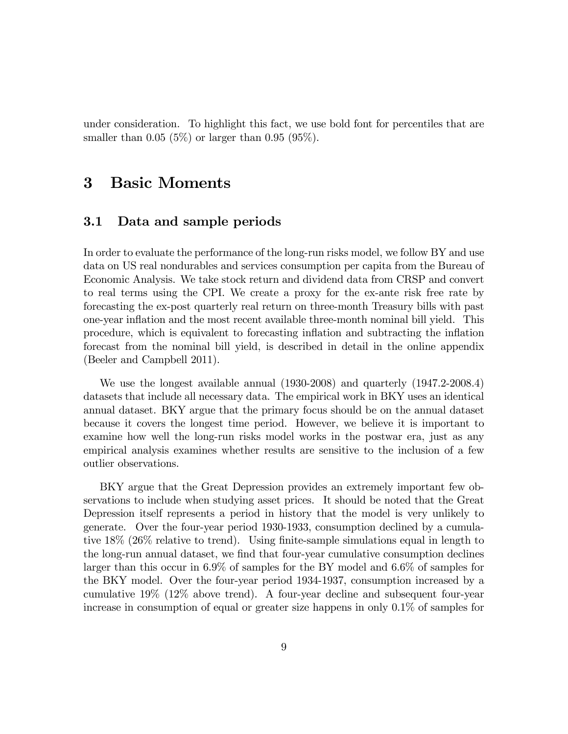under consideration. To highlight this fact, we use bold font for percentiles that are smaller than 0.05 (5%) or larger than 0.95 (95%).

# 3 Basic Moments

## 3.1 Data and sample periods

In order to evaluate the performance of the long-run risks model, we follow BY and use data on US real nondurables and services consumption per capita from the Bureau of Economic Analysis. We take stock return and dividend data from CRSP and convert to real terms using the CPI. We create a proxy for the ex-ante risk free rate by forecasting the ex-post quarterly real return on three-month Treasury bills with past one-year inflation and the most recent available three-month nominal bill yield. This procedure, which is equivalent to forecasting inflation and subtracting the inflation forecast from the nominal bill yield, is described in detail in the online appendix (Beeler and Campbell 2011).

We use the longest available annual (1930-2008) and quarterly (1947.2-2008.4) datasets that include all necessary data. The empirical work in BKY uses an identical annual dataset. BKY argue that the primary focus should be on the annual dataset because it covers the longest time period. However, we believe it is important to examine how well the long-run risks model works in the postwar era, just as any empirical analysis examines whether results are sensitive to the inclusion of a few outlier observations.

BKY argue that the Great Depression provides an extremely important few observations to include when studying asset prices. It should be noted that the Great Depression itself represents a period in history that the model is very unlikely to generate. Over the four-year period 1930-1933, consumption declined by a cumulative 18% (26% relative to trend). Using finite-sample simulations equal in length to the long-run annual dataset, we find that four-year cumulative consumption declines larger than this occur in 6.9% of samples for the BY model and 6.6% of samples for the BKY model. Over the four-year period 1934-1937, consumption increased by a cumulative 19% (12% above trend). A four-year decline and subsequent four-year increase in consumption of equal or greater size happens in only 0.1% of samples for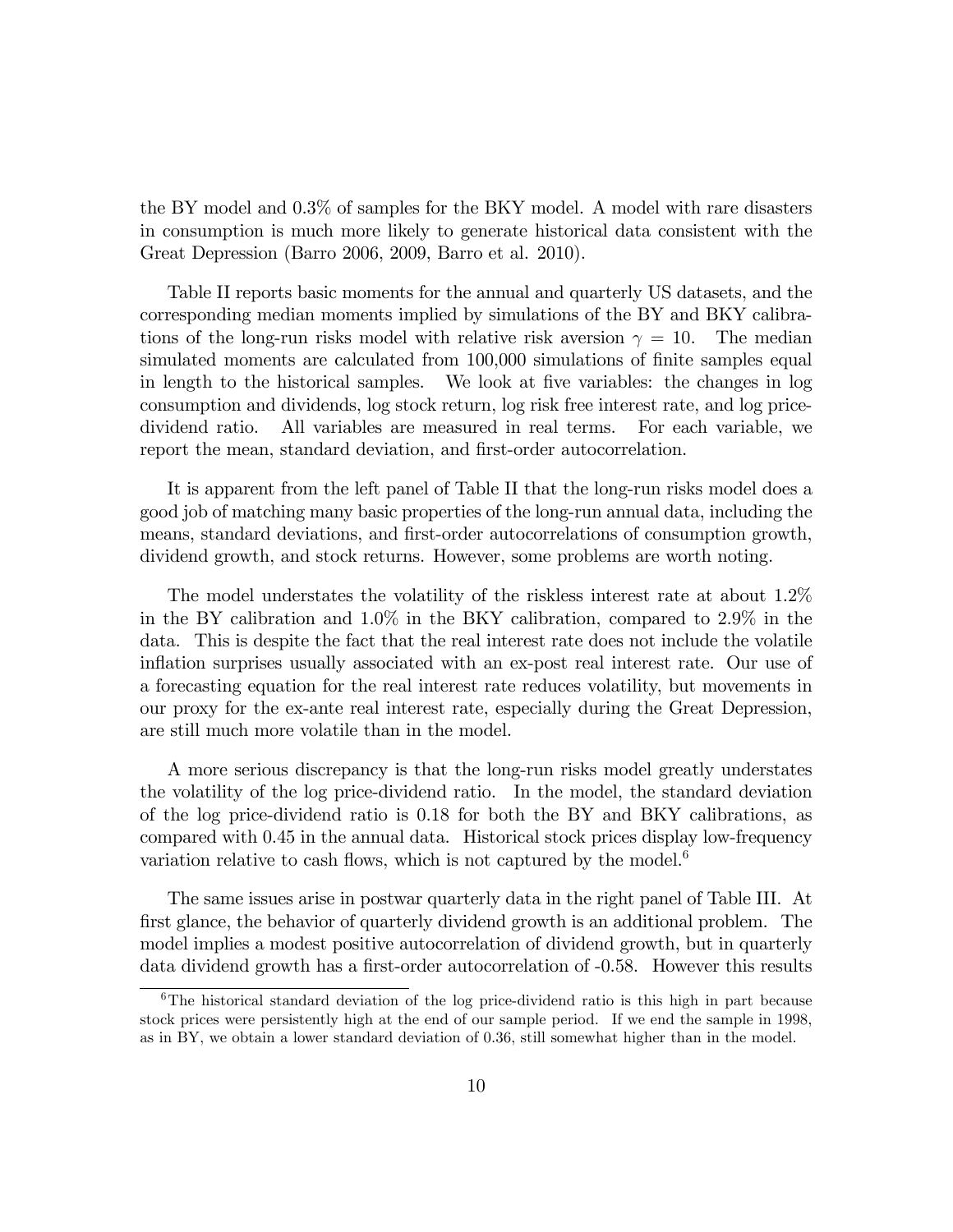the BY model and 0.3% of samples for the BKY model. A model with rare disasters in consumption is much more likely to generate historical data consistent with the Great Depression (Barro 2006, 2009, Barro et al. 2010).

Table II reports basic moments for the annual and quarterly US datasets, and the corresponding median moments implied by simulations of the BY and BKY calibrations of the long-run risks model with relative risk aversion $\gamma = 10$. The median simulated moments are calculated from 100,000 simulations of finite samples equal in length to the historical samples. We look at five variables: the changes in log consumption and dividends, log stock return, log risk free interest rate, and log price-dividend ratio. All variables are measured in real terms. For each variable, we report the mean, standard deviation, and first-order autocorrelation.

It is apparent from the left panel of Table II that the long-run risks model does a good job of matching many basic properties of the long-run annual data, including the means, standard deviations, and first-order autocorrelations of consumption growth, dividend growth, and stock returns. However, some problems are worth noting.

The model understates the volatility of the riskless interest rate at about 1.2% in the BY calibration and 1.0% in the BKY calibration, compared to 2.9% in the data. This is despite the fact that the real interest rate does not include the volatile inflation surprises usually associated with an ex-post real interest rate. Our use of a forecasting equation for the real interest rate reduces volatility, but movements in our proxy for the ex-ante real interest rate, especially during the Great Depression, are still much more volatile than in the model.

A more serious discrepancy is that the long-run risks model greatly understates the volatility of the log price-dividend ratio. In the model, the standard deviation of the log price-dividend ratio is 0.18 for both the BY and BKY calibrations, as compared with 0.45 in the annual data. Historical stock prices display low-frequency variation relative to cash flows, which is not captured by the model.[6]

The same issues arise in postwar quarterly data in the right panel of Table III. At first glance, the behavior of quarterly dividend growth is an additional problem. The model implies a modest positive autocorrelation of dividend growth, but in quarterly data dividend growth has a first-order autocorrelation of -0.58. However this results

[6] The historical standard deviation of the log price-dividend ratio is this high in part because stock prices were persistently high at the end of our sample period. If we end the sample in 1998, as in BY, we obtain a lower standard deviation of 0.36, still somewhat higher than in the model.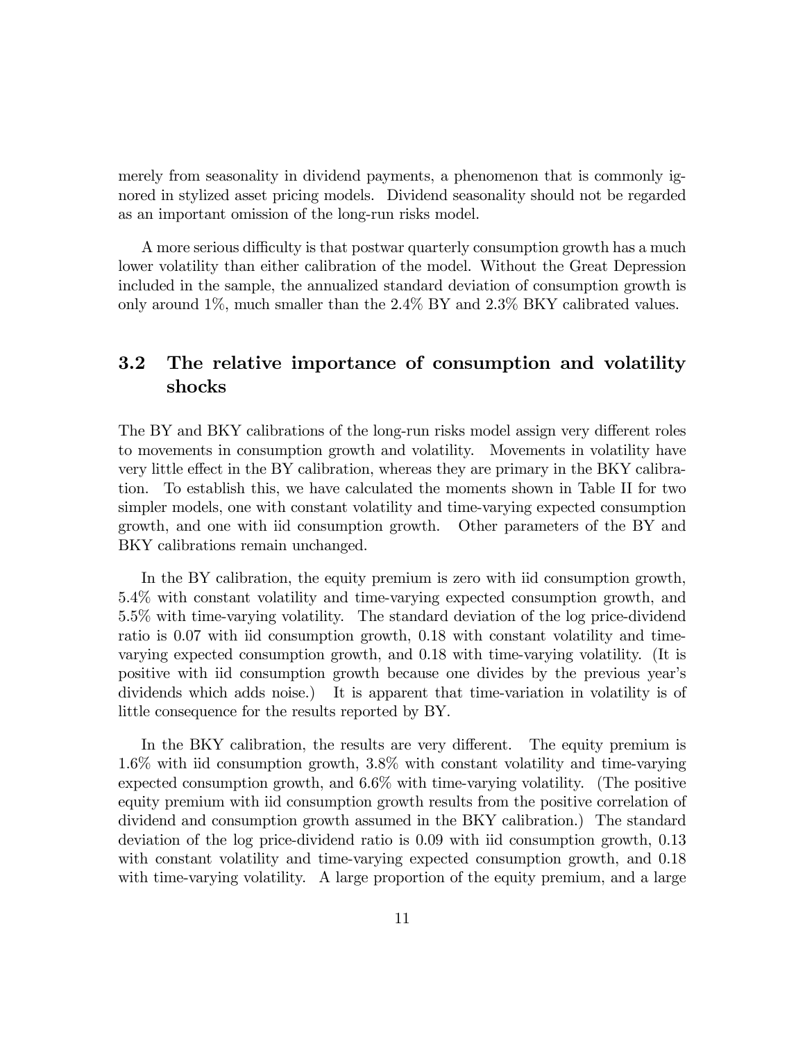merely from seasonality in dividend payments, a phenomenon that is commonly ignored in stylized asset pricing models. Dividend seasonality should not be regarded as an important omission of the long-run risks model.

A more serious difficulty is that postwar quarterly consumption growth has a much lower volatility than either calibration of the model. Without the Great Depression included in the sample, the annualized standard deviation of consumption growth is only around 1%, much smaller than the 2.4% BY and 2.3% BKY calibrated values.

## 3.2 The relative importance of consumption and volatility shocks

The BY and BKY calibrations of the long-run risks model assign very different roles to movements in consumption growth and volatility. Movements in volatility have very little effect in the BY calibration, whereas they are primary in the BKY calibration. To establish this, we have calculated the moments shown in Table II for two simpler models, one with constant volatility and time-varying expected consumption growth, and one with iid consumption growth. Other parameters of the BY and BKY calibrations remain unchanged.

In the BY calibration, the equity premium is zero with iid consumption growth, 5.4% with constant volatility and time-varying expected consumption growth, and 5.5% with time-varying volatility. The standard deviation of the log price-dividend ratio is 0.07 with iid consumption growth, 0.18 with constant volatility and time-varying expected consumption growth, and 0.18 with time-varying volatility. (It is positive with iid consumption growth because one divides by the previous year's dividends which adds noise.) It is apparent that time-variation in volatility is of little consequence for the results reported by BY.

In the BKY calibration, the results are very different. The equity premium is 1.6% with iid consumption growth, 3.8% with constant volatility and time-varying expected consumption growth, and 6.6% with time-varying volatility. (The positive equity premium with iid consumption growth results from the positive correlation of dividend and consumption growth assumed in the BKY calibration.) The standard deviation of the log price-dividend ratio is 0.09 with iid consumption growth, 0.13 with constant volatility and time-varying expected consumption growth, and 0.18 with time-varying volatility. A large proportion of the equity premium, and a large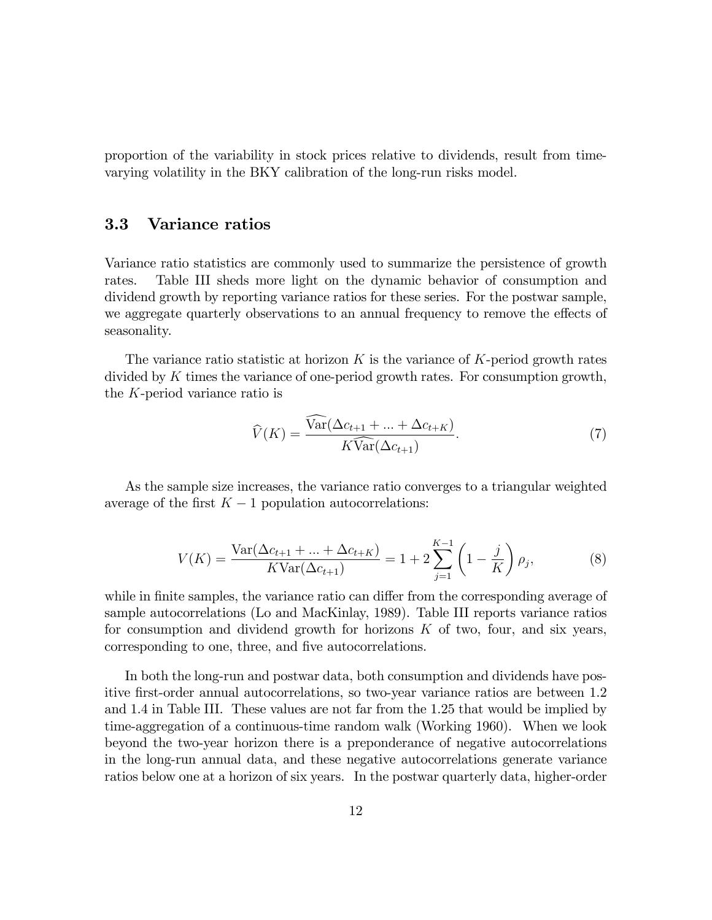proportion of the variability in stock prices relative to dividends, result from time-varying volatility in the BKY calibration of the long-run risks model.

## 3.3 Variance ratios

Variance ratio statistics are commonly used to summarize the persistence of growth rates. Table III sheds more light on the dynamic behavior of consumption and dividend growth by reporting variance ratios for these series. For the postwar sample, we aggregate quarterly observations to an annual frequency to remove the effects of seasonality.

The variance ratio statistic at horizon $K$ is the variance of $K$-period growth rates divided by $K$ times the variance of one-period growth rates. For consumption growth, the $K$-period variance ratio is

$$\widehat{V}(K) = \frac{\widehat{\text{Var}}(\Delta c_{t+1} + ... + \Delta c_{t+K})}{K\widehat{\text{Var}}(\Delta c_{t+1})}. \tag{7}$$

As the sample size increases, the variance ratio converges to a triangular weighted average of the first $K-1$ population autocorrelations:

$$V(K) = \frac{\text{Var}(\Delta c_{t+1} + ... + \Delta c_{t+K})}{K\text{Var}(\Delta c_{t+1})} = 1 + 2\sum_{j=1}^{K-1}\left(1 - \frac{j}{K}\right)\rho_j, \tag{8}$$

while in finite samples, the variance ratio can differ from the corresponding average of sample autocorrelations (Lo and MacKinlay, 1989). Table III reports variance ratios for consumption and dividend growth for horizons $K$ of two, four, and six years, corresponding to one, three, and five autocorrelations.

In both the long-run and postwar data, both consumption and dividends have positive first-order annual autocorrelations, so two-year variance ratios are between 1.2 and 1.4 in Table III. These values are not far from the 1.25 that would be implied by time-aggregation of a continuous-time random walk (Working 1960). When we look beyond the two-year horizon there is a preponderance of negative autocorrelations in the long-run annual data, and these negative autocorrelations generate variance ratios below one at a horizon of six years. In the postwar quarterly data, higher-order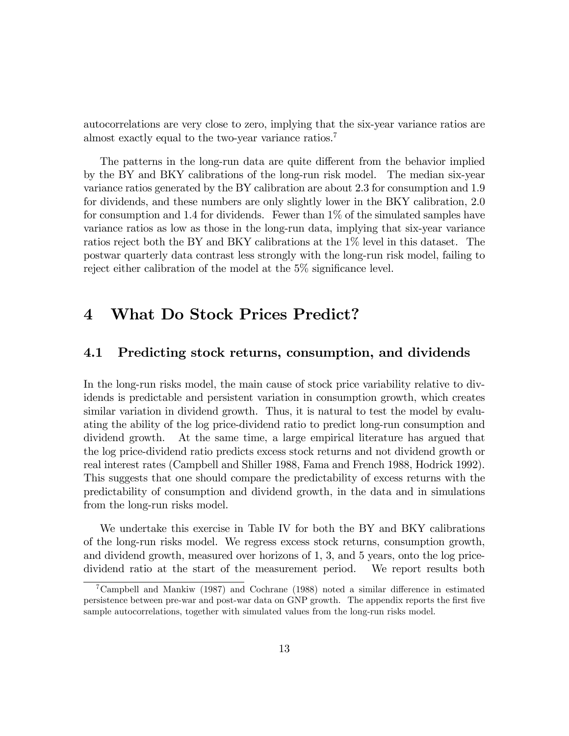autocorrelations are very close to zero, implying that the six-year variance ratios are almost exactly equal to the two-year variance ratios.[7]

The patterns in the long-run data are quite different from the behavior implied by the BY and BKY calibrations of the long-run risk model. The median six-year variance ratios generated by the BY calibration are about 2.3 for consumption and 1.9 for dividends, and these numbers are only slightly lower in the BKY calibration, 2.0 for consumption and 1.4 for dividends. Fewer than 1% of the simulated samples have variance ratios as low as those in the long-run data, implying that six-year variance ratios reject both the BY and BKY calibrations at the 1% level in this dataset. The postwar quarterly data contrast less strongly with the long-run risk model, failing to reject either calibration of the model at the 5% significance level.

# 4 What Do Stock Prices Predict?

## 4.1 Predicting stock returns, consumption, and dividends

In the long-run risks model, the main cause of stock price variability relative to dividends is predictable and persistent variation in consumption growth, which creates similar variation in dividend growth. Thus, it is natural to test the model by evaluating the ability of the log price-dividend ratio to predict long-run consumption and dividend growth. At the same time, a large empirical literature has argued that the log price-dividend ratio predicts excess stock returns and not dividend growth or real interest rates (Campbell and Shiller 1988, Fama and French 1988, Hodrick 1992). This suggests that one should compare the predictability of excess returns with the predictability of consumption and dividend growth, in the data and in simulations from the long-run risks model.

We undertake this exercise in Table IV for both the BY and BKY calibrations of the long-run risks model. We regress excess stock returns, consumption growth, and dividend growth, measured over horizons of 1, 3, and 5 years, onto the log price-dividend ratio at the start of the measurement period. We report results both

[7] Campbell and Mankiw (1987) and Cochrane (1988) noted a similar difference in estimated persistence between pre-war and post-war data on GNP growth. The appendix reports the first five sample autocorrelations, together with simulated values from the long-run risks model.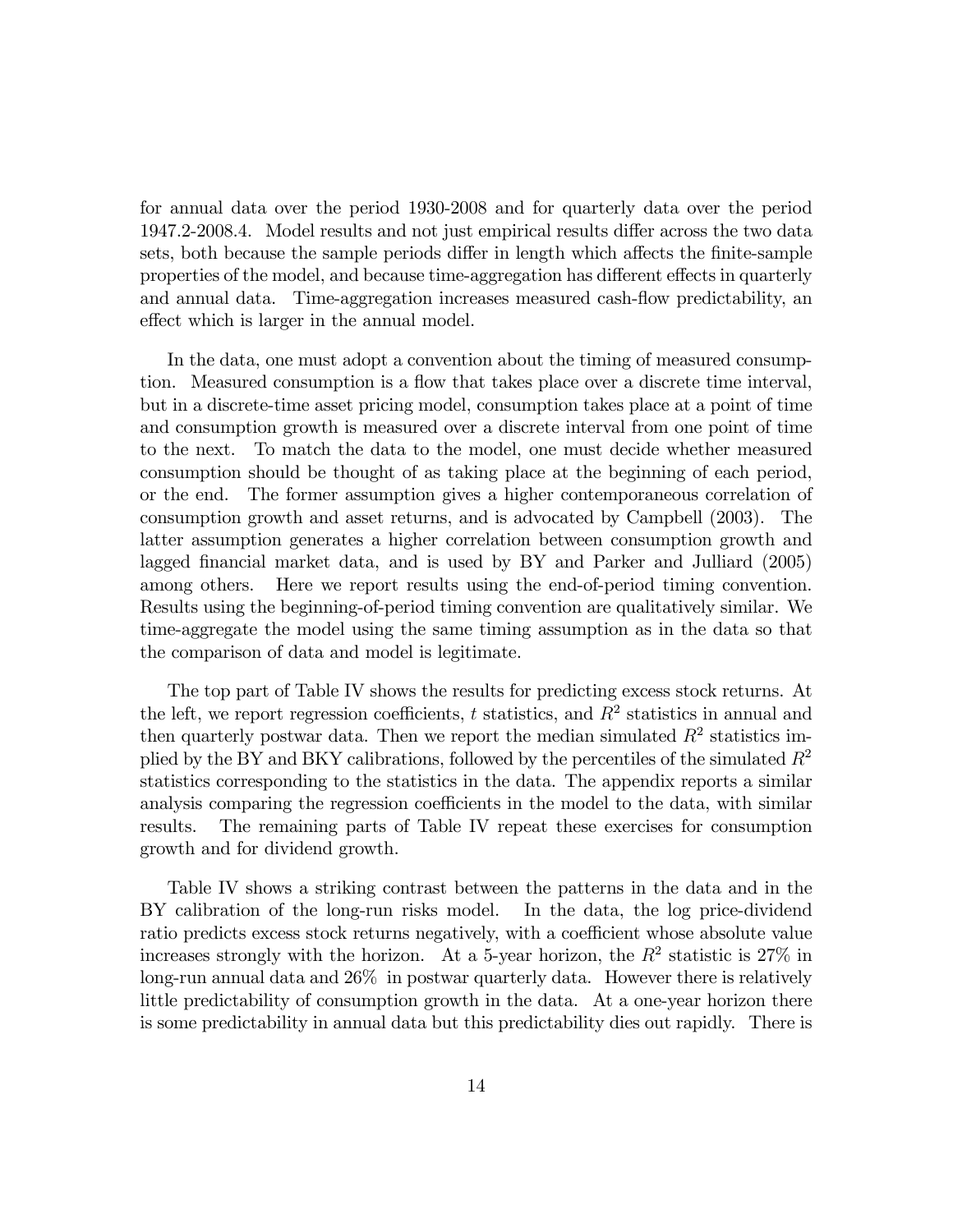for annual data over the period 1930-2008 and for quarterly data over the period 1947.2-2008.4. Model results and not just empirical results differ across the two data sets, both because the sample periods differ in length which affects the finite-sample properties of the model, and because time-aggregation has different effects in quarterly and annual data. Time-aggregation increases measured cash-flow predictability, an effect which is larger in the annual model.

In the data, one must adopt a convention about the timing of measured consumption. Measured consumption is a flow that takes place over a discrete time interval, but in a discrete-time asset pricing model, consumption takes place at a point of time and consumption growth is measured over a discrete interval from one point of time to the next. To match the data to the model, one must decide whether measured consumption should be thought of as taking place at the beginning of each period, or the end. The former assumption gives a higher contemporaneous correlation of consumption growth and asset returns, and is advocated by Campbell (2003). The latter assumption generates a higher correlation between consumption growth and lagged financial market data, and is used by BY and Parker and Julliard (2005) among others. Here we report results using the end-of-period timing convention. Results using the beginning-of-period timing convention are qualitatively similar. We time-aggregate the model using the same timing assumption as in the data so that the comparison of data and model is legitimate.

The top part of Table IV shows the results for predicting excess stock returns. At the left, we report regression coefficients, $t$ statistics, and $R^2$ statistics in annual and then quarterly postwar data. Then we report the median simulated $R^2$ statistics implied by the BY and BKY calibrations, followed by the percentiles of the simulated $R^2$ statistics corresponding to the statistics in the data. The appendix reports a similar analysis comparing the regression coefficients in the model to the data, with similar results. The remaining parts of Table IV repeat these exercises for consumption growth and for dividend growth.

Table IV shows a striking contrast between the patterns in the data and in the BY calibration of the long-run risks model. In the data, the log price-dividend ratio predicts excess stock returns negatively, with a coefficient whose absolute value increases strongly with the horizon. At a 5-year horizon, the $R^2$ statistic is 27% in long-run annual data and 26% in postwar quarterly data. However there is relatively little predictability of consumption growth in the data. At a one-year horizon there is some predictability in annual data but this predictability dies out rapidly. There is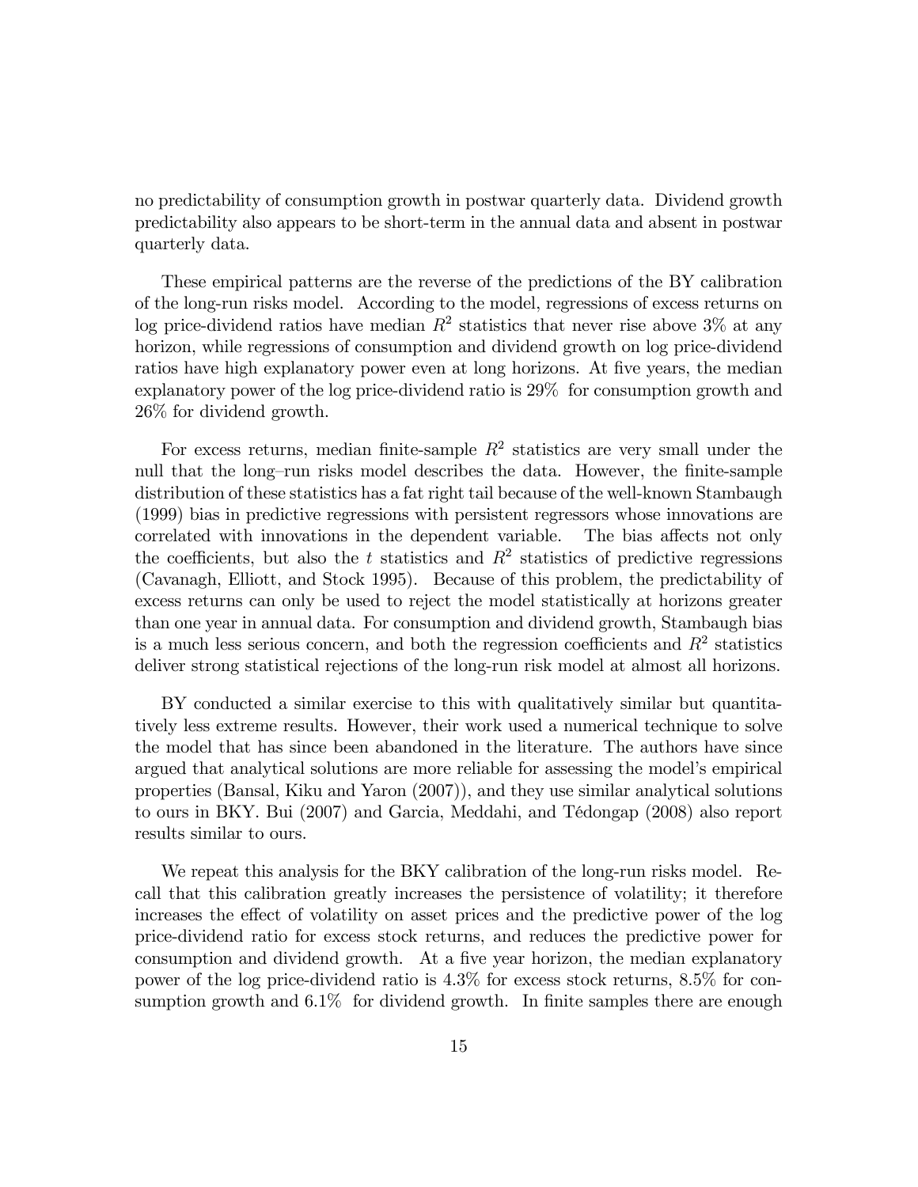no predictability of consumption growth in postwar quarterly data. Dividend growth predictability also appears to be short-term in the annual data and absent in postwar quarterly data.

These empirical patterns are the reverse of the predictions of the BY calibration of the long-run risks model. According to the model, regressions of excess returns on log price-dividend ratios have median $R^2$ statistics that never rise above 3% at any horizon, while regressions of consumption and dividend growth on log price-dividend ratios have high explanatory power even at long horizons. At five years, the median explanatory power of the log price-dividend ratio is 29% for consumption growth and 26% for dividend growth.

For excess returns, median finite-sample $R^2$ statistics are very small under the null that the long–run risks model describes the data. However, the finite-sample distribution of these statistics has a fat right tail because of the well-known Stambaugh (1999) bias in predictive regressions with persistent regressors whose innovations are correlated with innovations in the dependent variable. The bias affects not only the coefficients, but also the $t$ statistics and $R^2$ statistics of predictive regressions (Cavanagh, Elliott, and Stock 1995). Because of this problem, the predictability of excess returns can only be used to reject the model statistically at horizons greater than one year in annual data. For consumption and dividend growth, Stambaugh bias is a much less serious concern, and both the regression coefficients and $R^2$ statistics deliver strong statistical rejections of the long-run risk model at almost all horizons.

BY conducted a similar exercise to this with qualitatively similar but quantitatively less extreme results. However, their work used a numerical technique to solve the model that has since been abandoned in the literature. The authors have since argued that analytical solutions are more reliable for assessing the model's empirical properties (Bansal, Kiku and Yaron (2007)), and they use similar analytical solutions to ours in BKY. Bui (2007) and Garcia, Meddahi, and Tédongap (2008) also report results similar to ours.

We repeat this analysis for the BKY calibration of the long-run risks model. Recall that this calibration greatly increases the persistence of volatility; it therefore increases the effect of volatility on asset prices and the predictive power of the log price-dividend ratio for excess stock returns, and reduces the predictive power for consumption and dividend growth. At a five year horizon, the median explanatory power of the log price-dividend ratio is 4.3% for excess stock returns, 8.5% for consumption growth and 6.1% for dividend growth. In finite samples there are enough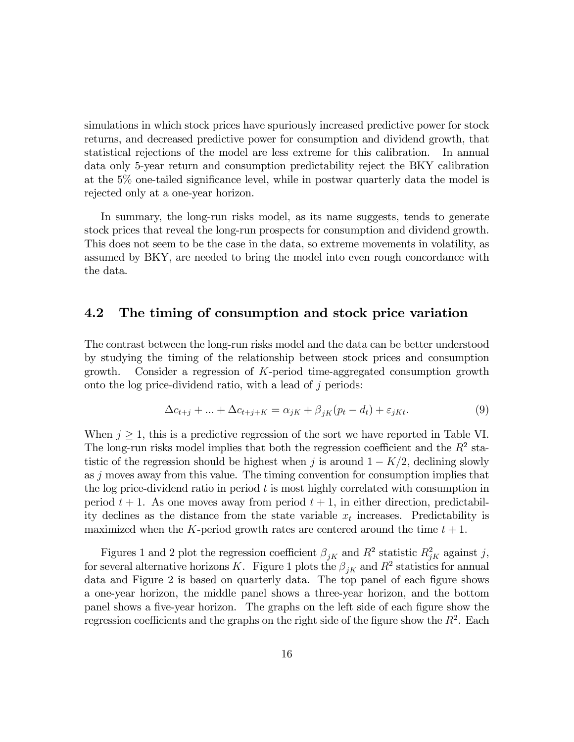simulations in which stock prices have spuriously increased predictive power for stock returns, and decreased predictive power for consumption and dividend growth, that statistical rejections of the model are less extreme for this calibration. In annual data only 5-year return and consumption predictability reject the BKY calibration at the 5% one-tailed significance level, while in postwar quarterly data the model is rejected only at a one-year horizon.

In summary, the long-run risks model, as its name suggests, tends to generate stock prices that reveal the long-run prospects for consumption and dividend growth. This does not seem to be the case in the data, so extreme movements in volatility, as assumed by BKY, are needed to bring the model into even rough concordance with the data.

## 4.2 The timing of consumption and stock price variation

The contrast between the long-run risks model and the data can be better understood by studying the timing of the relationship between stock prices and consumption growth. Consider a regression of $K$-period time-aggregated consumption growth onto the log price-dividend ratio, with a lead of $j$ periods:

$$\Delta c_{t+j} + ... + \Delta c_{t+j+K} = \alpha_{jK} + \beta_{jK}(p_t - d_t) + \varepsilon_{jKt}. \tag{9}$$

When $j \geq 1$, this is a predictive regression of the sort we have reported in Table VI. The long-run risks model implies that both the regression coefficient and the $R^2$ statistic of the regression should be highest when $j$ is around $1 - K/2$, declining slowly as $j$ moves away from this value. The timing convention for consumption implies that the log price-dividend ratio in period $t$ is most highly correlated with consumption in period $t+1$. As one moves away from period $t+1$, in either direction, predictability declines as the distance from the state variable $x_t$ increases. Predictability is maximized when the $K$-period growth rates are centered around the time $t+1$.

Figures 1 and 2 plot the regression coefficient $\beta_{jK}$ and $R^2$ statistic $R^2_{jK}$ against $j$, for several alternative horizons $K$. Figure 1 plots the $\beta_{jK}$ and $R^2$ statistics for annual data and Figure 2 is based on quarterly data. The top panel of each figure shows a one-year horizon, the middle panel shows a three-year horizon, and the bottom panel shows a five-year horizon. The graphs on the left side of each figure show the regression coefficients and the graphs on the right side of the figure show the $R^2$. Each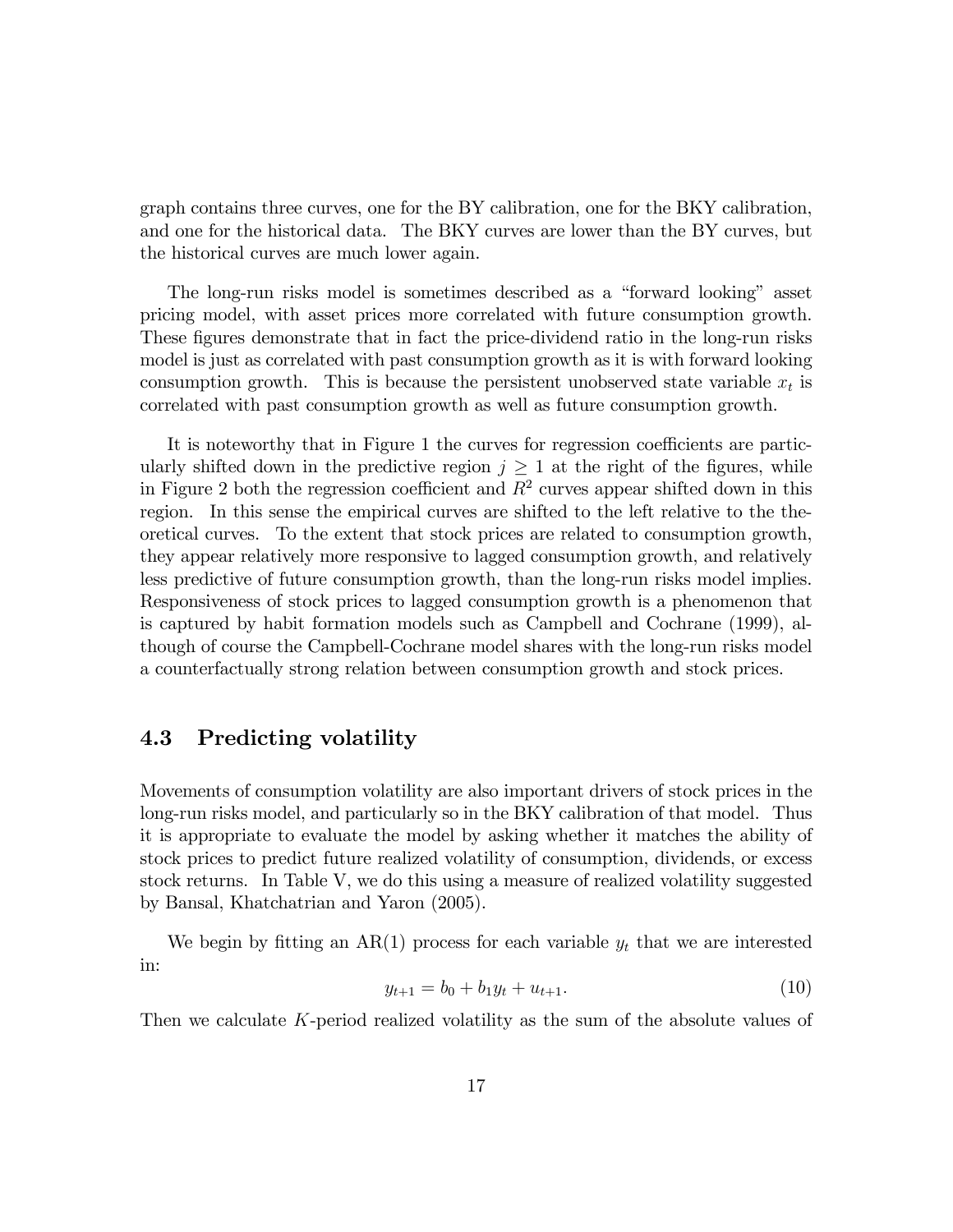graph contains three curves, one for the BY calibration, one for the BKY calibration, and one for the historical data. The BKY curves are lower than the BY curves, but the historical curves are much lower again.

The long-run risks model is sometimes described as a "forward looking" asset pricing model, with asset prices more correlated with future consumption growth. These figures demonstrate that in fact the price-dividend ratio in the long-run risks model is just as correlated with past consumption growth as it is with forward looking consumption growth. This is because the persistent unobserved state variable $x_t$ is correlated with past consumption growth as well as future consumption growth.

It is noteworthy that in Figure 1 the curves for regression coefficients are particularly shifted down in the predictive region $j \geq 1$ at the right of the figures, while in Figure 2 both the regression coefficient and $R^2$ curves appear shifted down in this region. In this sense the empirical curves are shifted to the left relative to the theoretical curves. To the extent that stock prices are related to consumption growth, they appear relatively more responsive to lagged consumption growth, and relatively less predictive of future consumption growth, than the long-run risks model implies. Responsiveness of stock prices to lagged consumption growth is a phenomenon that is captured by habit formation models such as Campbell and Cochrane (1999), although of course the Campbell-Cochrane model shares with the long-run risks model a counterfactually strong relation between consumption growth and stock prices.

### 4.3 Predicting volatility

Movements of consumption volatility are also important drivers of stock prices in the long-run risks model, and particularly so in the BKY calibration of that model. Thus it is appropriate to evaluate the model by asking whether it matches the ability of stock prices to predict future realized volatility of consumption, dividends, or excess stock returns. In Table V, we do this using a measure of realized volatility suggested by Bansal, Khatchatrian and Yaron (2005).

We begin by fitting an AR(1) process for each variable $y_t$ that we are interested in:

$$y_{t+1} = b_0 + b_1 y_t + u_{t+1}. \tag{10}$$

Then we calculate $K$-period realized volatility as the sum of the absolute values of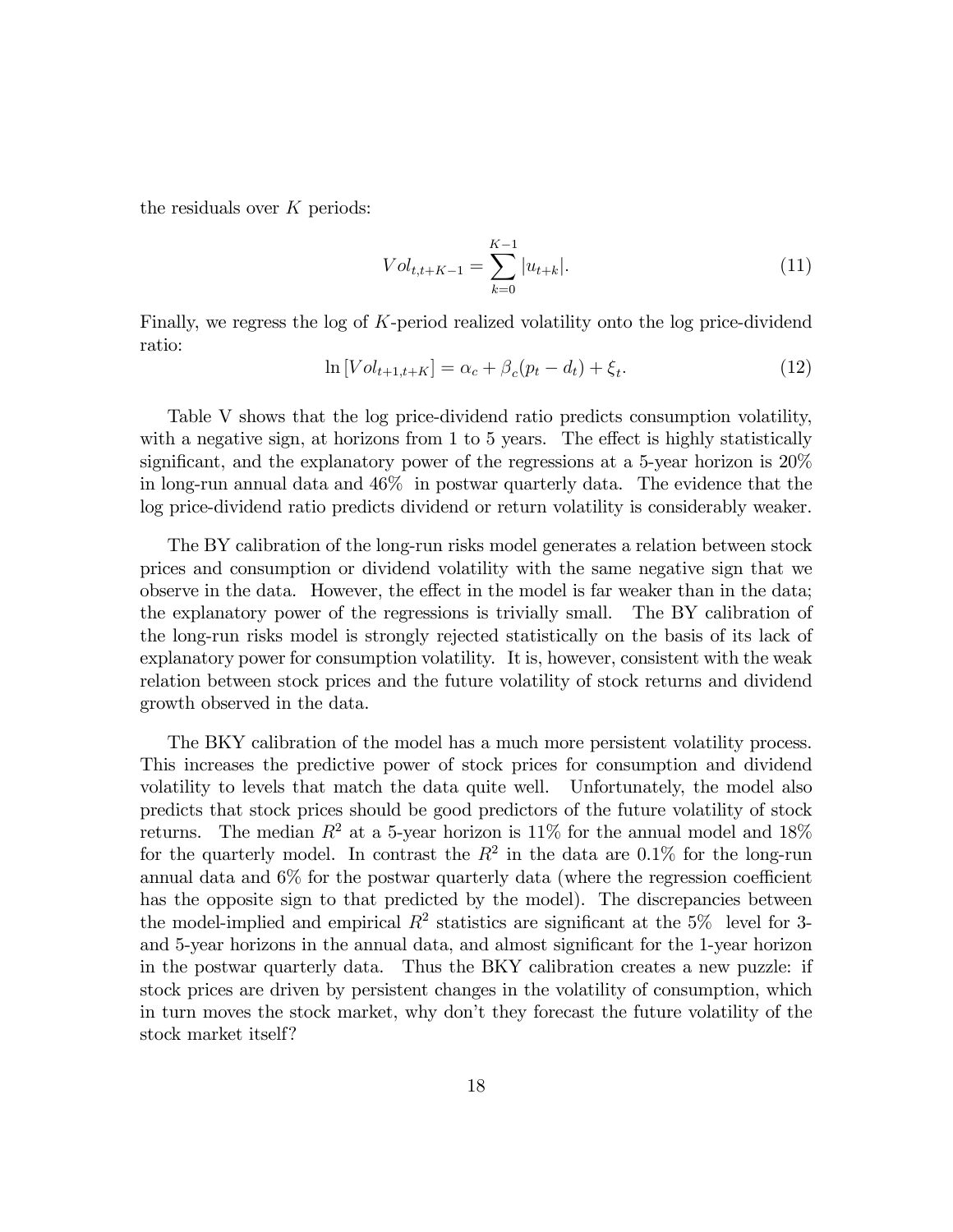the residuals over $K$ periods:

$$Vol_{t,t+K-1} = \sum_{k=0}^{K-1} |u_{t+k}|. \tag{11}$$

Finally, we regress the log of $K$-period realized volatility onto the log price-dividend ratio:

$$\ln [Vol_{t+1,t+K}] = \alpha_c + \beta_c(p_t - d_t) + \xi_t. \tag{12}$$

Table V shows that the log price-dividend ratio predicts consumption volatility, with a negative sign, at horizons from 1 to 5 years. The effect is highly statistically significant, and the explanatory power of the regressions at a 5-year horizon is 20% in long-run annual data and 46% in postwar quarterly data. The evidence that the log price-dividend ratio predicts dividend or return volatility is considerably weaker.

The BY calibration of the long-run risks model generates a relation between stock prices and consumption or dividend volatility with the same negative sign that we observe in the data. However, the effect in the model is far weaker than in the data; the explanatory power of the regressions is trivially small. The BY calibration of the long-run risks model is strongly rejected statistically on the basis of its lack of explanatory power for consumption volatility. It is, however, consistent with the weak relation between stock prices and the future volatility of stock returns and dividend growth observed in the data.

The BKY calibration of the model has a much more persistent volatility process. This increases the predictive power of stock prices for consumption and dividend volatility to levels that match the data quite well. Unfortunately, the model also predicts that stock prices should be good predictors of the future volatility of stock returns. The median $R^2$ at a 5-year horizon is 11% for the annual model and 18% for the quarterly model. In contrast the $R^2$ in the data are 0.1% for the long-run annual data and 6% for the postwar quarterly data (where the regression coefficient has the opposite sign to that predicted by the model). The discrepancies between the model-implied and empirical $R^2$ statistics are significant at the 5% level for 3- and 5-year horizons in the annual data, and almost significant for the 1-year horizon in the postwar quarterly data. Thus the BKY calibration creates a new puzzle: if stock prices are driven by persistent changes in the volatility of consumption, which in turn moves the stock market, why don't they forecast the future volatility of the stock market itself?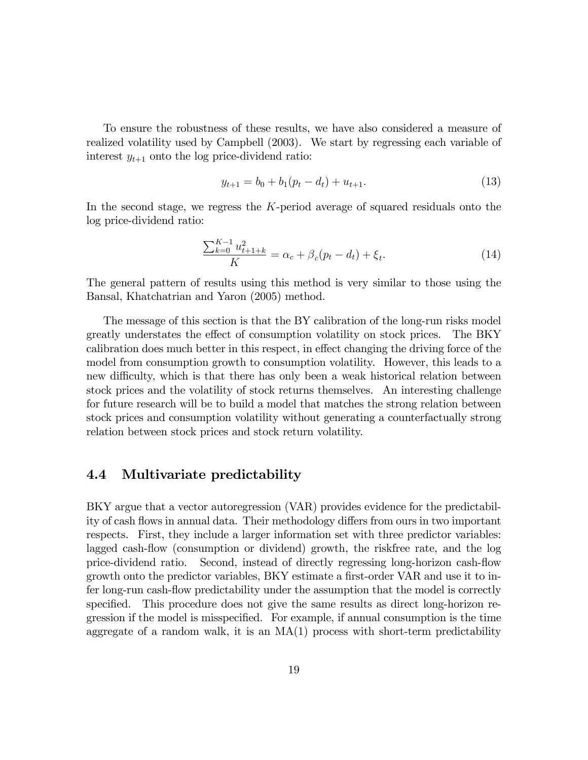To ensure the robustness of these results, we have also considered a measure of realized volatility used by Campbell (2003). We start by regressing each variable of interest $y_{t+1}$ onto the log price-dividend ratio:

$$y_{t+1} = b_0 + b_1(p_t - d_t) + u_{t+1}. \tag{13}$$

In the second stage, we regress the $K$-period average of squared residuals onto the log price-dividend ratio:

$$\frac{\sum_{k=0}^{K-1} u_{t+1+k}^2}{K} = \alpha_c + \beta_c(p_t - d_t) + \xi_t. \tag{14}$$

The general pattern of results using this method is very similar to those using the Bansal, Khatchatrian and Yaron (2005) method.

The message of this section is that the BY calibration of the long-run risks model greatly understates the effect of consumption volatility on stock prices. The BKY calibration does much better in this respect, in effect changing the driving force of the model from consumption growth to consumption volatility. However, this leads to a new difficulty, which is that there has only been a weak historical relation between stock prices and the volatility of stock returns themselves. An interesting challenge for future research will be to build a model that matches the strong relation between stock prices and consumption volatility without generating a counterfactually strong relation between stock prices and stock return volatility.

## 4.4 Multivariate predictability

BKY argue that a vector autoregression (VAR) provides evidence for the predictability of cash flows in annual data. Their methodology differs from ours in two important respects. First, they include a larger information set with three predictor variables: lagged cash-flow (consumption or dividend) growth, the riskfree rate, and the log price-dividend ratio. Second, instead of directly regressing long-horizon cash-flow growth onto the predictor variables, BKY estimate a first-order VAR and use it to infer long-run cash-flow predictability under the assumption that the model is correctly specified. This procedure does not give the same results as direct long-horizon regression if the model is misspecified. For example, if annual consumption is the time aggregate of a random walk, it is an MA(1) process with short-term predictability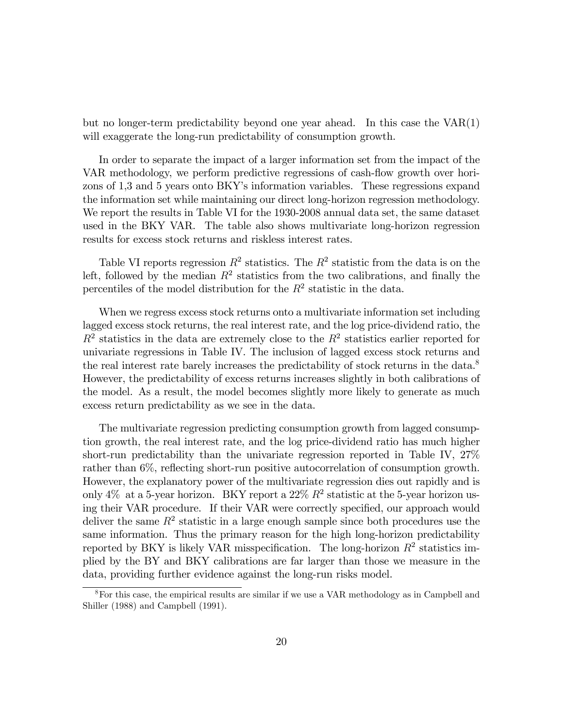but no longer-term predictability beyond one year ahead. In this case the VAR(1) will exaggerate the long-run predictability of consumption growth.

In order to separate the impact of a larger information set from the impact of the VAR methodology, we perform predictive regressions of cash-flow growth over horizons of 1,3 and 5 years onto BKY's information variables. These regressions expand the information set while maintaining our direct long-horizon regression methodology. We report the results in Table VI for the 1930-2008 annual data set, the same dataset used in the BKY VAR. The table also shows multivariate long-horizon regression results for excess stock returns and riskless interest rates.

Table VI reports regression $R^2$ statistics. The $R^2$ statistic from the data is on the left, followed by the median $R^2$ statistics from the two calibrations, and finally the percentiles of the model distribution for the $R^2$ statistic in the data.

When we regress excess stock returns onto a multivariate information set including lagged excess stock returns, the real interest rate, and the log price-dividend ratio, the $R^2$ statistics in the data are extremely close to the $R^2$ statistics earlier reported for univariate regressions in Table IV. The inclusion of lagged excess stock returns and the real interest rate barely increases the predictability of stock returns in the data.[8] However, the predictability of excess returns increases slightly in both calibrations of the model. As a result, the model becomes slightly more likely to generate as much excess return predictability as we see in the data.

The multivariate regression predicting consumption growth from lagged consumption growth, the real interest rate, and the log price-dividend ratio has much higher short-run predictability than the univariate regression reported in Table IV, 27% rather than 6%, reflecting short-run positive autocorrelation of consumption growth. However, the explanatory power of the multivariate regression dies out rapidly and is only 4% at a 5-year horizon. BKY report a 22% $R^2$ statistic at the 5-year horizon using their VAR procedure. If their VAR were correctly specified, our approach would deliver the same $R^2$ statistic in a large enough sample since both procedures use the same information. Thus the primary reason for the high long-horizon predictability reported by BKY is likely VAR misspecification. The long-horizon $R^2$ statistics implied by the BY and BKY calibrations are far larger than those we measure in the data, providing further evidence against the long-run risks model.

[8] For this case, the empirical results are similar if we use a VAR methodology as in Campbell and Shiller (1988) and Campbell (1991).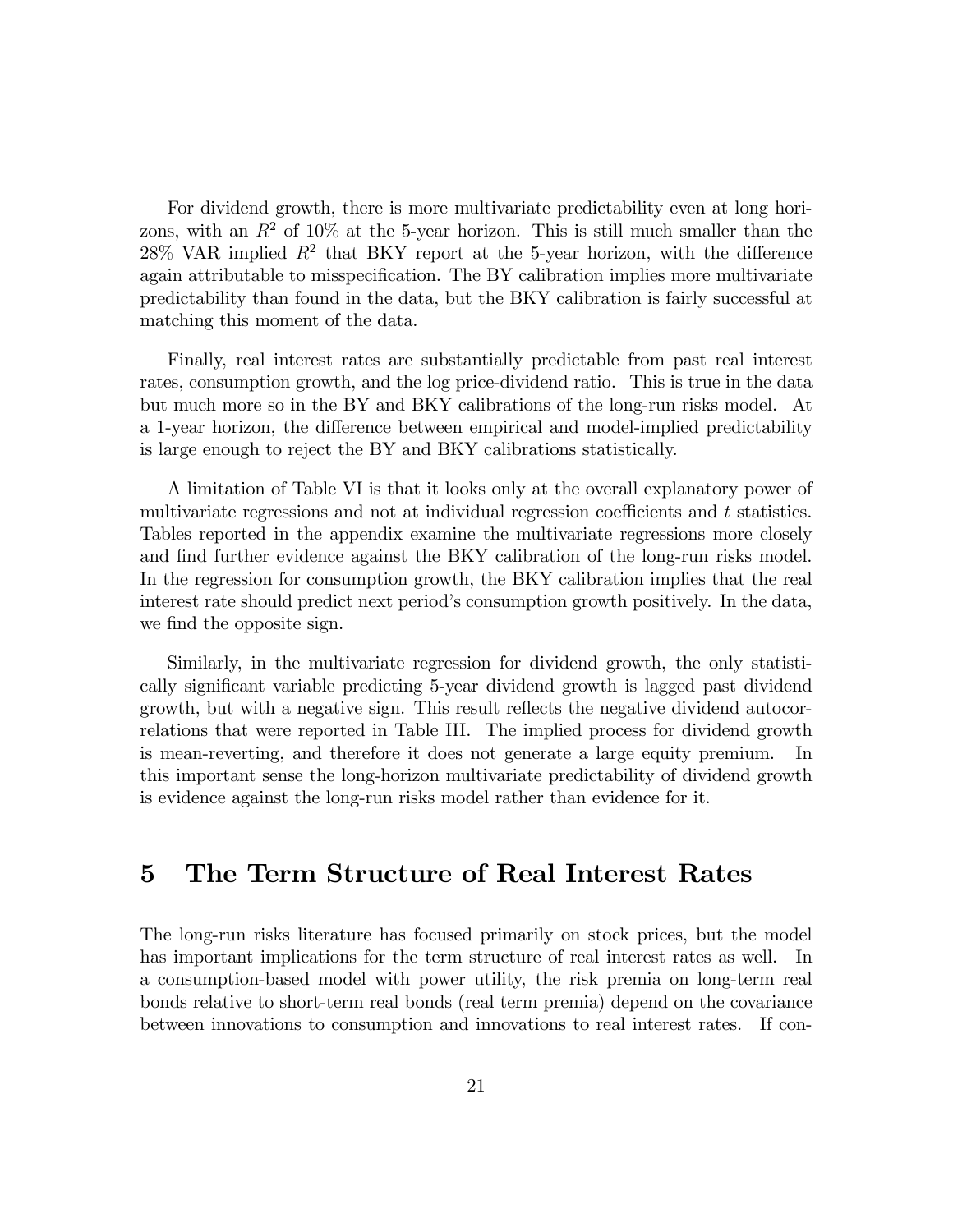For dividend growth, there is more multivariate predictability even at long horizons, with an $R^2$ of 10% at the 5-year horizon. This is still much smaller than the 28% VAR implied $R^2$ that BKY report at the 5-year horizon, with the difference again attributable to misspecification. The BY calibration implies more multivariate predictability than found in the data, but the BKY calibration is fairly successful at matching this moment of the data.

Finally, real interest rates are substantially predictable from past real interest rates, consumption growth, and the log price-dividend ratio. This is true in the data but much more so in the BY and BKY calibrations of the long-run risks model. At a 1-year horizon, the difference between empirical and model-implied predictability is large enough to reject the BY and BKY calibrations statistically.

A limitation of Table VI is that it looks only at the overall explanatory power of multivariate regressions and not at individual regression coefficients and $t$ statistics. Tables reported in the appendix examine the multivariate regressions more closely and find further evidence against the BKY calibration of the long-run risks model. In the regression for consumption growth, the BKY calibration implies that the real interest rate should predict next period's consumption growth positively. In the data, we find the opposite sign.

Similarly, in the multivariate regression for dividend growth, the only statistically significant variable predicting 5-year dividend growth is lagged past dividend growth, but with a negative sign. This result reflects the negative dividend autocorrelations that were reported in Table III. The implied process for dividend growth is mean-reverting, and therefore it does not generate a large equity premium. In this important sense the long-horizon multivariate predictability of dividend growth is evidence against the long-run risks model rather than evidence for it.

# 5 The Term Structure of Real Interest Rates

The long-run risks literature has focused primarily on stock prices, but the model has important implications for the term structure of real interest rates as well. In a consumption-based model with power utility, the risk premia on long-term real bonds relative to short-term real bonds (real term premia) depend on the covariance between innovations to consumption and innovations to real interest rates. If con-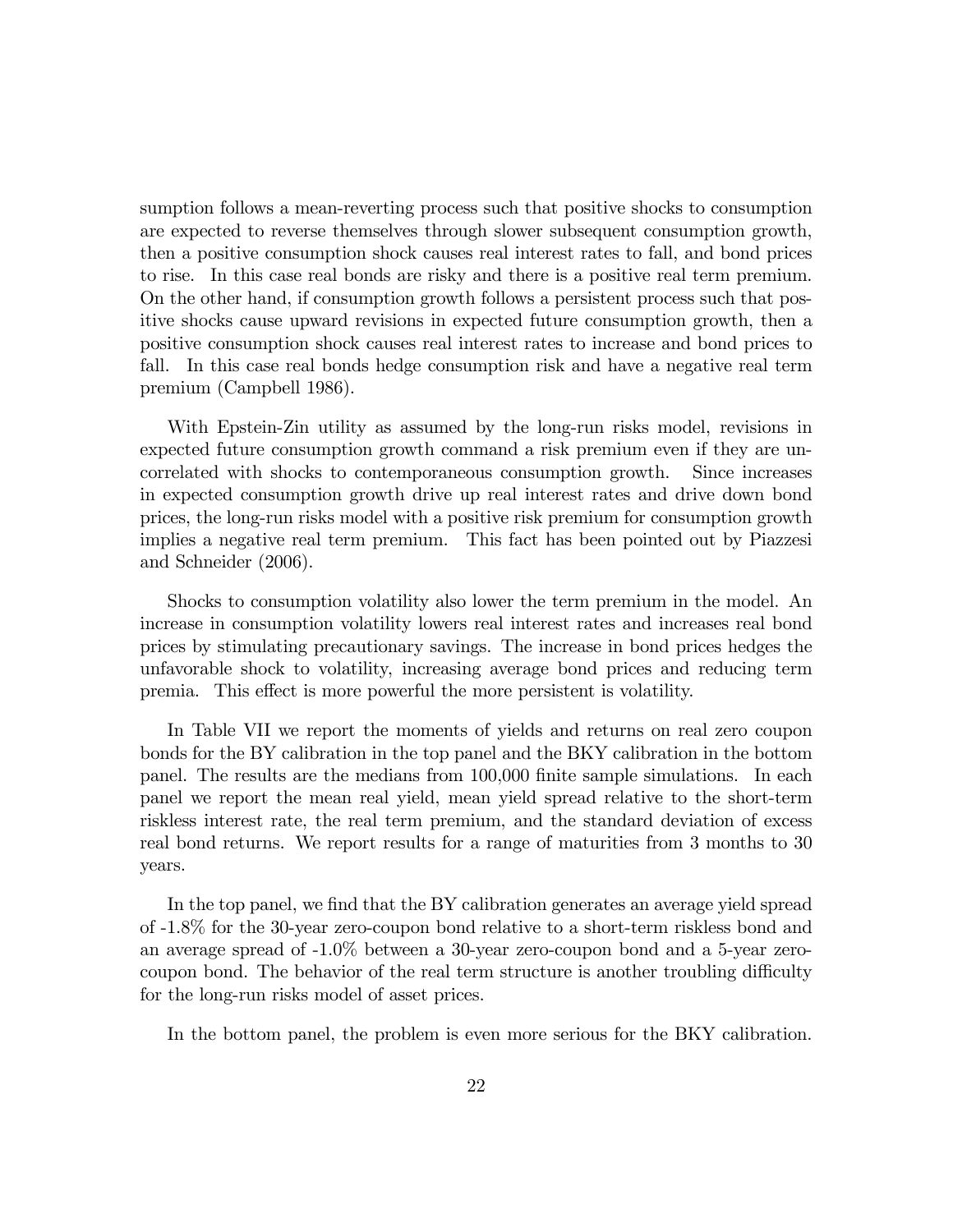sumption follows a mean-reverting process such that positive shocks to consumption are expected to reverse themselves through slower subsequent consumption growth, then a positive consumption shock causes real interest rates to fall, and bond prices to rise. In this case real bonds are risky and there is a positive real term premium. On the other hand, if consumption growth follows a persistent process such that positive shocks cause upward revisions in expected future consumption growth, then a positive consumption shock causes real interest rates to increase and bond prices to fall. In this case real bonds hedge consumption risk and have a negative real term premium (Campbell 1986).

With Epstein-Zin utility as assumed by the long-run risks model, revisions in expected future consumption growth command a risk premium even if they are uncorrelated with shocks to contemporaneous consumption growth. Since increases in expected consumption growth drive up real interest rates and drive down bond prices, the long-run risks model with a positive risk premium for consumption growth implies a negative real term premium. This fact has been pointed out by Piazzesi and Schneider (2006).

Shocks to consumption volatility also lower the term premium in the model. An increase in consumption volatility lowers real interest rates and increases real bond prices by stimulating precautionary savings. The increase in bond prices hedges the unfavorable shock to volatility, increasing average bond prices and reducing term premia. This effect is more powerful the more persistent is volatility.

In Table VII we report the moments of yields and returns on real zero coupon bonds for the BY calibration in the top panel and the BKY calibration in the bottom panel. The results are the medians from 100,000 finite sample simulations. In each panel we report the mean real yield, mean yield spread relative to the short-term riskless interest rate, the real term premium, and the standard deviation of excess real bond returns. We report results for a range of maturities from 3 months to 30 years.

In the top panel, we find that the BY calibration generates an average yield spread of -1.8% for the 30-year zero-coupon bond relative to a short-term riskless bond and an average spread of -1.0% between a 30-year zero-coupon bond and a 5-year zero-coupon bond. The behavior of the real term structure is another troubling difficulty for the long-run risks model of asset prices.

In the bottom panel, the problem is even more serious for the BKY calibration.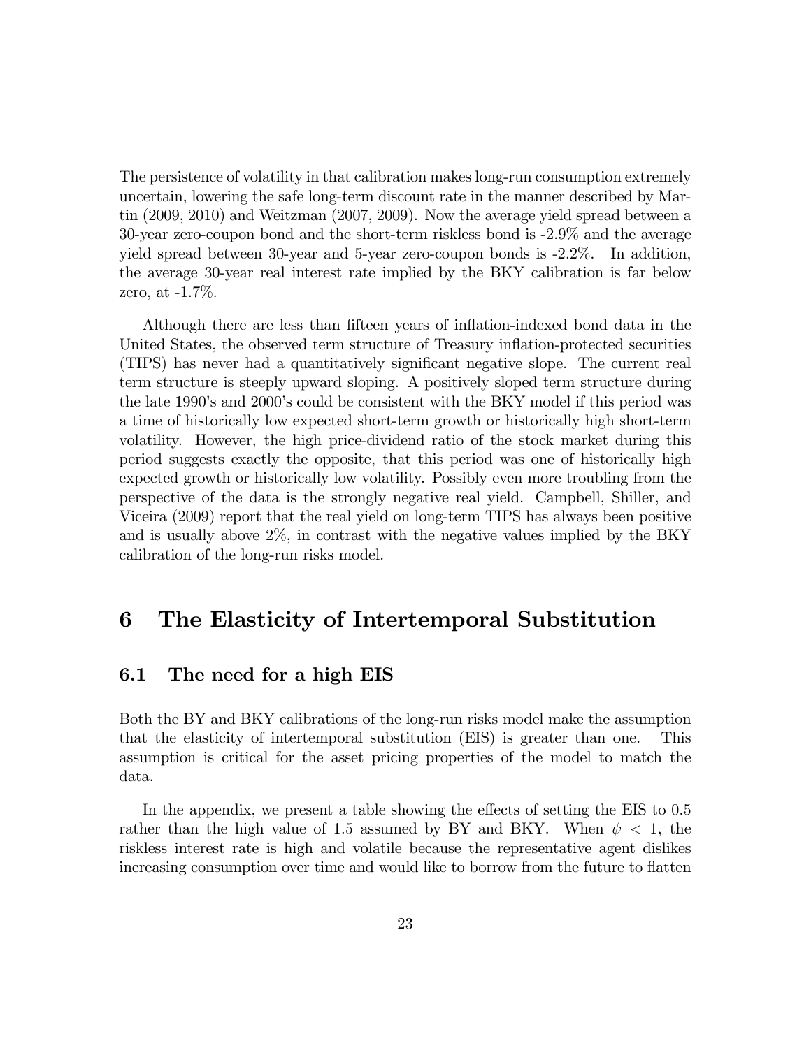The persistence of volatility in that calibration makes long-run consumption extremely uncertain, lowering the safe long-term discount rate in the manner described by Martin (2009, 2010) and Weitzman (2007, 2009). Now the average yield spread between a 30-year zero-coupon bond and the short-term riskless bond is -2.9% and the average yield spread between 30-year and 5-year zero-coupon bonds is -2.2%. In addition, the average 30-year real interest rate implied by the BKY calibration is far below zero, at -1.7%.

Although there are less than fifteen years of inflation-indexed bond data in the United States, the observed term structure of Treasury inflation-protected securities (TIPS) has never had a quantitatively significant negative slope. The current real term structure is steeply upward sloping. A positively sloped term structure during the late 1990's and 2000's could be consistent with the BKY model if this period was a time of historically low expected short-term growth or historically high short-term volatility. However, the high price-dividend ratio of the stock market during this period suggests exactly the opposite, that this period was one of historically high expected growth or historically low volatility. Possibly even more troubling from the perspective of the data is the strongly negative real yield. Campbell, Shiller, and Viceira (2009) report that the real yield on long-term TIPS has always been positive and is usually above 2%, in contrast with the negative values implied by the BKY calibration of the long-run risks model.

# 6 The Elasticity of Intertemporal Substitution

## 6.1 The need for a high EIS

Both the BY and BKY calibrations of the long-run risks model make the assumption that the elasticity of intertemporal substitution (EIS) is greater than one. This assumption is critical for the asset pricing properties of the model to match the data.

In the appendix, we present a table showing the effects of setting the EIS to 0.5 rather than the high value of 1.5 assumed by BY and BKY. When $\psi < 1$, the riskless interest rate is high and volatile because the representative agent dislikes increasing consumption over time and would like to borrow from the future to flatten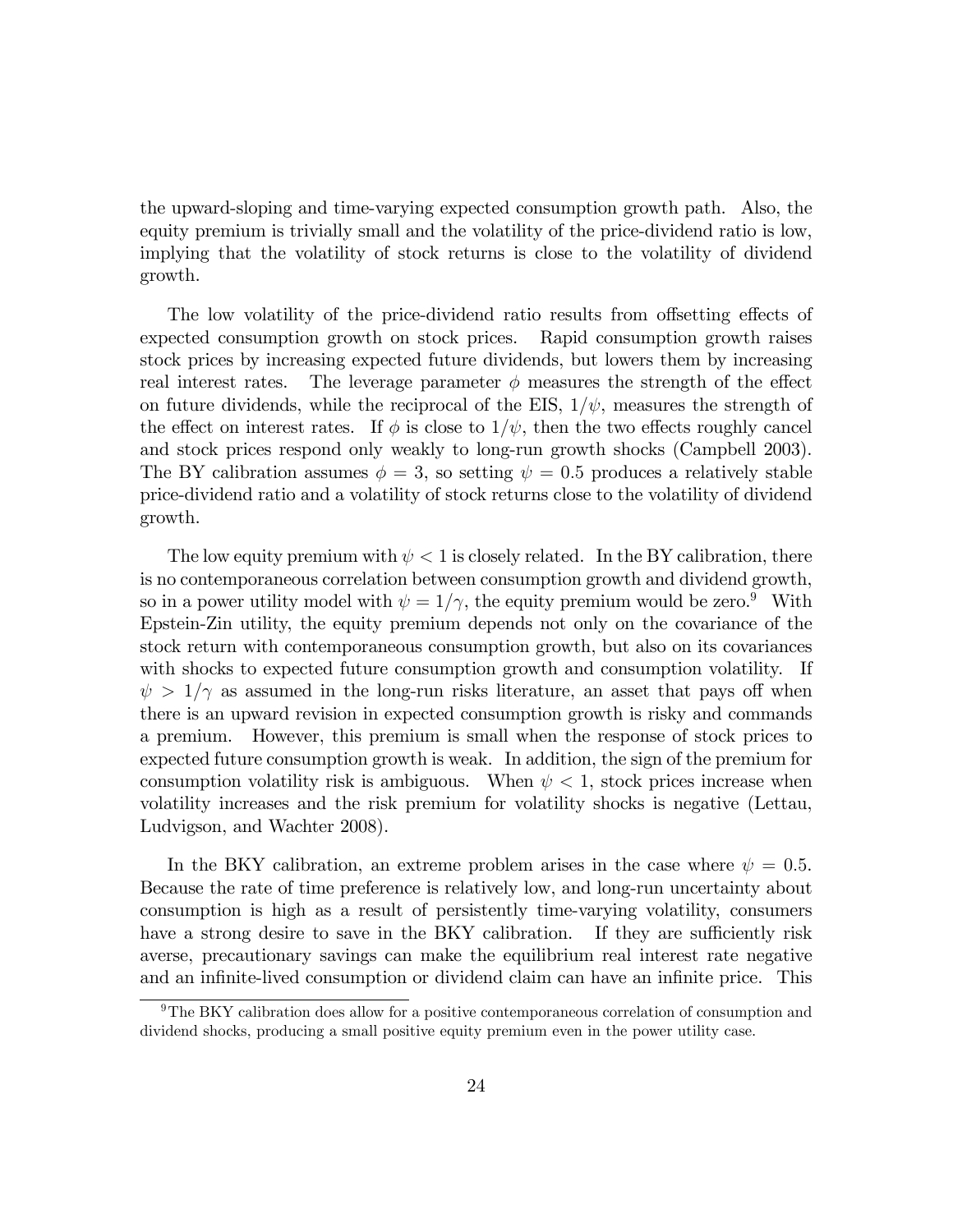the upward-sloping and time-varying expected consumption growth path. Also, the equity premium is trivially small and the volatility of the price-dividend ratio is low, implying that the volatility of stock returns is close to the volatility of dividend growth.

The low volatility of the price-dividend ratio results from offsetting effects of expected consumption growth on stock prices. Rapid consumption growth raises stock prices by increasing expected future dividends, but lowers them by increasing real interest rates. The leverage parameter $\phi$ measures the strength of the effect on future dividends, while the reciprocal of the EIS, $1/\psi$, measures the strength of the effect on interest rates. If $\phi$ is close to $1/\psi$, then the two effects roughly cancel and stock prices respond only weakly to long-run growth shocks (Campbell 2003). The BY calibration assumes $\phi = 3$, so setting $\psi = 0.5$ produces a relatively stable price-dividend ratio and a volatility of stock returns close to the volatility of dividend growth.

The low equity premium with $\psi < 1$ is closely related. In the BY calibration, there is no contemporaneous correlation between consumption growth and dividend growth, so in a power utility model with $\psi = 1/\gamma$, the equity premium would be zero.[9] With Epstein-Zin utility, the equity premium depends not only on the covariance of the stock return with contemporaneous consumption growth, but also on its covariances with shocks to expected future consumption growth and consumption volatility. If $\psi > 1/\gamma$ as assumed in the long-run risks literature, an asset that pays off when there is an upward revision in expected consumption growth is risky and commands a premium. However, this premium is small when the response of stock prices to expected future consumption growth is weak. In addition, the sign of the premium for consumption volatility risk is ambiguous. When $\psi < 1$, stock prices increase when volatility increases and the risk premium for volatility shocks is negative (Lettau, Ludvigson, and Wachter 2008).

In the BKY calibration, an extreme problem arises in the case where $\psi = 0.5$. Because the rate of time preference is relatively low, and long-run uncertainty about consumption is high as a result of persistently time-varying volatility, consumers have a strong desire to save in the BKY calibration. If they are sufficiently risk averse, precautionary savings can make the equilibrium real interest rate negative and an infinite-lived consumption or dividend claim can have an infinite price. This

[9] The BKY calibration does allow for a positive contemporaneous correlation of consumption and dividend shocks, producing a small positive equity premium even in the power utility case.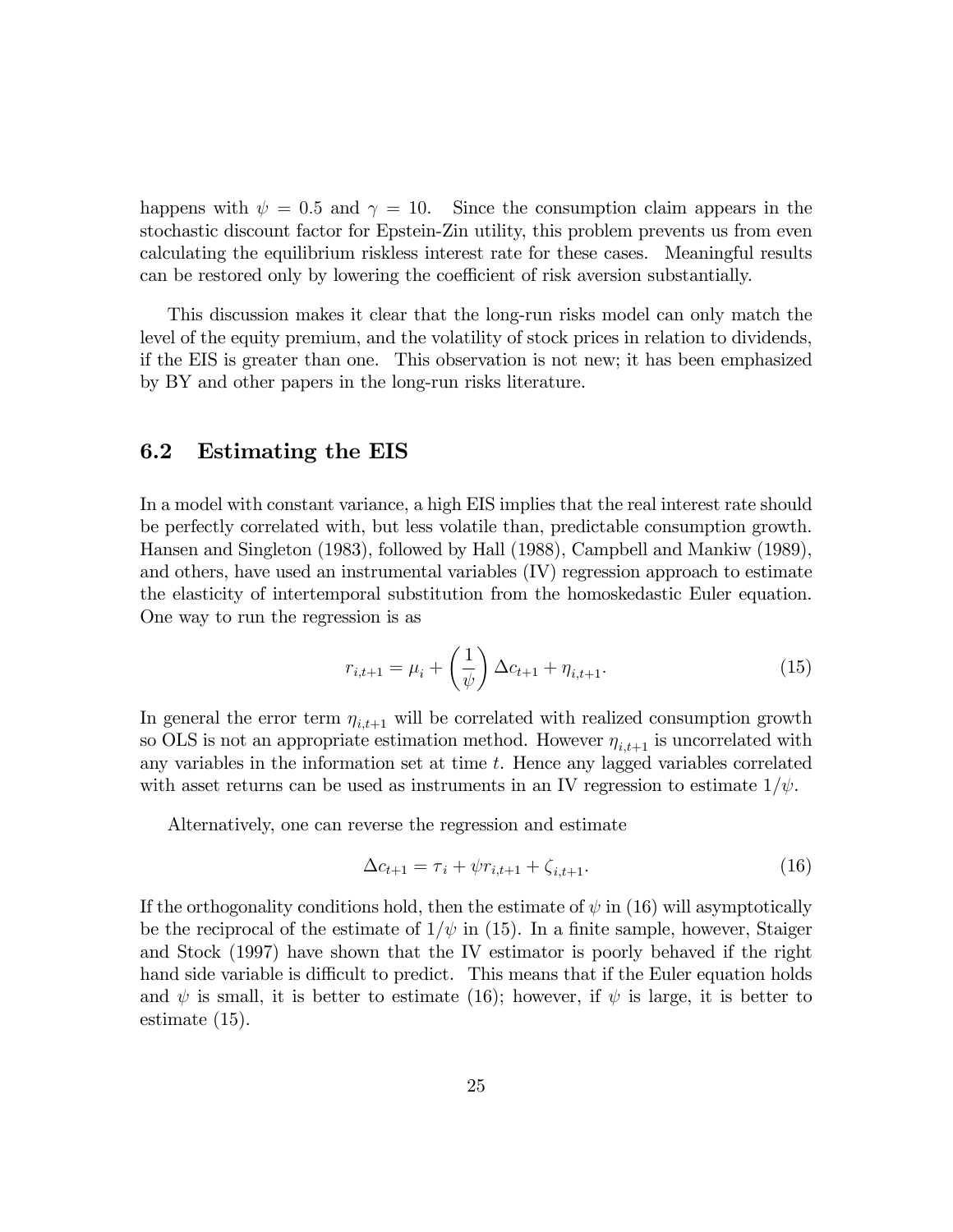happens with $\psi = 0.5$ and $\gamma = 10$. Since the consumption claim appears in the stochastic discount factor for Epstein-Zin utility, this problem prevents us from even calculating the equilibrium riskless interest rate for these cases. Meaningful results can be restored only by lowering the coefficient of risk aversion substantially.

This discussion makes it clear that the long-run risks model can only match the level of the equity premium, and the volatility of stock prices in relation to dividends, if the EIS is greater than one. This observation is not new; it has been emphasized by BY and other papers in the long-run risks literature.

## 6.2 Estimating the EIS

In a model with constant variance, a high EIS implies that the real interest rate should be perfectly correlated with, but less volatile than, predictable consumption growth. Hansen and Singleton (1983), followed by Hall (1988), Campbell and Mankiw (1989), and others, have used an instrumental variables (IV) regression approach to estimate the elasticity of intertemporal substitution from the homoskedastic Euler equation. One way to run the regression is as

$$r_{i,t+1} = \mu_i + \left(\frac{1}{\psi}\right) \Delta c_{t+1} + \eta_{i,t+1}. \tag{15}$$

In general the error term $\eta_{i,t+1}$ will be correlated with realized consumption growth so OLS is not an appropriate estimation method. However $\eta_{i,t+1}$ is uncorrelated with any variables in the information set at time $t$. Hence any lagged variables correlated with asset returns can be used as instruments in an IV regression to estimate $1/\psi$.

Alternatively, one can reverse the regression and estimate

$$\Delta c_{t+1} = \tau_i + \psi r_{i,t+1} + \zeta_{i,t+1}. \tag{16}$$

If the orthogonality conditions hold, then the estimate of $\psi$ in (16) will asymptotically be the reciprocal of the estimate of $1/\psi$ in (15). In a finite sample, however, Staiger and Stock (1997) have shown that the IV estimator is poorly behaved if the right hand side variable is difficult to predict. This means that if the Euler equation holds and $\psi$ is small, it is better to estimate (16); however, if $\psi$ is large, it is better to estimate (15).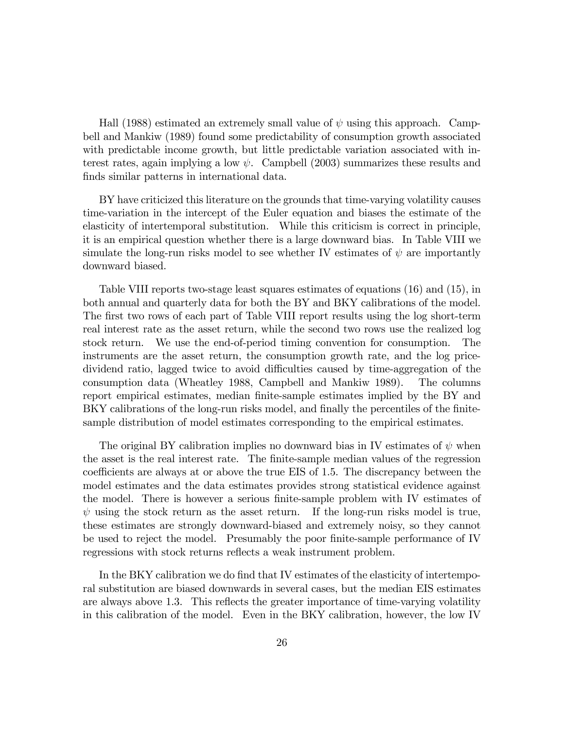Hall (1988) estimated an extremely small value of $\psi$ using this approach. Campbell and Mankiw (1989) found some predictability of consumption growth associated with predictable income growth, but little predictable variation associated with interest rates, again implying a low $\psi$. Campbell (2003) summarizes these results and finds similar patterns in international data.

BY have criticized this literature on the grounds that time-varying volatility causes time-variation in the intercept of the Euler equation and biases the estimate of the elasticity of intertemporal substitution. While this criticism is correct in principle, it is an empirical question whether there is a large downward bias. In Table VIII we simulate the long-run risks model to see whether IV estimates of $\psi$ are importantly downward biased.

Table VIII reports two-stage least squares estimates of equations (16) and (15), in both annual and quarterly data for both the BY and BKY calibrations of the model. The first two rows of each part of Table VIII report results using the log short-term real interest rate as the asset return, while the second two rows use the realized log stock return. We use the end-of-period timing convention for consumption. The instruments are the asset return, the consumption growth rate, and the log price-dividend ratio, lagged twice to avoid difficulties caused by time-aggregation of the consumption data (Wheatley 1988, Campbell and Mankiw 1989). The columns report empirical estimates, median finite-sample estimates implied by the BY and BKY calibrations of the long-run risks model, and finally the percentiles of the finite-sample distribution of model estimates corresponding to the empirical estimates.

The original BY calibration implies no downward bias in IV estimates of $\psi$ when the asset is the real interest rate. The finite-sample median values of the regression coefficients are always at or above the true EIS of 1.5. The discrepancy between the model estimates and the data estimates provides strong statistical evidence against the model. There is however a serious finite-sample problem with IV estimates of $\psi$ using the stock return as the asset return. If the long-run risks model is true, these estimates are strongly downward-biased and extremely noisy, so they cannot be used to reject the model. Presumably the poor finite-sample performance of IV regressions with stock returns reflects a weak instrument problem.

In the BKY calibration we do find that IV estimates of the elasticity of intertemporal substitution are biased downwards in several cases, but the median EIS estimates are always above 1.3. This reflects the greater importance of time-varying volatility in this calibration of the model. Even in the BKY calibration, however, the low IV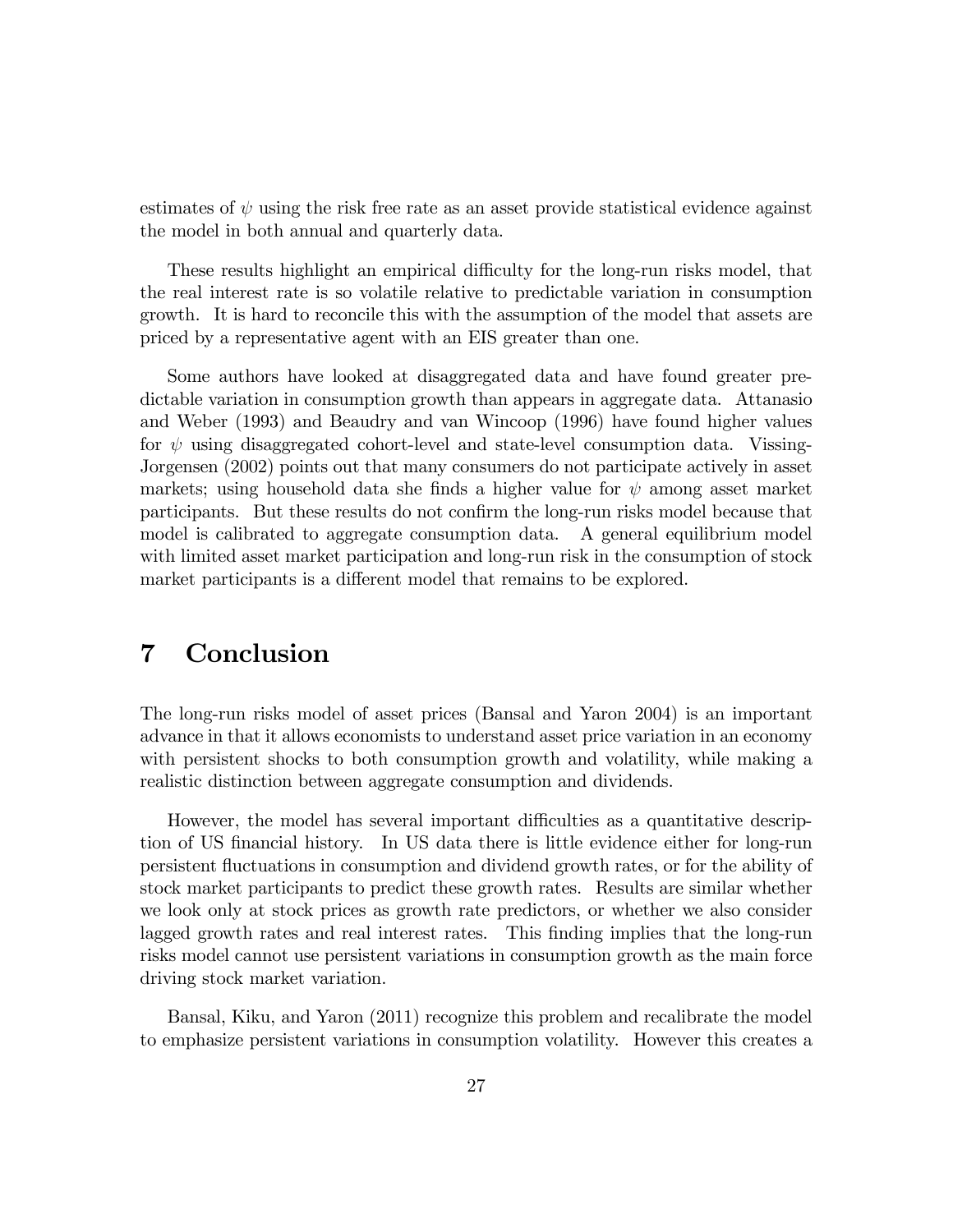estimates of $\psi$ using the risk free rate as an asset provide statistical evidence against the model in both annual and quarterly data.

These results highlight an empirical difficulty for the long-run risks model, that the real interest rate is so volatile relative to predictable variation in consumption growth. It is hard to reconcile this with the assumption of the model that assets are priced by a representative agent with an EIS greater than one.

Some authors have looked at disaggregated data and have found greater predictable variation in consumption growth than appears in aggregate data. Attanasio and Weber (1993) and Beaudry and van Wincoop (1996) have found higher values for $\psi$ using disaggregated cohort-level and state-level consumption data. Vissing-Jorgensen (2002) points out that many consumers do not participate actively in asset markets; using household data she finds a higher value for $\psi$ among asset market participants. But these results do not confirm the long-run risks model because that model is calibrated to aggregate consumption data. A general equilibrium model with limited asset market participation and long-run risk in the consumption of stock market participants is a different model that remains to be explored.

# 7 Conclusion

The long-run risks model of asset prices (Bansal and Yaron 2004) is an important advance in that it allows economists to understand asset price variation in an economy with persistent shocks to both consumption growth and volatility, while making a realistic distinction between aggregate consumption and dividends.

However, the model has several important difficulties as a quantitative description of US financial history. In US data there is little evidence either for long-run persistent fluctuations in consumption and dividend growth rates, or for the ability of stock market participants to predict these growth rates. Results are similar whether we look only at stock prices as growth rate predictors, or whether we also consider lagged growth rates and real interest rates. This finding implies that the long-run risks model cannot use persistent variations in consumption growth as the main force driving stock market variation.

Bansal, Kiku, and Yaron (2011) recognize this problem and recalibrate the model to emphasize persistent variations in consumption volatility. However this creates a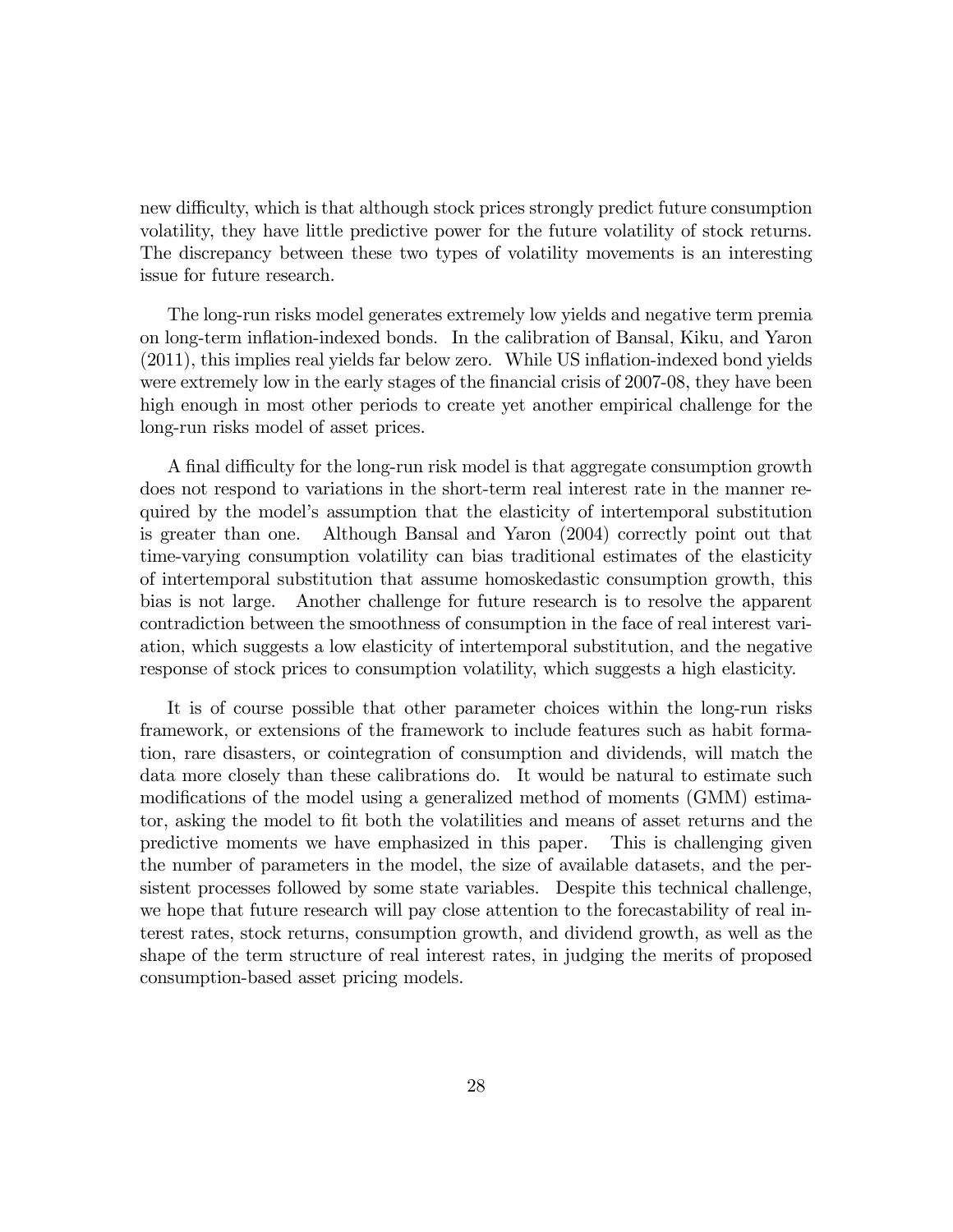new difficulty, which is that although stock prices strongly predict future consumption volatility, they have little predictive power for the future volatility of stock returns. The discrepancy between these two types of volatility movements is an interesting issue for future research.

The long-run risks model generates extremely low yields and negative term premia on long-term inflation-indexed bonds. In the calibration of Bansal, Kiku, and Yaron (2011), this implies real yields far below zero. While US inflation-indexed bond yields were extremely low in the early stages of the financial crisis of 2007-08, they have been high enough in most other periods to create yet another empirical challenge for the long-run risks model of asset prices.

A final difficulty for the long-run risk model is that aggregate consumption growth does not respond to variations in the short-term real interest rate in the manner required by the model's assumption that the elasticity of intertemporal substitution is greater than one. Although Bansal and Yaron (2004) correctly point out that time-varying consumption volatility can bias traditional estimates of the elasticity of intertemporal substitution that assume homoskedastic consumption growth, this bias is not large. Another challenge for future research is to resolve the apparent contradiction between the smoothness of consumption in the face of real interest variation, which suggests a low elasticity of intertemporal substitution, and the negative response of stock prices to consumption volatility, which suggests a high elasticity.

It is of course possible that other parameter choices within the long-run risks framework, or extensions of the framework to include features such as habit formation, rare disasters, or cointegration of consumption and dividends, will match the data more closely than these calibrations do. It would be natural to estimate such modifications of the model using a generalized method of moments (GMM) estimator, asking the model to fit both the volatilities and means of asset returns and the predictive moments we have emphasized in this paper. This is challenging given the number of parameters in the model, the size of available datasets, and the persistent processes followed by some state variables. Despite this technical challenge, we hope that future research will pay close attention to the forecastability of real interest rates, stock returns, consumption growth, and dividend growth, as well as the shape of the term structure of real interest rates, in judging the merits of proposed consumption-based asset pricing models.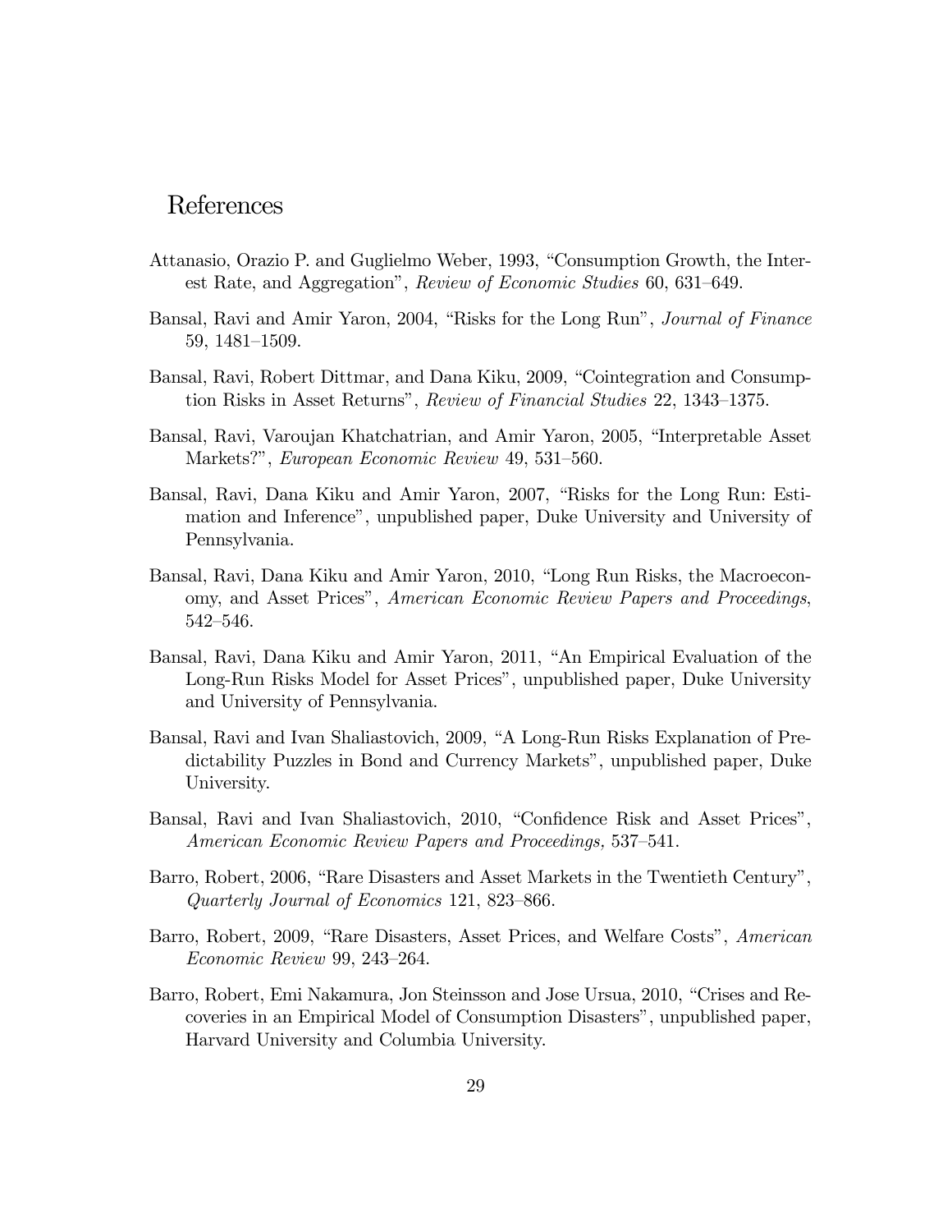# References

Attanasio, Orazio P. and Guglielmo Weber, 1993, "Consumption Growth, the Interest Rate, and Aggregation", *Review of Economic Studies* 60, 631–649.

Bansal, Ravi and Amir Yaron, 2004, "Risks for the Long Run", *Journal of Finance* 59, 1481–1509.

Bansal, Ravi, Robert Dittmar, and Dana Kiku, 2009, "Cointegration and Consumption Risks in Asset Returns", *Review of Financial Studies* 22, 1343–1375.

Bansal, Ravi, Varoujan Khatchatrian, and Amir Yaron, 2005, "Interpretable Asset Markets?", *European Economic Review* 49, 531–560.

Bansal, Ravi, Dana Kiku and Amir Yaron, 2007, "Risks for the Long Run: Estimation and Inference", unpublished paper, Duke University and University of Pennsylvania.

Bansal, Ravi, Dana Kiku and Amir Yaron, 2010, "Long Run Risks, the Macroeconomy, and Asset Prices", *American Economic Review Papers and Proceedings*, 542–546.

Bansal, Ravi, Dana Kiku and Amir Yaron, 2011, "An Empirical Evaluation of the Long-Run Risks Model for Asset Prices", unpublished paper, Duke University and University of Pennsylvania.

Bansal, Ravi and Ivan Shaliastovich, 2009, "A Long-Run Risks Explanation of Predictability Puzzles in Bond and Currency Markets", unpublished paper, Duke University.

Bansal, Ravi and Ivan Shaliastovich, 2010, "Confidence Risk and Asset Prices", *American Economic Review Papers and Proceedings,* 537–541.

Barro, Robert, 2006, "Rare Disasters and Asset Markets in the Twentieth Century", *Quarterly Journal of Economics* 121, 823–866.

Barro, Robert, 2009, "Rare Disasters, Asset Prices, and Welfare Costs", *American Economic Review* 99, 243–264.

Barro, Robert, Emi Nakamura, Jon Steinsson and Jose Ursua, 2010, "Crises and Recoveries in an Empirical Model of Consumption Disasters", unpublished paper, Harvard University and Columbia University.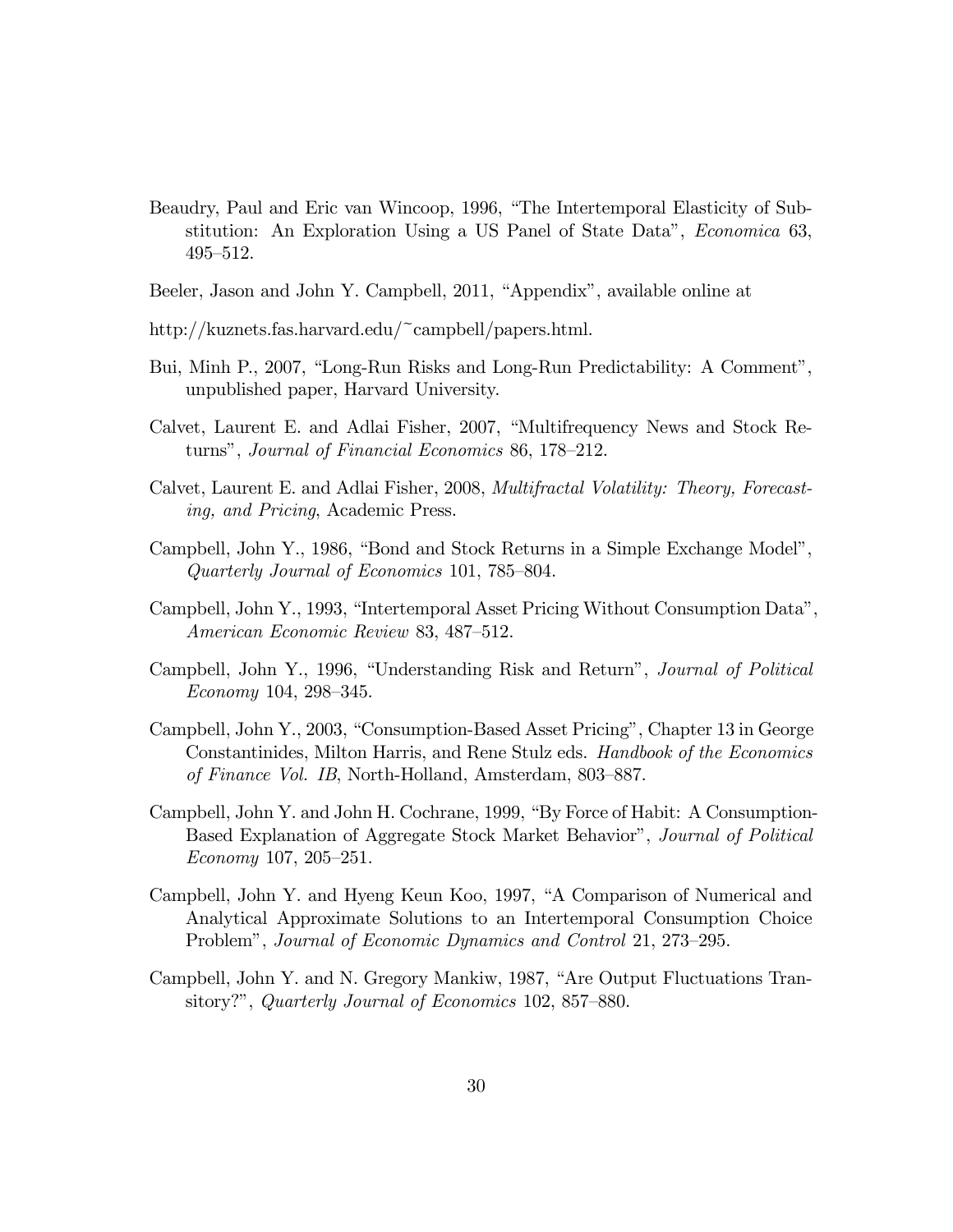Beaudry, Paul and Eric van Wincoop, 1996, "The Intertemporal Elasticity of Substitution: An Exploration Using a US Panel of State Data", *Economica* 63, 495–512.

Beeler, Jason and John Y. Campbell, 2011, "Appendix", available online at

http://kuznets.fas.harvard.edu/~campbell/papers.html.

Bui, Minh P., 2007, "Long-Run Risks and Long-Run Predictability: A Comment", unpublished paper, Harvard University.

Calvet, Laurent E. and Adlai Fisher, 2007, "Multifrequency News and Stock Returns", *Journal of Financial Economics* 86, 178–212.

Calvet, Laurent E. and Adlai Fisher, 2008, *Multifractal Volatility: Theory, Forecasting, and Pricing*, Academic Press.

Campbell, John Y., 1986, "Bond and Stock Returns in a Simple Exchange Model", *Quarterly Journal of Economics* 101, 785–804.

Campbell, John Y., 1993, "Intertemporal Asset Pricing Without Consumption Data", *American Economic Review* 83, 487–512.

Campbell, John Y., 1996, "Understanding Risk and Return", *Journal of Political Economy* 104, 298–345.

Campbell, John Y., 2003, "Consumption-Based Asset Pricing", Chapter 13 in George Constantinides, Milton Harris, and Rene Stulz eds. *Handbook of the Economics of Finance Vol. IB*, North-Holland, Amsterdam, 803–887.

Campbell, John Y. and John H. Cochrane, 1999, "By Force of Habit: A Consumption-Based Explanation of Aggregate Stock Market Behavior", *Journal of Political Economy* 107, 205–251.

Campbell, John Y. and Hyeng Keun Koo, 1997, "A Comparison of Numerical and Analytical Approximate Solutions to an Intertemporal Consumption Choice Problem", *Journal of Economic Dynamics and Control* 21, 273–295.

Campbell, John Y. and N. Gregory Mankiw, 1987, "Are Output Fluctuations Transitory?", *Quarterly Journal of Economics* 102, 857–880.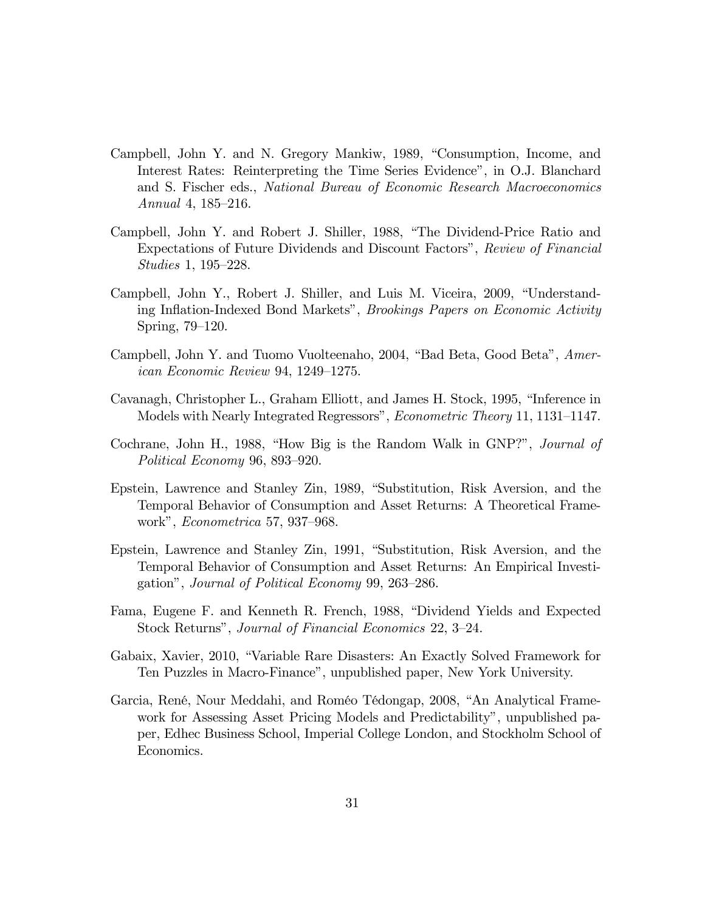Campbell, John Y. and N. Gregory Mankiw, 1989, "Consumption, Income, and Interest Rates: Reinterpreting the Time Series Evidence", in O.J. Blanchard and S. Fischer eds., *National Bureau of Economic Research Macroeconomics Annual* 4, 185–216.

Campbell, John Y. and Robert J. Shiller, 1988, "The Dividend-Price Ratio and Expectations of Future Dividends and Discount Factors", *Review of Financial Studies* 1, 195–228.

Campbell, John Y., Robert J. Shiller, and Luis M. Viceira, 2009, "Understanding Inflation-Indexed Bond Markets", *Brookings Papers on Economic Activity* Spring, 79–120.

Campbell, John Y. and Tuomo Vuolteenaho, 2004, "Bad Beta, Good Beta", *American Economic Review* 94, 1249–1275.

Cavanagh, Christopher L., Graham Elliott, and James H. Stock, 1995, "Inference in Models with Nearly Integrated Regressors", *Econometric Theory* 11, 1131–1147.

Cochrane, John H., 1988, "How Big is the Random Walk in GNP?", *Journal of Political Economy* 96, 893–920.

Epstein, Lawrence and Stanley Zin, 1989, "Substitution, Risk Aversion, and the Temporal Behavior of Consumption and Asset Returns: A Theoretical Framework", *Econometrica* 57, 937–968.

Epstein, Lawrence and Stanley Zin, 1991, "Substitution, Risk Aversion, and the Temporal Behavior of Consumption and Asset Returns: An Empirical Investigation", *Journal of Political Economy* 99, 263–286.

Fama, Eugene F. and Kenneth R. French, 1988, "Dividend Yields and Expected Stock Returns", *Journal of Financial Economics* 22, 3–24.

Gabaix, Xavier, 2010, "Variable Rare Disasters: An Exactly Solved Framework for Ten Puzzles in Macro-Finance", unpublished paper, New York University.

Garcia, René, Nour Meddahi, and Roméo Tédongap, 2008, "An Analytical Framework for Assessing Asset Pricing Models and Predictability", unpublished paper, Edhec Business School, Imperial College London, and Stockholm School of Economics.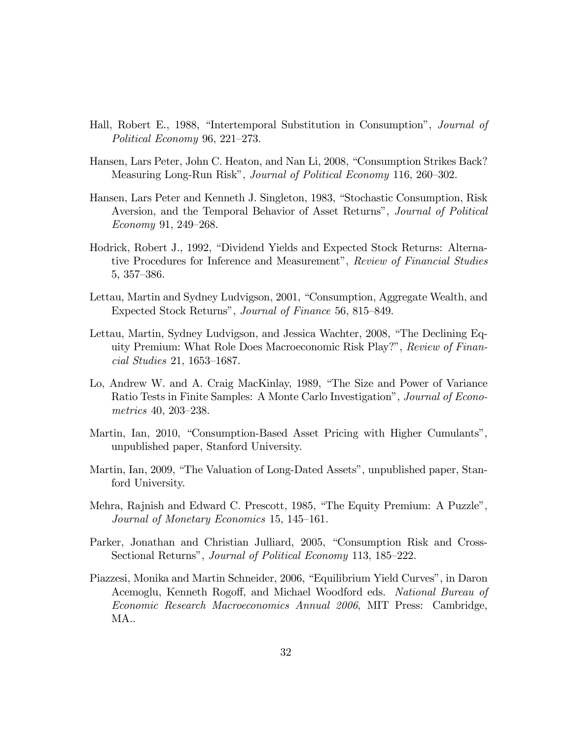Hall, Robert E., 1988, "Intertemporal Substitution in Consumption", *Journal of Political Economy* 96, 221–273.

Hansen, Lars Peter, John C. Heaton, and Nan Li, 2008, "Consumption Strikes Back? Measuring Long-Run Risk", *Journal of Political Economy* 116, 260–302.

Hansen, Lars Peter and Kenneth J. Singleton, 1983, "Stochastic Consumption, Risk Aversion, and the Temporal Behavior of Asset Returns", *Journal of Political Economy* 91, 249–268.

Hodrick, Robert J., 1992, "Dividend Yields and Expected Stock Returns: Alternative Procedures for Inference and Measurement", *Review of Financial Studies* 5, 357–386.

Lettau, Martin and Sydney Ludvigson, 2001, "Consumption, Aggregate Wealth, and Expected Stock Returns", *Journal of Finance* 56, 815–849.

Lettau, Martin, Sydney Ludvigson, and Jessica Wachter, 2008, "The Declining Equity Premium: What Role Does Macroeconomic Risk Play?", *Review of Financial Studies* 21, 1653–1687.

Lo, Andrew W. and A. Craig MacKinlay, 1989, "The Size and Power of Variance Ratio Tests in Finite Samples: A Monte Carlo Investigation", *Journal of Econometrics* 40, 203–238.

Martin, Ian, 2010, "Consumption-Based Asset Pricing with Higher Cumulants", unpublished paper, Stanford University.

Martin, Ian, 2009, "The Valuation of Long-Dated Assets", unpublished paper, Stanford University.

Mehra, Rajnish and Edward C. Prescott, 1985, "The Equity Premium: A Puzzle", *Journal of Monetary Economics* 15, 145–161.

Parker, Jonathan and Christian Julliard, 2005, "Consumption Risk and Cross-Sectional Returns", *Journal of Political Economy* 113, 185–222.

Piazzesi, Monika and Martin Schneider, 2006, "Equilibrium Yield Curves", in Daron Acemoglu, Kenneth Rogoff, and Michael Woodford eds. *National Bureau of Economic Research Macroeconomics Annual 2006*, MIT Press: Cambridge, MA..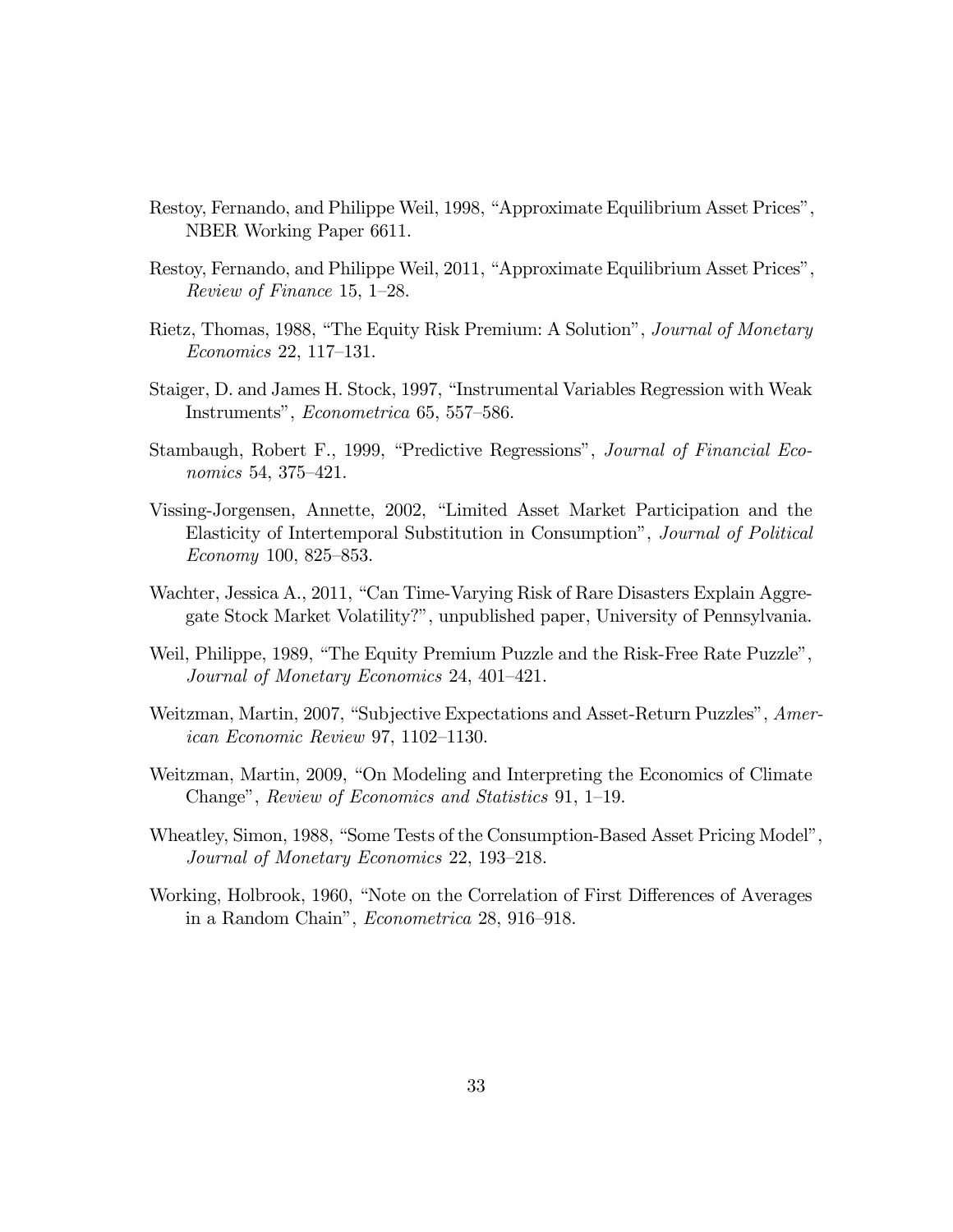Restoy, Fernando, and Philippe Weil, 1998, "Approximate Equilibrium Asset Prices", NBER Working Paper 6611.

Restoy, Fernando, and Philippe Weil, 2011, "Approximate Equilibrium Asset Prices", *Review of Finance* 15, 1–28.

Rietz, Thomas, 1988, "The Equity Risk Premium: A Solution", *Journal of Monetary Economics* 22, 117–131.

Staiger, D. and James H. Stock, 1997, "Instrumental Variables Regression with Weak Instruments", *Econometrica* 65, 557–586.

Stambaugh, Robert F., 1999, "Predictive Regressions", *Journal of Financial Economics* 54, 375–421.

Vissing-Jorgensen, Annette, 2002, "Limited Asset Market Participation and the Elasticity of Intertemporal Substitution in Consumption", *Journal of Political Economy* 100, 825–853.

Wachter, Jessica A., 2011, "Can Time-Varying Risk of Rare Disasters Explain Aggregate Stock Market Volatility?", unpublished paper, University of Pennsylvania.

Weil, Philippe, 1989, "The Equity Premium Puzzle and the Risk-Free Rate Puzzle", *Journal of Monetary Economics* 24, 401–421.

Weitzman, Martin, 2007, "Subjective Expectations and Asset-Return Puzzles", *American Economic Review* 97, 1102–1130.

Weitzman, Martin, 2009, "On Modeling and Interpreting the Economics of Climate Change", *Review of Economics and Statistics* 91, 1–19.

Wheatley, Simon, 1988, "Some Tests of the Consumption-Based Asset Pricing Model", *Journal of Monetary Economics* 22, 193–218.

Working, Holbrook, 1960, "Note on the Correlation of First Differences of Averages in a Random Chain", *Econometrica* 28, 916–918.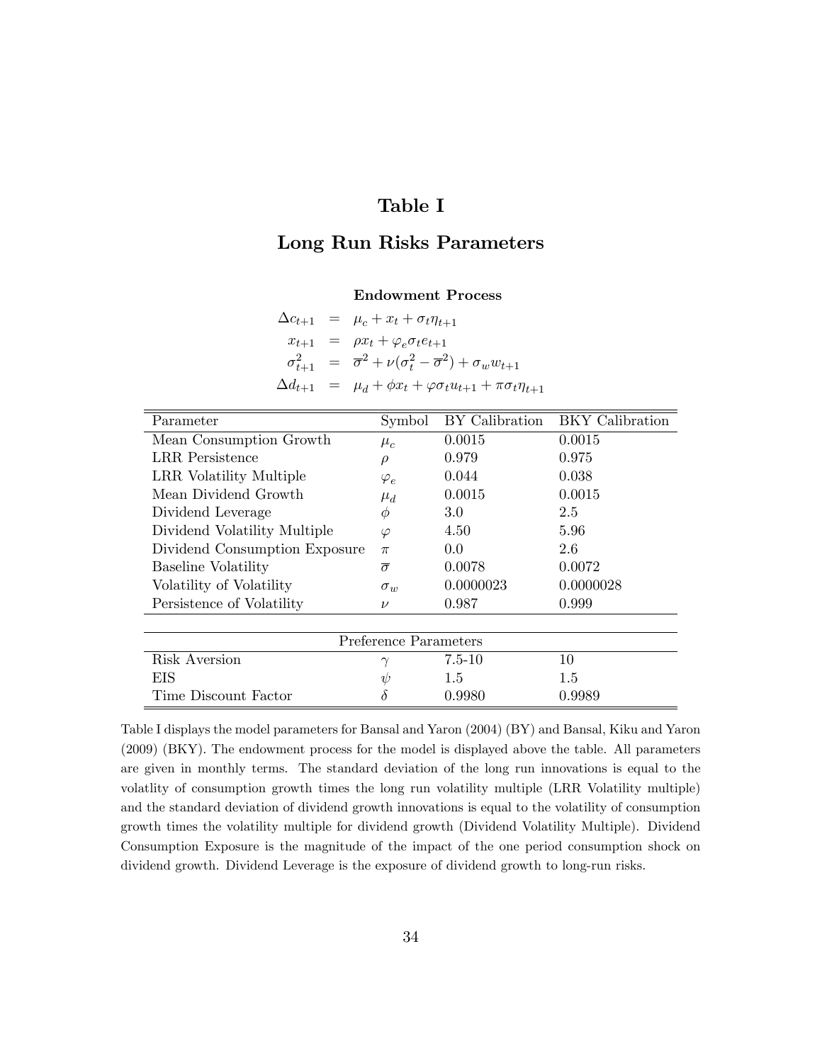# Table I

## Long Run Risks Parameters

### Endowment Process

$$
\begin{aligned}
\Delta c_{t+1} &= \mu_c + x_t + \sigma_t \eta_{t+1} \\
x_{t+1} &= \rho x_t + \varphi_e \sigma_t e_{t+1} \\
\sigma_{t+1}^2 &= \overline{\sigma}^2 + \nu(\sigma_t^2 - \overline{\sigma}^2) + \sigma_w w_{t+1} \\
\Delta d_{t+1} &= \mu_d + \phi x_t + \varphi \sigma_t u_{t+1} + \pi \sigma_t \eta_{t+1}
\end{aligned}
$$

| Parameter | Symbol | BY Calibration | BKY Calibration |
|---|---|---|---|
| Mean Consumption Growth | $\mu_c$ | 0.0015 | 0.0015 |
| LRR Persistence | $\rho$ | 0.979 | 0.975 |
| LRR Volatility Multiple | $\varphi_e$ | 0.044 | 0.038 |
| Mean Dividend Growth | $\mu_d$ | 0.0015 | 0.0015 |
| Dividend Leverage | $\phi$ | 3.0 | 2.5 |
| Dividend Volatility Multiple | $\varphi$ | 4.50 | 5.96 |
| Dividend Consumption Exposure | $\pi$ | 0.0 | 2.6 |
| Baseline Volatility | $\overline{\sigma}$ | 0.0078 | 0.0072 |
| Volatility of Volatility | $\sigma_w$ | 0.0000023 | 0.0000028 |
| Persistence of Volatility | $\nu$ | 0.987 | 0.999 |
| **Preference Parameters** | | | |
| Risk Aversion | $\gamma$ | 7.5-10 | 10 |
| EIS | $\psi$ | 1.5 | 1.5 |
| Time Discount Factor | $\delta$ | 0.9980 | 0.9989 |

Table I displays the model parameters for Bansal and Yaron (2004) (BY) and Bansal, Kiku and Yaron (2009) (BKY). The endowment process for the model is displayed above the table. All parameters are given in monthly terms. The standard deviation of the long run innovations is equal to the volatlity of consumption growth times the long run volatility multiple (LRR Volatility multiple) and the standard deviation of dividend growth innovations is equal to the volatility of consumption growth times the volatility multiple for dividend growth (Dividend Volatility Multiple). Dividend Consumption Exposure is the magnitude of the impact of the one period consumption shock on dividend growth. Dividend Leverage is the exposure of dividend growth to long-run risks.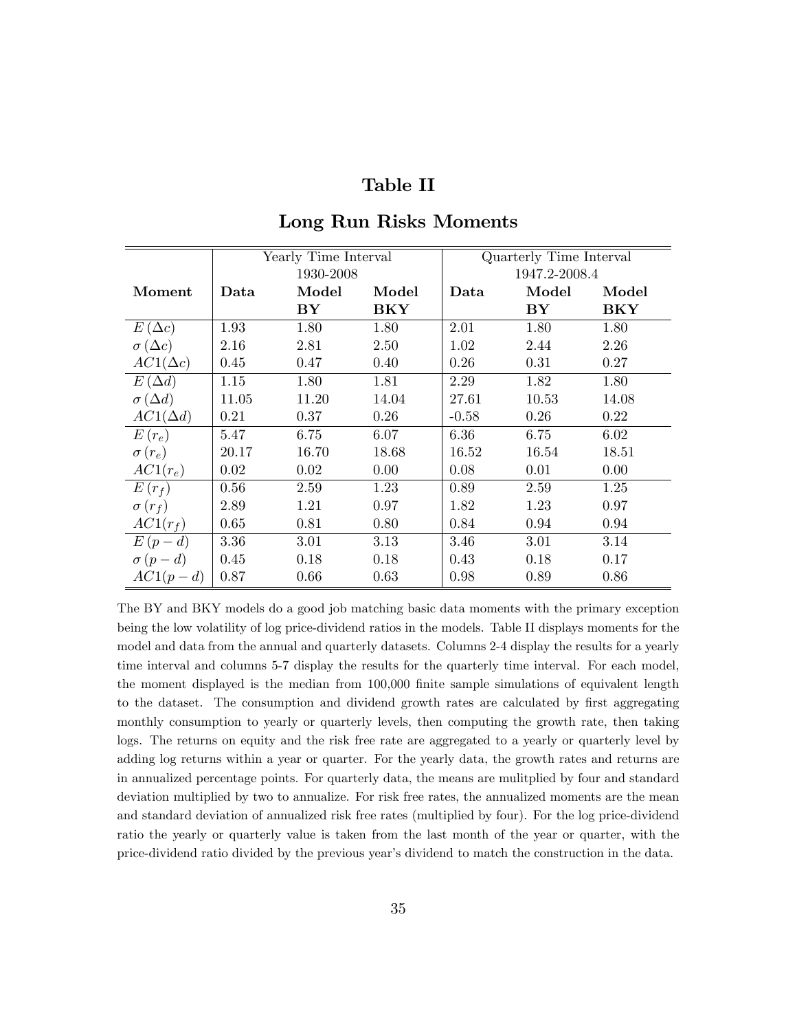## Table II

## Long Run Risks Moments

| | Yearly Time Interval 1930-2008 | | | Quarterly Time Interval 1947.2-2008.4 | | |
|---|---|---|---|---|---|---|
| **Moment** | **Data** | **Model BY** | **Model BKY** | **Data** | **Model BY** | **Model BKY** |
| $E(\Delta c)$ | 1.93 | 1.80 | 1.80 | 2.01 | 1.80 | 1.80 |
| $\sigma(\Delta c)$ | 2.16 | 2.81 | 2.50 | 1.02 | 2.44 | 2.26 |
| $AC1(\Delta c)$ | 0.45 | 0.47 | 0.40 | 0.26 | 0.31 | 0.27 |
| $E(\Delta d)$ | 1.15 | 1.80 | 1.81 | 2.29 | 1.82 | 1.80 |
| $\sigma(\Delta d)$ | 11.05 | 11.20 | 14.04 | 27.61 | 10.53 | 14.08 |
| $AC1(\Delta d)$ | 0.21 | 0.37 | 0.26 | -0.58 | 0.26 | 0.22 |
| $E(r_e)$ | 5.47 | 6.75 | 6.07 | 6.36 | 6.75 | 6.02 |
| $\sigma(r_e)$ | 20.17 | 16.70 | 18.68 | 16.52 | 16.54 | 18.51 |
| $AC1(r_e)$ | 0.02 | 0.02 | 0.00 | 0.08 | 0.01 | 0.00 |
| $E(r_f)$ | 0.56 | 2.59 | 1.23 | 0.89 | 2.59 | 1.25 |
| $\sigma(r_f)$ | 2.89 | 1.21 | 0.97 | 1.82 | 1.23 | 0.97 |
| $AC1(r_f)$ | 0.65 | 0.81 | 0.80 | 0.84 | 0.94 | 0.94 |
| $E(p-d)$ | 3.36 | 3.01 | 3.13 | 3.46 | 3.01 | 3.14 |
| $\sigma(p-d)$ | 0.45 | 0.18 | 0.18 | 0.43 | 0.18 | 0.17 |
| $AC1(p-d)$ | 0.87 | 0.66 | 0.63 | 0.98 | 0.89 | 0.86 |

The BY and BKY models do a good job matching basic data moments with the primary exception being the low volatility of log price-dividend ratios in the models. Table II displays moments for the model and data from the annual and quarterly datasets. Columns 2-4 display the results for a yearly time interval and columns 5-7 display the results for the quarterly time interval. For each model, the moment displayed is the median from 100,000 finite sample simulations of equivalent length to the dataset. The consumption and dividend growth rates are calculated by first aggregating monthly consumption to yearly or quarterly levels, then computing the growth rate, then taking logs. The returns on equity and the risk free rate are aggregated to a yearly or quarterly level by adding log returns within a year or quarter. For the yearly data, the growth rates and returns are in annualized percentage points. For quarterly data, the means are mulitplied by four and standard deviation multiplied by two to annualize. For risk free rates, the annualized moments are the mean and standard deviation of annualized risk free rates (multiplied by four). For the log price-dividend ratio the yearly or quarterly value is taken from the last month of the year or quarter, with the price-dividend ratio divided by the previous year's dividend to match the construction in the data.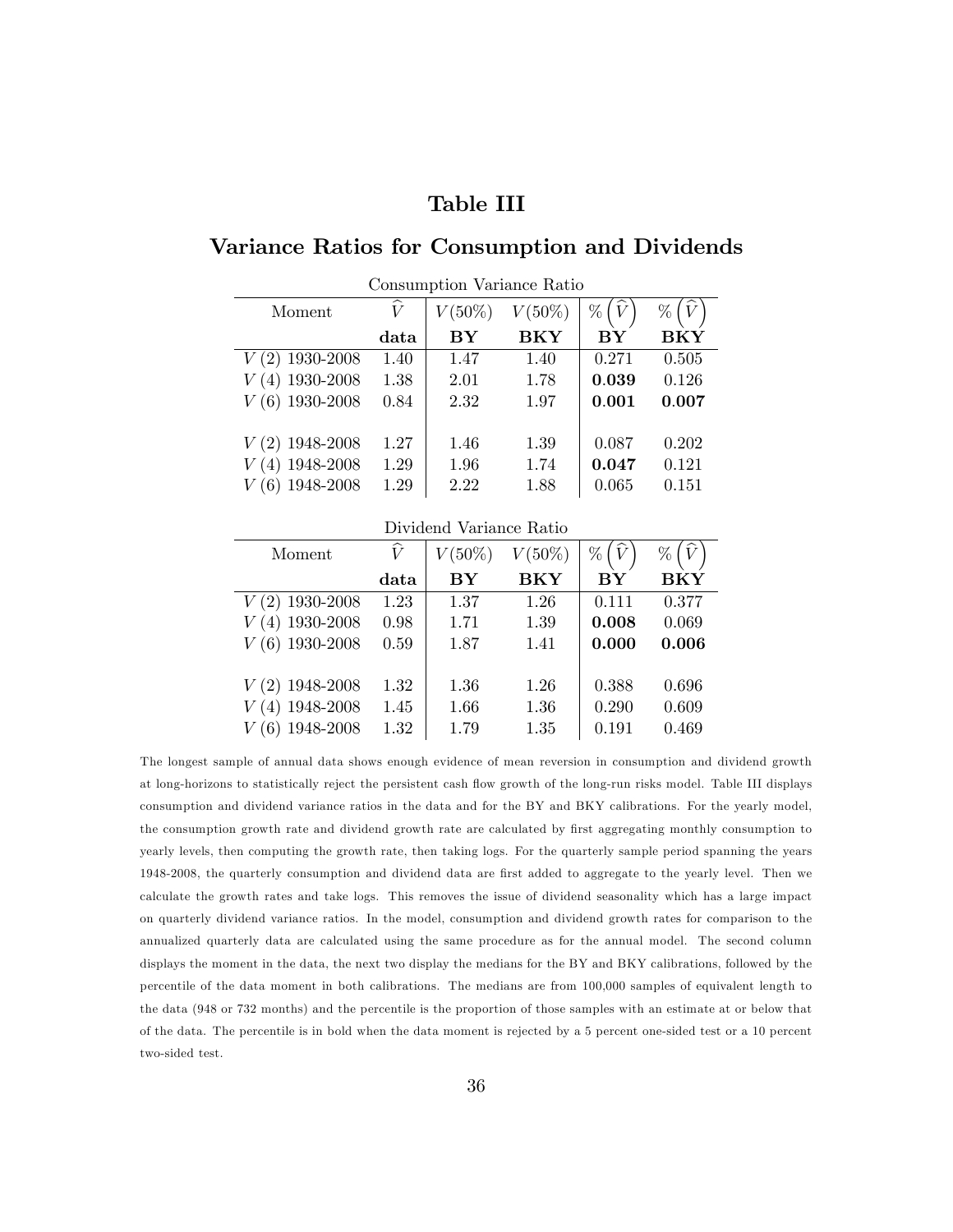# Table III

## Variance Ratios for Consumption and Dividends

Consumption Variance Ratio

| Moment | $\widehat{V}$ | $V(50\%)$ | $V(50\%)$ | $\%\left(\widehat{V}\right)$ | $\%\left(\widehat{V}\right)$ |
|---|---|---|---|---|---|
| | **data** | **BY** | **BKY** | **BY** | **BKY** |
| $V(2)$ 1930-2008 | 1.40 | 1.47 | 1.40 | 0.271 | 0.505 |
| $V(4)$ 1930-2008 | 1.38 | 2.01 | 1.78 | **0.039** | 0.126 |
| $V(6)$ 1930-2008 | 0.84 | 2.32 | 1.97 | **0.001** | **0.007** |
| | | | | | |
| $V(2)$ 1948-2008 | 1.27 | 1.46 | 1.39 | 0.087 | 0.202 |
| $V(4)$ 1948-2008 | 1.29 | 1.96 | 1.74 | **0.047** | 0.121 |
| $V(6)$ 1948-2008 | 1.29 | 2.22 | 1.88 | 0.065 | 0.151 |

Dividend Variance Ratio

| Moment | $\widehat{V}$ | $V(50\%)$ | $V(50\%)$ | $\%\left(\widehat{V}\right)$ | $\%\left(\widehat{V}\right)$ |
|---|---|---|---|---|---|
| | **data** | **BY** | **BKY** | **BY** | **BKY** |
| $V(2)$ 1930-2008 | 1.23 | 1.37 | 1.26 | 0.111 | 0.377 |
| $V(4)$ 1930-2008 | 0.98 | 1.71 | 1.39 | **0.008** | 0.069 |
| $V(6)$ 1930-2008 | 0.59 | 1.87 | 1.41 | **0.000** | **0.006** |
| | | | | | |
| $V(2)$ 1948-2008 | 1.32 | 1.36 | 1.26 | 0.388 | 0.696 |
| $V(4)$ 1948-2008 | 1.45 | 1.66 | 1.36 | 0.290 | 0.609 |
| $V(6)$ 1948-2008 | 1.32 | 1.79 | 1.35 | 0.191 | 0.469 |

The longest sample of annual data shows enough evidence of mean reversion in consumption and dividend growth at long-horizons to statistically reject the persistent cash flow growth of the long-run risks model. Table III displays consumption and dividend variance ratios in the data and for the BY and BKY calibrations. For the yearly model, the consumption growth rate and dividend growth rate are calculated by first aggregating monthly consumption to yearly levels, then computing the growth rate, then taking logs. For the quarterly sample period spanning the years 1948-2008, the quarterly consumption and dividend data are first added to aggregate to the yearly level. Then we calculate the growth rates and take logs. This removes the issue of dividend seasonality which has a large impact on quarterly dividend variance ratios. In the model, consumption and dividend growth rates for comparison to the annualized quarterly data are calculated using the same procedure as for the annual model. The second column displays the moment in the data, the next two display the medians for the BY and BKY calibrations, followed by the percentile of the data moment in both calibrations. The medians are from 100,000 samples of equivalent length to the data (948 or 732 months) and the percentile is the proportion of those samples with an estimate at or below that of the data. The percentile is in bold when the data moment is rejected by a 5 percent one-sided test or a 10 percent two-sided test.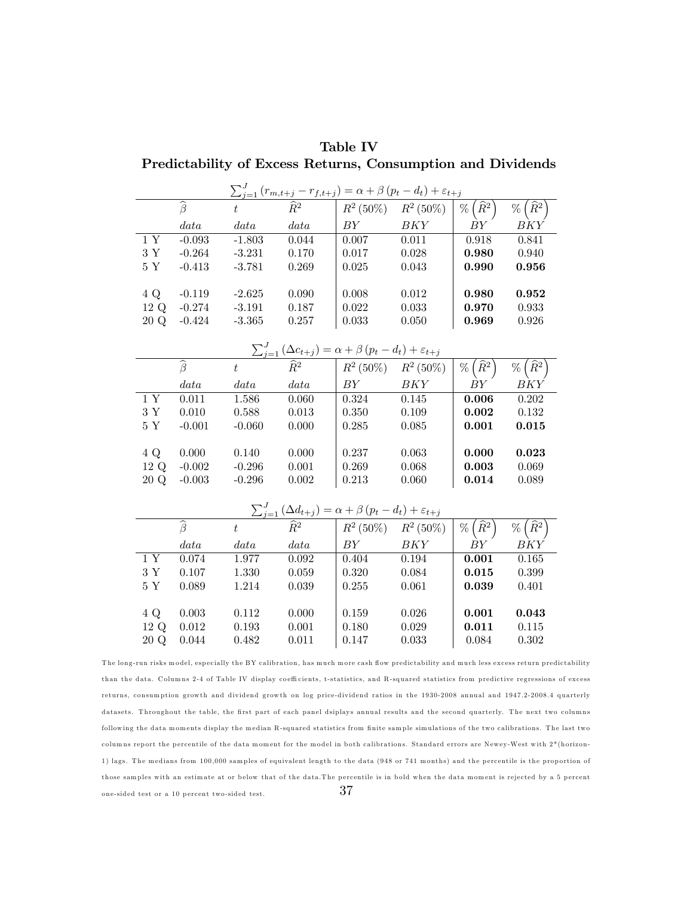# Table IV
## Predictability of Excess Returns, Consumption and Dividends

$$\sum_{j=1}^{J}\left(r_{m,t+j}-r_{f,t+j}\right)=\alpha+\beta\left(p_t-d_t\right)+\varepsilon_{t+j}$$

| | $\widehat{\beta}$ | $t$ | $\widehat{R}^2$ | $R^2\,(50\%)$ | $R^2\,(50\%)$ | $\%\left(\widehat{R}^2\right)$ | $\%\left(\widehat{R}^2\right)$ |
|---|---|---|---|---|---|---|---|
| | *data* | *data* | *data* | *BY* | *BKY* | *BY* | *BKY* |
| 1 Y | -0.093 | -1.803 | 0.044 | 0.007 | 0.011 | 0.918 | 0.841 |
| 3 Y | -0.264 | -3.231 | 0.170 | 0.017 | 0.028 | **0.980** | 0.940 |
| 5 Y | -0.413 | -3.781 | 0.269 | 0.025 | 0.043 | **0.990** | **0.956** |
| 4 Q | -0.119 | -2.625 | 0.090 | 0.008 | 0.012 | **0.980** | **0.952** |
| 12 Q | -0.274 | -3.191 | 0.187 | 0.022 | 0.033 | **0.970** | 0.933 |
| 20 Q | -0.424 | -3.365 | 0.257 | 0.033 | 0.050 | **0.969** | 0.926 |

$$\sum_{j=1}^{J}\left(\Delta c_{t+j}\right)=\alpha+\beta\left(p_t-d_t\right)+\varepsilon_{t+j}$$

| | $\widehat{\beta}$ | $t$ | $\widehat{R}^2$ | $R^2\,(50\%)$ | $R^2\,(50\%)$ | $\%\left(\widehat{R}^2\right)$ | $\%\left(\widehat{R}^2\right)$ |
|---|---|---|---|---|---|---|---|
| | *data* | *data* | *data* | *BY* | *BKY* | *BY* | *BKY* |
| 1 Y | 0.011 | 1.586 | 0.060 | 0.324 | 0.145 | **0.006** | 0.202 |
| 3 Y | 0.010 | 0.588 | 0.013 | 0.350 | 0.109 | **0.002** | 0.132 |
| 5 Y | -0.001 | -0.060 | 0.000 | 0.285 | 0.085 | **0.001** | **0.015** |
| 4 Q | 0.000 | 0.140 | 0.000 | 0.237 | 0.063 | **0.000** | **0.023** |
| 12 Q | -0.002 | -0.296 | 0.001 | 0.269 | 0.068 | **0.003** | 0.069 |
| 20 Q | -0.003 | -0.296 | 0.002 | 0.213 | 0.060 | **0.014** | 0.089 |

$$\sum_{j=1}^{J}\left(\Delta d_{t+j}\right)=\alpha+\beta\left(p_t-d_t\right)+\varepsilon_{t+j}$$

| | $\widehat{\beta}$ | $t$ | $\widehat{R}^2$ | $R^2\,(50\%)$ | $R^2\,(50\%)$ | $\%\left(\widehat{R}^2\right)$ | $\%\left(\widehat{R}^2\right)$ |
|---|---|---|---|---|---|---|---|
| | *data* | *data* | *data* | *BY* | *BKY* | *BY* | *BKY* |
| 1 Y | 0.074 | 1.977 | 0.092 | 0.404 | 0.194 | **0.001** | 0.165 |
| 3 Y | 0.107 | 1.330 | 0.059 | 0.320 | 0.084 | **0.015** | 0.399 |
| 5 Y | 0.089 | 1.214 | 0.039 | 0.255 | 0.061 | **0.039** | 0.401 |
| 4 Q | 0.003 | 0.112 | 0.000 | 0.159 | 0.026 | **0.001** | **0.043** |
| 12 Q | 0.012 | 0.193 | 0.001 | 0.180 | 0.029 | **0.011** | 0.115 |
| 20 Q | 0.044 | 0.482 | 0.011 | 0.147 | 0.033 | 0.084 | 0.302 |

The long-run risks model, especially the BY calibration, has much more cash flow predictability and much less excess return predictability than the data. Columns 2-4 of Table IV display coefficients, t-statistics, and R-squared statistics from predictive regressions of excess returns, consumption growth and dividend growth on log price-dividend ratios in the 1930-2008 annual and 1947.2-2008.4 quarterly datasets. Throughout the table, the first part of each panel dsiplays annual results and the second quarterly. The next two columns following the data moments display the median R-squared statistics from finite sample simulations of the two calibrations. The last two columns report the percentile of the data moment for the model in both calibrations. Standard errors are Newey-West with 2*(horizon-1) lags. The medians from 100,000 samples of equivalent length to the data (948 or 741 months) and the percentile is the proportion of those samples with an estimate at or below that of the data. The percentile is in bold when the data moment is rejected by a 5 percent one-sided test or a 10 percent two-sided test.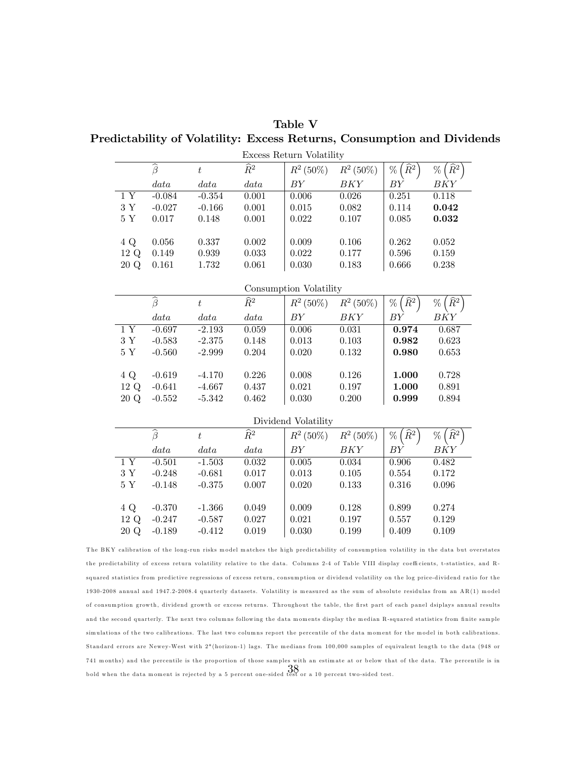## Table V
## Predictability of Volatility: Excess Returns, Consumption and Dividends

Excess Return Volatility

| | $\widehat{\beta}$ | $t$ | $\widehat{R}^2$ | $R^2\,(50\%)$ | $R^2\,(50\%)$ | $\%\left(\widehat{R}^2\right)$ | $\%\left(\widehat{R}^2\right)$ |
|---|---|---|---|---|---|---|---|
| | *data* | *data* | *data* | *BY* | *BKY* | *BY* | *BKY* |
| 1 Y | -0.084 | -0.354 | 0.001 | 0.006 | 0.026 | 0.251 | 0.118 |
| 3 Y | -0.027 | -0.166 | 0.001 | 0.015 | 0.082 | 0.114 | **0.042** |
| 5 Y | 0.017 | 0.148 | 0.001 | 0.022 | 0.107 | 0.085 | **0.032** |
| 4 Q | 0.056 | 0.337 | 0.002 | 0.009 | 0.106 | 0.262 | 0.052 |
| 12 Q | 0.149 | 0.939 | 0.033 | 0.022 | 0.177 | 0.596 | 0.159 |
| 20 Q | 0.161 | 1.732 | 0.061 | 0.030 | 0.183 | 0.666 | 0.238 |

Consumption Volatility

| | $\widehat{\beta}$ | $t$ | $\widehat{R}^2$ | $R^2\,(50\%)$ | $R^2\,(50\%)$ | $\%\left(\widehat{R}^2\right)$ | $\%\left(\widehat{R}^2\right)$ |
|---|---|---|---|---|---|---|---|
| | *data* | *data* | *data* | *BY* | *BKY* | *BY* | *BKY* |
| 1 Y | -0.697 | -2.193 | 0.059 | 0.006 | 0.031 | **0.974** | 0.687 |
| 3 Y | -0.583 | -2.375 | 0.148 | 0.013 | 0.103 | **0.982** | 0.623 |
| 5 Y | -0.560 | -2.999 | 0.204 | 0.020 | 0.132 | **0.980** | 0.653 |
| 4 Q | -0.619 | -4.170 | 0.226 | 0.008 | 0.126 | **1.000** | 0.728 |
| 12 Q | -0.641 | -4.667 | 0.437 | 0.021 | 0.197 | **1.000** | 0.891 |
| 20 Q | -0.552 | -5.342 | 0.462 | 0.030 | 0.200 | **0.999** | 0.894 |

Dividend Volatility

| | $\widehat{\beta}$ | $t$ | $\widehat{R}^2$ | $R^2\,(50\%)$ | $R^2\,(50\%)$ | $\%\left(\widehat{R}^2\right)$ | $\%\left(\widehat{R}^2\right)$ |
|---|---|---|---|---|---|---|---|
| | *data* | *data* | *data* | *BY* | *BKY* | *BY* | *BKY* |
| 1 Y | -0.501 | -1.503 | 0.032 | 0.005 | 0.034 | 0.906 | 0.482 |
| 3 Y | -0.248 | -0.681 | 0.017 | 0.013 | 0.105 | 0.554 | 0.172 |
| 5 Y | -0.148 | -0.375 | 0.007 | 0.020 | 0.133 | 0.316 | 0.096 |
| 4 Q | -0.370 | -1.366 | 0.049 | 0.009 | 0.128 | 0.899 | 0.274 |
| 12 Q | -0.247 | -0.587 | 0.027 | 0.021 | 0.197 | 0.557 | 0.129 |
| 20 Q | -0.189 | -0.412 | 0.019 | 0.030 | 0.199 | 0.409 | 0.109 |

The BKY calibration of the long-run risks model matches the high predictability of consumption volatility in the data but overstates the predictability of excess return volatility relative to the data. Columns 2-4 of Table VIII display coefficients, t-statistics, and R-squared statistics from predictive regressions of excess return, consumption or dividend volatility on the log price-dividend ratio for the 1930-2008 annual and 1947.2-2008.4 quarterly datasets. Volatility is measured as the sum of absolute residulas from an AR(1) model of consumption growth, dividend growth or excess returns. Throughout the table, the first part of each panel dsiplays annual results and the second quarterly. The next two columns following the data moments display the median R-squared statistics from finite sample simulations of the two calibrations. The last two columns report the percentile of the data moment for the model in both calibrations. Standard errors are Newey-West with 2*(horizon-1) lags. The medians from 100,000 samples of equivalent length to the data (948 or 741 months) and the percentile is the proportion of those samples with an estimate at or below that of the data. The percentile is in bold when the data moment is rejected by a 5 percent one-sided test or a 10 percent two-sided test.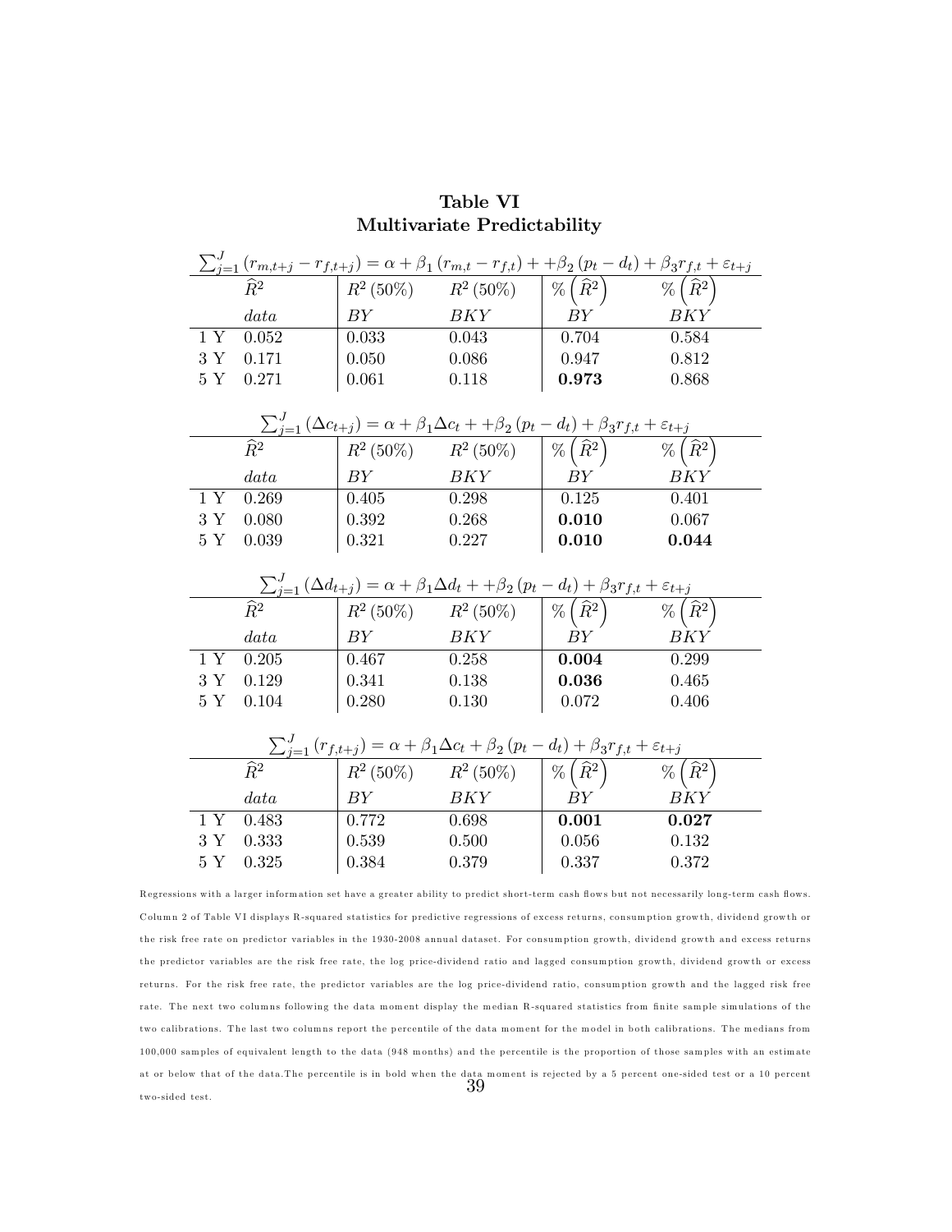# Table VI
# Multivariate Predictability

$$\sum_{j=1}^{J} (r_{m,t+j} - r_{f,t+j}) = \alpha + \beta_1 (r_{m,t} - r_{f,t}) + +\beta_2 (p_t - d_t) + \beta_3 r_{f,t} + \varepsilon_{t+j}$$

| | $\widehat{R}^2$ | $R^2\,(50\%)$ | $R^2\,(50\%)$ | $\%\left(\widehat{R}^2\right)$ | $\%\left(\widehat{R}^2\right)$ |
|---|---|---|---|---|---|
| | *data* | *BY* | *BKY* | *BY* | *BKY* |
| 1 Y | 0.052 | 0.033 | 0.043 | 0.704 | 0.584 |
| 3 Y | 0.171 | 0.050 | 0.086 | 0.947 | 0.812 |
| 5 Y | 0.271 | 0.061 | 0.118 | **0.973** | 0.868 |

$$\sum_{j=1}^{J} (\Delta c_{t+j}) = \alpha + \beta_1 \Delta c_t + +\beta_2 (p_t - d_t) + \beta_3 r_{f,t} + \varepsilon_{t+j}$$

| | $\widehat{R}^2$ | $R^2\,(50\%)$ | $R^2\,(50\%)$ | $\%\left(\widehat{R}^2\right)$ | $\%\left(\widehat{R}^2\right)$ |
|---|---|---|---|---|---|
| | *data* | *BY* | *BKY* | *BY* | *BKY* |
| 1 Y | 0.269 | 0.405 | 0.298 | 0.125 | 0.401 |
| 3 Y | 0.080 | 0.392 | 0.268 | **0.010** | 0.067 |
| 5 Y | 0.039 | 0.321 | 0.227 | **0.010** | **0.044** |

$$\sum_{j=1}^{J} (\Delta d_{t+j}) = \alpha + \beta_1 \Delta d_t + +\beta_2 (p_t - d_t) + \beta_3 r_{f,t} + \varepsilon_{t+j}$$

| | $\widehat{R}^2$ | $R^2\,(50\%)$ | $R^2\,(50\%)$ | $\%\left(\widehat{R}^2\right)$ | $\%\left(\widehat{R}^2\right)$ |
|---|---|---|---|---|---|
| | *data* | *BY* | *BKY* | *BY* | *BKY* |
| 1 Y | 0.205 | 0.467 | 0.258 | **0.004** | 0.299 |
| 3 Y | 0.129 | 0.341 | 0.138 | **0.036** | 0.465 |
| 5 Y | 0.104 | 0.280 | 0.130 | 0.072 | 0.406 |

$$\sum_{j=1}^{J} (r_{f,t+j}) = \alpha + \beta_1 \Delta c_t + \beta_2 (p_t - d_t) + \beta_3 r_{f,t} + \varepsilon_{t+j}$$

| | $\widehat{R}^2$ | $R^2\,(50\%)$ | $R^2\,(50\%)$ | $\%\left(\widehat{R}^2\right)$ | $\%\left(\widehat{R}^2\right)$ |
|---|---|---|---|---|---|
| | *data* | *BY* | *BKY* | *BY* | *BKY* |
| 1 Y | 0.483 | 0.772 | 0.698 | **0.001** | **0.027** |
| 3 Y | 0.333 | 0.539 | 0.500 | 0.056 | 0.132 |
| 5 Y | 0.325 | 0.384 | 0.379 | 0.337 | 0.372 |

Regressions with a larger information set have a greater ability to predict short-term cash flows but not necessarily long-term cash flows. Column 2 of Table VI displays R-squared statistics for predictive regressions of excess returns, consumption growth, dividend growth or the risk free rate on predictor variables in the 1930-2008 annual dataset. For consumption growth, dividend growth and excess returns the predictor variables are the risk free rate, the log price-dividend ratio and lagged consumption growth, dividend growth or excess returns. For the risk free rate, the predictor variables are the log price-dividend ratio, consumption growth and the lagged risk free rate. The next two columns following the data moment display the median R-squared statistics from finite sample simulations of the two calibrations. The last two columns report the percentile of the data moment for the model in both calibrations. The medians from 100,000 samples of equivalent length to the data (948 months) and the percentile is the proportion of those samples with an estimate at or below that of the data.The percentile is in bold when the data moment is rejected by a 5 percent one-sided test or a 10 percent two-sided test.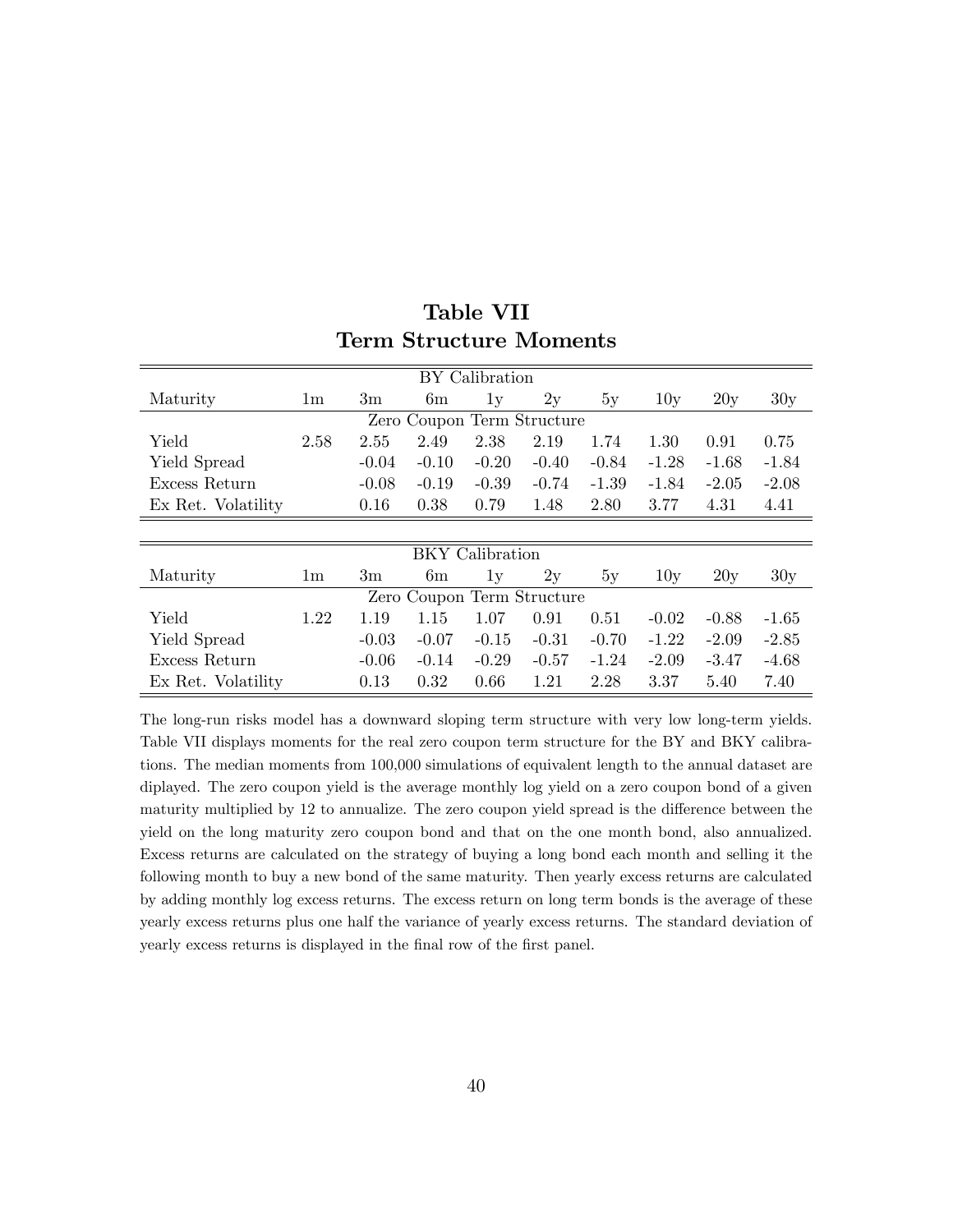# Table VII
## Term Structure Moments

| BY Calibration | | | | | | | | | |
|---|---|---|---|---|---|---|---|---|---|
| Maturity | 1m | 3m | 6m | 1y | 2y | 5y | 10y | 20y | 30y |
| Zero Coupon Term Structure | | | | | | | | | |
| Yield | 2.58 | 2.55 | 2.49 | 2.38 | 2.19 | 1.74 | 1.30 | 0.91 | 0.75 |
| Yield Spread | | -0.04 | -0.10 | -0.20 | -0.40 | -0.84 | -1.28 | -1.68 | -1.84 |
| Excess Return | | -0.08 | -0.19 | -0.39 | -0.74 | -1.39 | -1.84 | -2.05 | -2.08 |
| Ex Ret. Volatility | | 0.16 | 0.38 | 0.79 | 1.48 | 2.80 | 3.77 | 4.31 | 4.41 |

| BKY Calibration | | | | | | | | | |
|---|---|---|---|---|---|---|---|---|---|
| Maturity | 1m | 3m | 6m | 1y | 2y | 5y | 10y | 20y | 30y |
| Zero Coupon Term Structure | | | | | | | | | |
| Yield | 1.22 | 1.19 | 1.15 | 1.07 | 0.91 | 0.51 | -0.02 | -0.88 | -1.65 |
| Yield Spread | | -0.03 | -0.07 | -0.15 | -0.31 | -0.70 | -1.22 | -2.09 | -2.85 |
| Excess Return | | -0.06 | -0.14 | -0.29 | -0.57 | -1.24 | -2.09 | -3.47 | -4.68 |
| Ex Ret. Volatility | | 0.13 | 0.32 | 0.66 | 1.21 | 2.28 | 3.37 | 5.40 | 7.40 |

The long-run risks model has a downward sloping term structure with very low long-term yields. Table VII displays moments for the real zero coupon term structure for the BY and BKY calibrations. The median moments from 100,000 simulations of equivalent length to the annual dataset are diplayed. The zero coupon yield is the average monthly log yield on a zero coupon bond of a given maturity multiplied by 12 to annualize. The zero coupon yield spread is the difference between the yield on the long maturity zero coupon bond and that on the one month bond, also annualized. Excess returns are calculated on the strategy of buying a long bond each month and selling it the following month to buy a new bond of the same maturity. Then yearly excess returns are calculated by adding monthly log excess returns. The excess return on long term bonds is the average of these yearly excess returns plus one half the variance of yearly excess returns. The standard deviation of yearly excess returns is displayed in the final row of the first panel.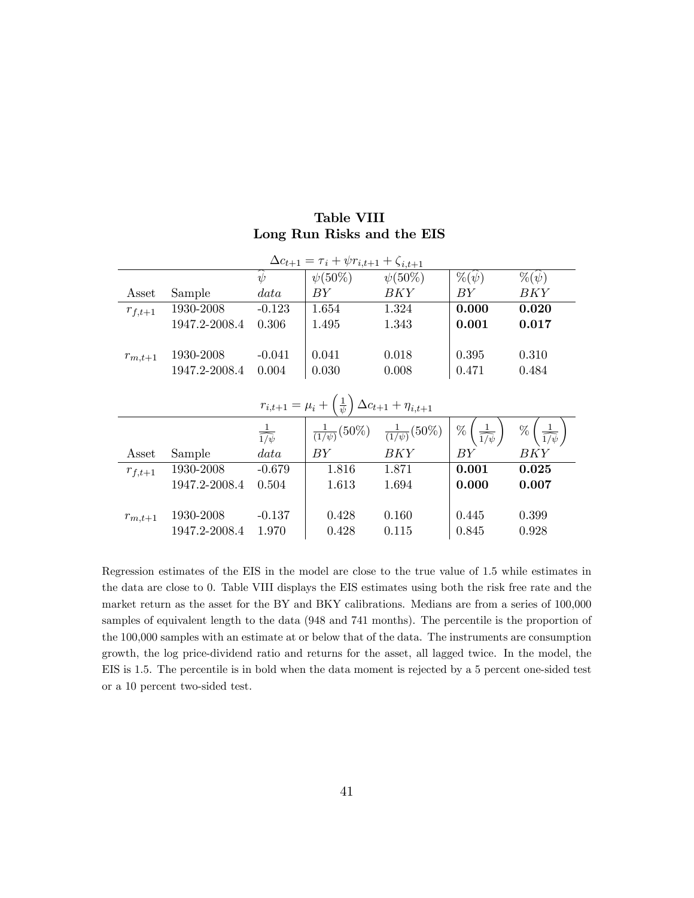**Table VIII**
**Long Run Risks and the EIS**

$$\Delta c_{t+1} = \tau_i + \psi r_{i,t+1} + \zeta_{i,t+1}$$

| Asset | Sample | $\widehat{\psi}$ *data* | $\psi(50\%)$ *BY* | $\psi(50\%)$ *BKY* | $\%(\widehat{\psi})$ *BY* | $\%(\widehat{\psi})$ *BKY* |
|---|---|---|---|---|---|---|
| $r_{f,t+1}$ | 1930-2008 | -0.123 | 1.654 | 1.324 | **0.000** | **0.020** |
| | 1947.2-2008.4 | 0.306 | 1.495 | 1.343 | **0.001** | **0.017** |
| $r_{m,t+1}$ | 1930-2008 | -0.041 | 0.041 | 0.018 | 0.395 | 0.310 |
| | 1947.2-2008.4 | 0.004 | 0.030 | 0.008 | 0.471 | 0.484 |

$$r_{i,t+1} = \mu_i + \left(\frac{1}{\psi}\right)\Delta c_{t+1} + \eta_{i,t+1}$$

| Asset | Sample | $\frac{1}{\widehat{1/\psi}}$ *data* | $\frac{1}{(1/\psi)}(50\%)$ *BY* | $\frac{1}{(1/\psi)}(50\%)$ *BKY* | $\%\left(\frac{1}{\widehat{1/\psi}}\right)$ *BY* | $\%\left(\frac{1}{\widehat{1/\psi}}\right)$ *BKY* |
|---|---|---|---|---|---|---|
| $r_{f,t+1}$ | 1930-2008 | -0.679 | 1.816 | 1.871 | **0.001** | **0.025** |
| | 1947.2-2008.4 | 0.504 | 1.613 | 1.694 | **0.000** | **0.007** |
| $r_{m,t+1}$ | 1930-2008 | -0.137 | 0.428 | 0.160 | 0.445 | 0.399 |
| | 1947.2-2008.4 | 1.970 | 0.428 | 0.115 | 0.845 | 0.928 |

Regression estimates of the EIS in the model are close to the true value of 1.5 while estimates in the data are close to 0. Table VIII displays the EIS estimates using both the risk free rate and the market return as the asset for the BY and BKY calibrations. Medians are from a series of 100,000 samples of equivalent length to the data (948 and 741 months). The percentile is the proportion of the 100,000 samples with an estimate at or below that of the data. The instruments are consumption growth, the log price-dividend ratio and returns for the asset, all lagged twice. In the model, the EIS is 1.5. The percentile is in bold when the data moment is rejected by a 5 percent one-sided test or a 10 percent two-sided test.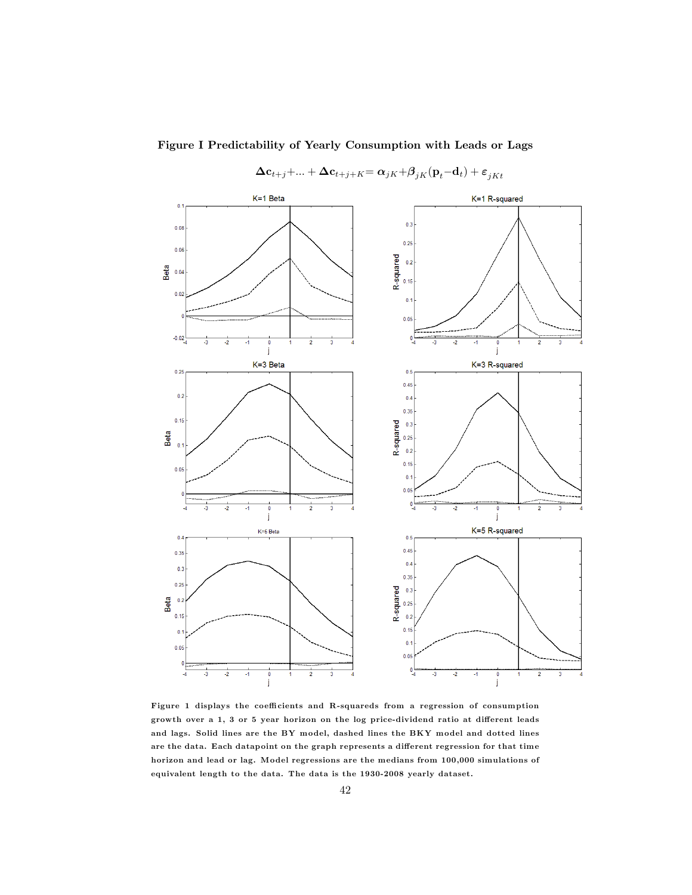**Figure I Predictability of Yearly Consumption with Leads or Lags**

$$\Delta \mathbf{c}_{t+j} + \ldots + \Delta \mathbf{c}_{t+j+K} = \boldsymbol{\alpha}_{jK} + \boldsymbol{\beta}_{jK}(\mathbf{p}_t - \mathbf{d}_t) + \varepsilon_{jKt}$$

**Figure 1 displays the coefficients and R-squareds from a regression of consumption growth over a 1, 3 or 5 year horizon on the log price-dividend ratio at different leads and lags. Solid lines are the BY model, dashed lines the BKY model and dotted lines are the data. Each datapoint on the graph represents a different regression for that time horizon and lead or lag. Model regressions are the medians from 100,000 simulations of equivalent length to the data. The data is the 1930-2008 yearly dataset.**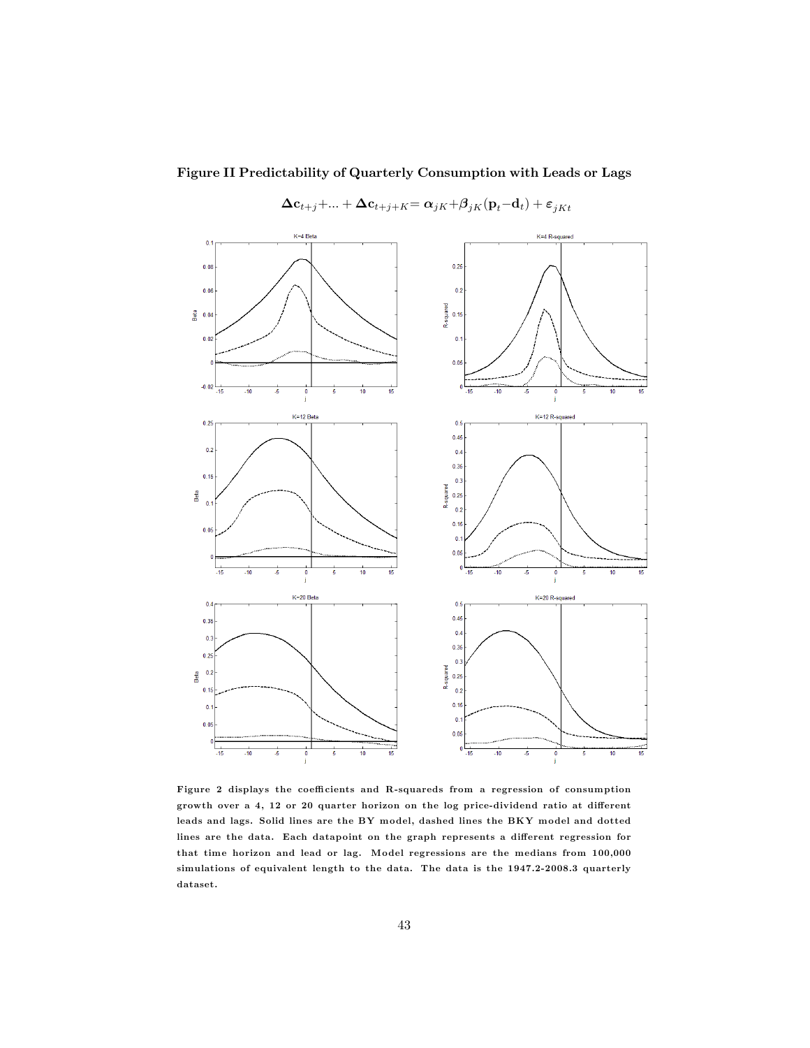**Figure II Predictability of Quarterly Consumption with Leads or Lags**

$$\Delta c_{t+j}+...+\Delta c_{t+j+K}=\alpha_{jK}+\beta_{jK}(p_t-d_t)+\varepsilon_{jKt}$$

K=4 Beta

Beta

0.1
0.08
0.06
0.04
0.02
0
-0.02

-15 -10 -5 0 5 10 15

j

K=4 R-squared

R-squared

0.25
0.2
0.15
0.1
0.05
0

-15 -10 -5 0 5 10 15

j

K=12 Beta

Beta

0.25
0.2
0.15
0.1
0.05
0

-15 -10 -5 0 5 10 15

j

K=12 R-squared

R-squared

0.5
0.45
0.4
0.35
0.3
0.25
0.2
0.15
0.1
0.05
0

-15 -10 -5 0 5 10 15

j

K=20 Beta

Beta

0.4
0.35
0.3
0.25
0.2
0.15
0.1
0.05
0

-15 -10 -5 0 5 10 15

j

K=20 R-squared

R-squared

0.5
0.45
0.4
0.35
0.3
0.25
0.2
0.15
0.1
0.05
0

-15 -10 -5 0 5 10 15

j

**Figure 2 displays the coefficients and R-squareds from a regression of consumption growth over a 4, 12 or 20 quarter horizon on the log price-dividend ratio at different leads and lags. Solid lines are the BY model, dashed lines the BKY model and dotted lines are the data. Each datapoint on the graph represents a different regression for that time horizon and lead or lag. Model regressions are the medians from 100,000 simulations of equivalent length to the data. The data is the 1947.2-2008.3 quarterly dataset.**